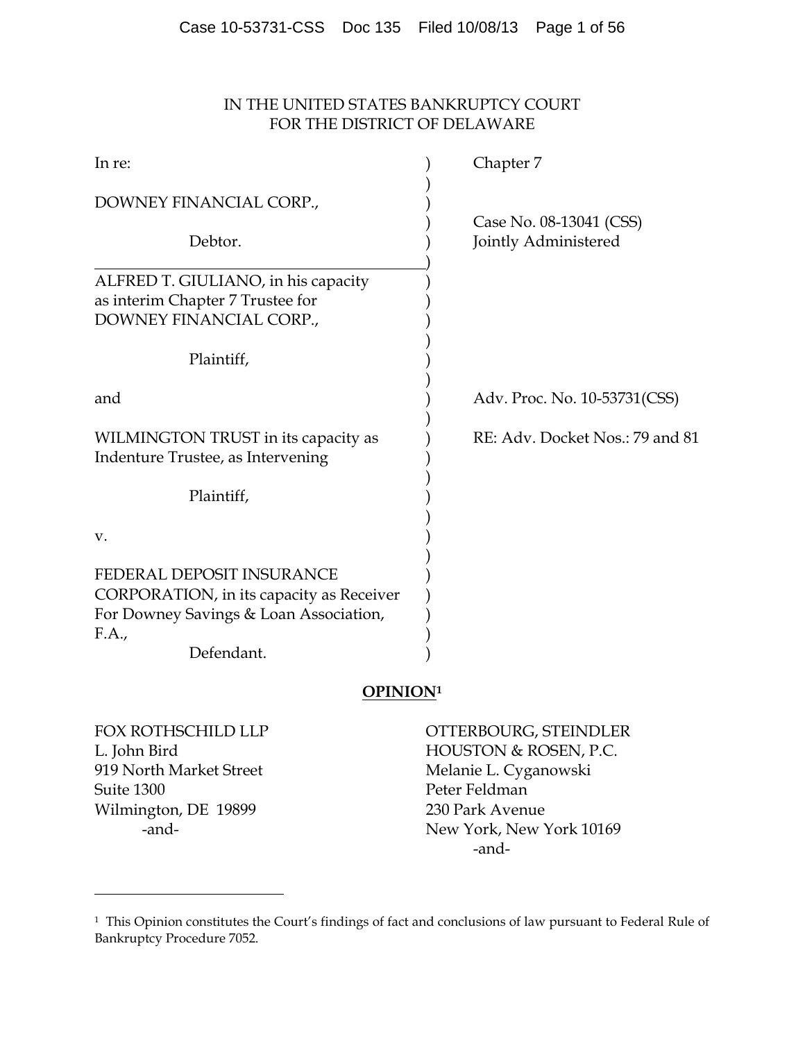IN THE UNITED STATES BANKRUPTCY COURT
FOR THE DISTRICT OF DELAWARE

| | |
|---|---|
| In re:<br><br>DOWNEY FINANCIAL CORP.,<br><br>Debtor. | Chapter 7<br><br>Case No. 08-13041 (CSS)<br>Jointly Administered |
| ALFRED T. GIULIANO, in his capacity as interim Chapter 7 Trustee for DOWNEY FINANCIAL CORP.,<br><br>Plaintiff,<br><br>and<br><br>WILMINGTON TRUST in its capacity as Indenture Trustee, as Intervening<br><br>Plaintiff,<br><br>v.<br><br>FEDERAL DEPOSIT INSURANCE CORPORATION, in its capacity as Receiver For Downey Savings & Loan Association, F.A.,<br><br>Defendant. | Adv. Proc. No. 10-53731(CSS)<br><br>RE: Adv. Docket Nos.: 79 and 81 |

**OPINION**[1]

FOX ROTHSCHILD LLP
L. John Bird
919 North Market Street
Suite 1300
Wilmington, DE 19899
-and-

OTTERBOURG, STEINDLER HOUSTON & ROSEN, P.C.
Melanie L. Cyganowski
Peter Feldman
230 Park Avenue
New York, New York 10169
-and-

[1] This Opinion constitutes the Court's findings of fact and conclusions of law pursuant to Federal Rule of Bankruptcy Procedure 7052.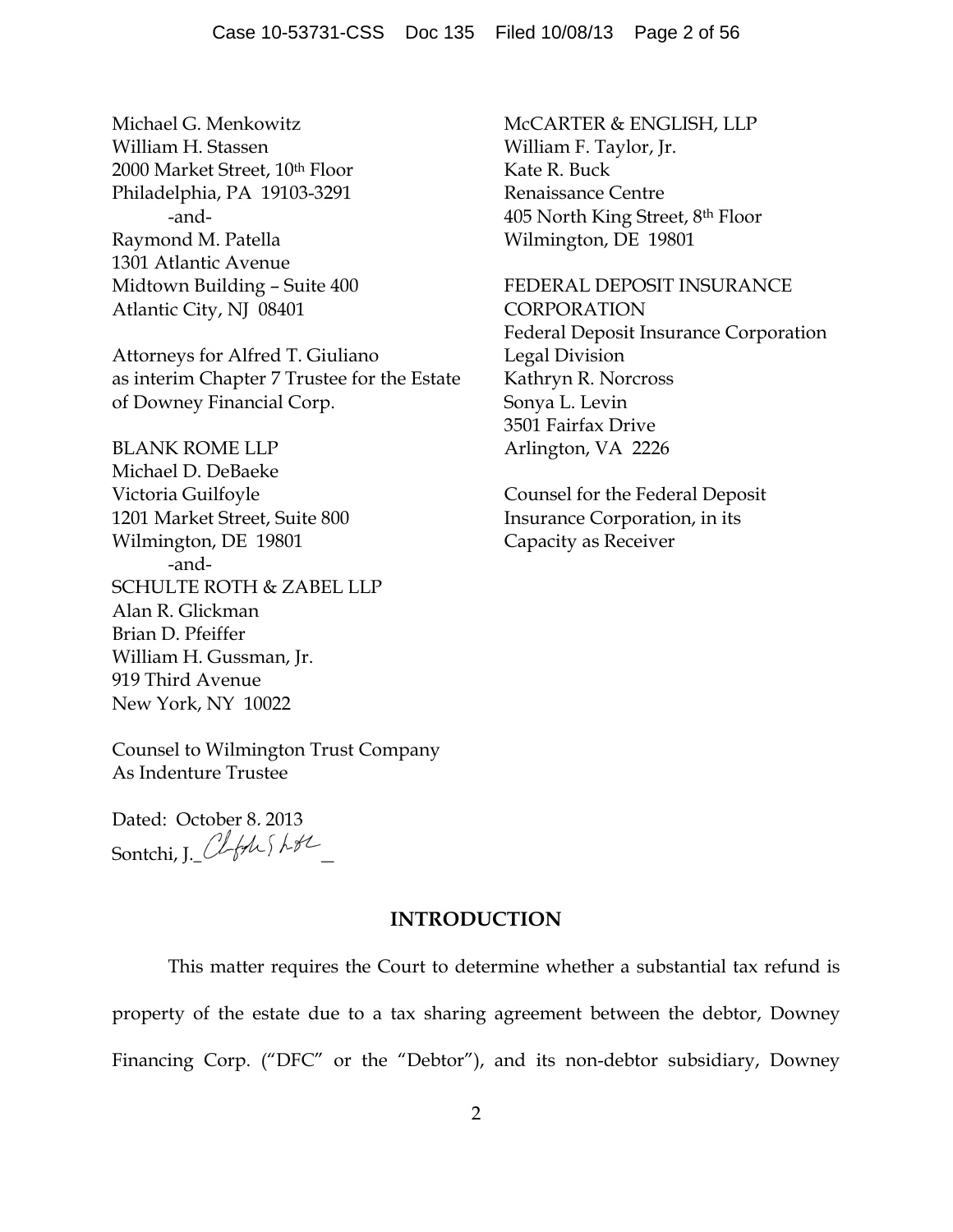Michael G. Menkowitz
William H. Stassen
2000 Market Street, 10th Floor
Philadelphia, PA 19103-3291
-and-
Raymond M. Patella
1301 Atlantic Avenue
Midtown Building – Suite 400
Atlantic City, NJ 08401

Attorneys for Alfred T. Giuliano
as interim Chapter 7 Trustee for the Estate
of Downey Financial Corp.

BLANK ROME LLP
Michael D. DeBaeke
Victoria Guilfoyle
1201 Market Street, Suite 800
Wilmington, DE 19801
-and-
SCHULTE ROTH & ZABEL LLP
Alan R. Glickman
Brian D. Pfeiffer
William H. Gussman, Jr.
919 Third Avenue
New York, NY 10022

Counsel to Wilmington Trust Company
As Indenture Trustee

McCARTER & ENGLISH, LLP
William F. Taylor, Jr.
Kate R. Buck
Renaissance Centre
405 North King Street, 8th Floor
Wilmington, DE 19801

FEDERAL DEPOSIT INSURANCE CORPORATION
Federal Deposit Insurance Corporation
Legal Division
Kathryn R. Norcross
Sonya L. Levin
3501 Fairfax Drive
Arlington, VA 2226

Counsel for the Federal Deposit Insurance Corporation, in its Capacity as Receiver

Dated: October 8, 2013
Sontchi, J.

## INTRODUCTION

This matter requires the Court to determine whether a substantial tax refund is property of the estate due to a tax sharing agreement between the debtor, Downey Financing Corp. ("DFC" or the "Debtor"), and its non-debtor subsidiary, Downey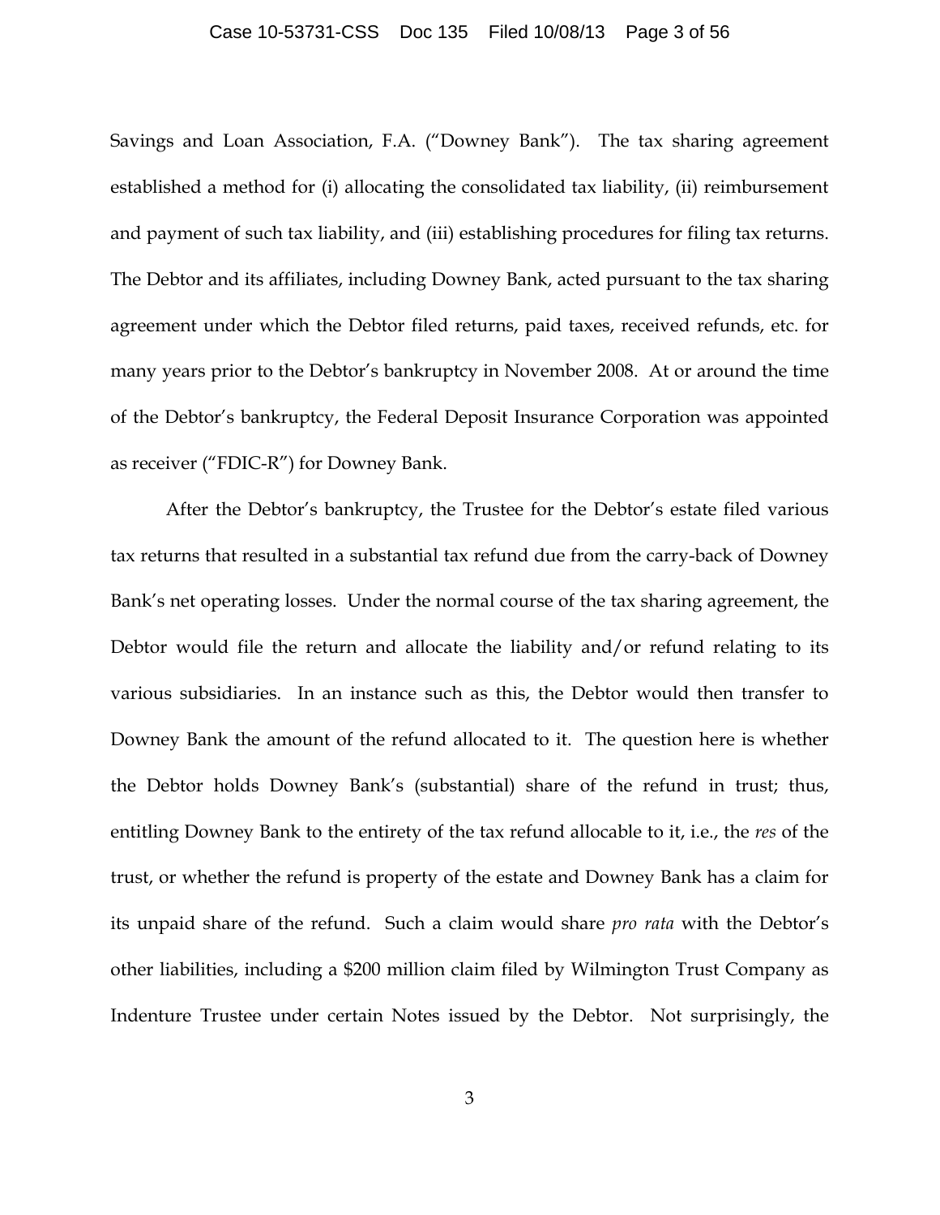Savings and Loan Association, F.A. ("Downey Bank"). The tax sharing agreement established a method for (i) allocating the consolidated tax liability, (ii) reimbursement and payment of such tax liability, and (iii) establishing procedures for filing tax returns. The Debtor and its affiliates, including Downey Bank, acted pursuant to the tax sharing agreement under which the Debtor filed returns, paid taxes, received refunds, etc. for many years prior to the Debtor's bankruptcy in November 2008. At or around the time of the Debtor's bankruptcy, the Federal Deposit Insurance Corporation was appointed as receiver ("FDIC-R") for Downey Bank.

After the Debtor's bankruptcy, the Trustee for the Debtor's estate filed various tax returns that resulted in a substantial tax refund due from the carry-back of Downey Bank's net operating losses. Under the normal course of the tax sharing agreement, the Debtor would file the return and allocate the liability and/or refund relating to its various subsidiaries. In an instance such as this, the Debtor would then transfer to Downey Bank the amount of the refund allocated to it. The question here is whether the Debtor holds Downey Bank's (substantial) share of the refund in trust; thus, entitling Downey Bank to the entirety of the tax refund allocable to it, i.e., the *res* of the trust, or whether the refund is property of the estate and Downey Bank has a claim for its unpaid share of the refund. Such a claim would share *pro rata* with the Debtor's other liabilities, including a $200 million claim filed by Wilmington Trust Company as Indenture Trustee under certain Notes issued by the Debtor. Not surprisingly, the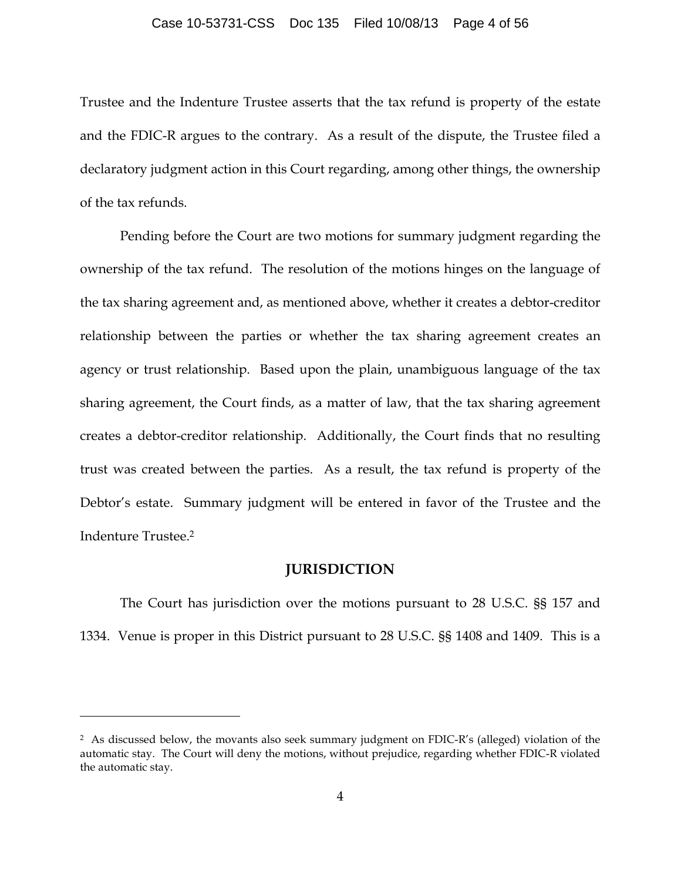Trustee and the Indenture Trustee asserts that the tax refund is property of the estate and the FDIC-R argues to the contrary. As a result of the dispute, the Trustee filed a declaratory judgment action in this Court regarding, among other things, the ownership of the tax refunds.

Pending before the Court are two motions for summary judgment regarding the ownership of the tax refund. The resolution of the motions hinges on the language of the tax sharing agreement and, as mentioned above, whether it creates a debtor-creditor relationship between the parties or whether the tax sharing agreement creates an agency or trust relationship. Based upon the plain, unambiguous language of the tax sharing agreement, the Court finds, as a matter of law, that the tax sharing agreement creates a debtor-creditor relationship. Additionally, the Court finds that no resulting trust was created between the parties. As a result, the tax refund is property of the Debtor's estate. Summary judgment will be entered in favor of the Trustee and the Indenture Trustee.[2]

## JURISDICTION

The Court has jurisdiction over the motions pursuant to 28 U.S.C. §§ 157 and 1334. Venue is proper in this District pursuant to 28 U.S.C. §§ 1408 and 1409. This is a

---

[2] As discussed below, the movants also seek summary judgment on FDIC-R's (alleged) violation of the automatic stay. The Court will deny the motions, without prejudice, regarding whether FDIC-R violated the automatic stay.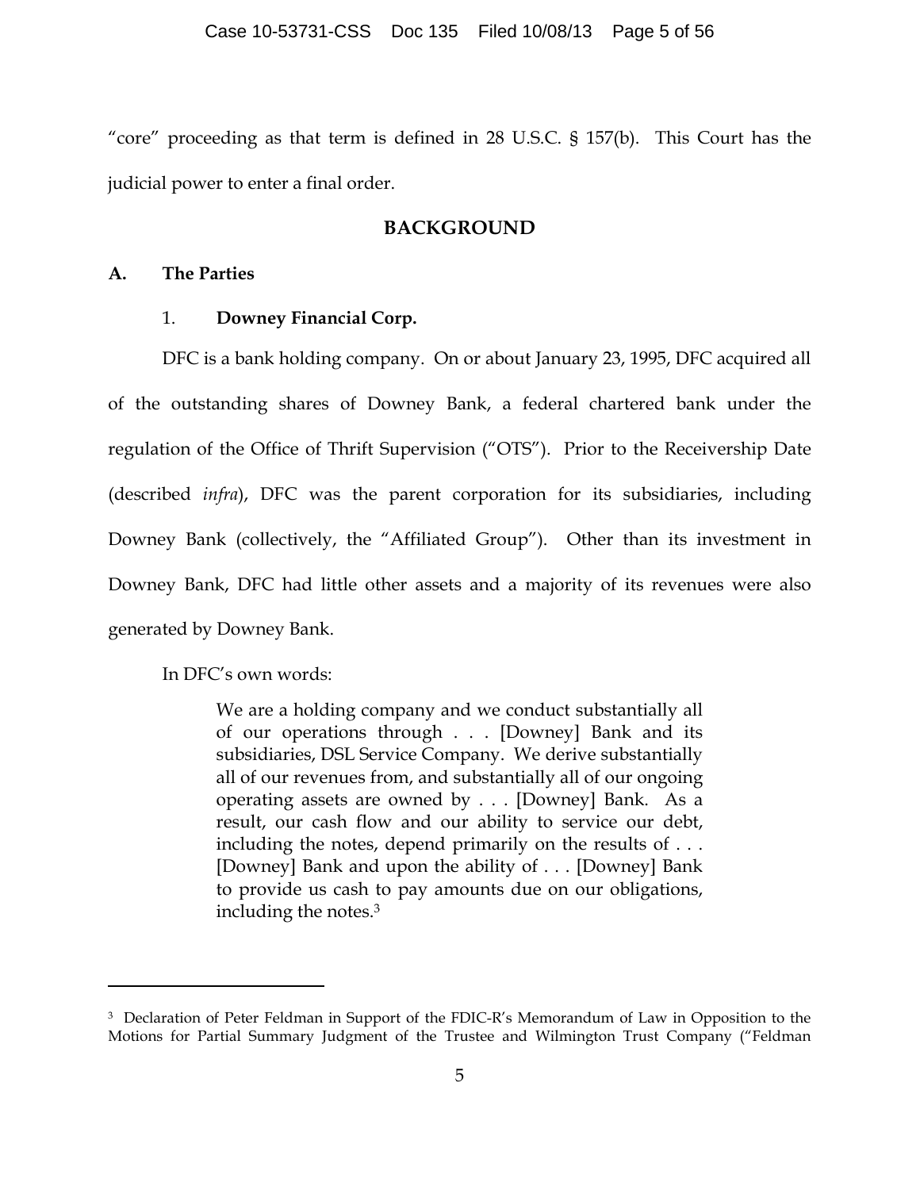"core" proceeding as that term is defined in 28 U.S.C. § 157(b). This Court has the judicial power to enter a final order.

## BACKGROUND

### A. The Parties

#### 1. Downey Financial Corp.

DFC is a bank holding company. On or about January 23, 1995, DFC acquired all of the outstanding shares of Downey Bank, a federal chartered bank under the regulation of the Office of Thrift Supervision ("OTS"). Prior to the Receivership Date (described *infra*), DFC was the parent corporation for its subsidiaries, including Downey Bank (collectively, the "Affiliated Group"). Other than its investment in Downey Bank, DFC had little other assets and a majority of its revenues were also generated by Downey Bank.

In DFC's own words:

> We are a holding company and we conduct substantially all of our operations through . . . [Downey] Bank and its subsidiaries, DSL Service Company. We derive substantially all of our revenues from, and substantially all of our ongoing operating assets are owned by . . . [Downey] Bank. As a result, our cash flow and our ability to service our debt, including the notes, depend primarily on the results of . . . [Downey] Bank and upon the ability of . . . [Downey] Bank to provide us cash to pay amounts due on our obligations, including the notes.[3]

---

[3] Declaration of Peter Feldman in Support of the FDIC-R's Memorandum of Law in Opposition to the Motions for Partial Summary Judgment of the Trustee and Wilmington Trust Company ("Feldman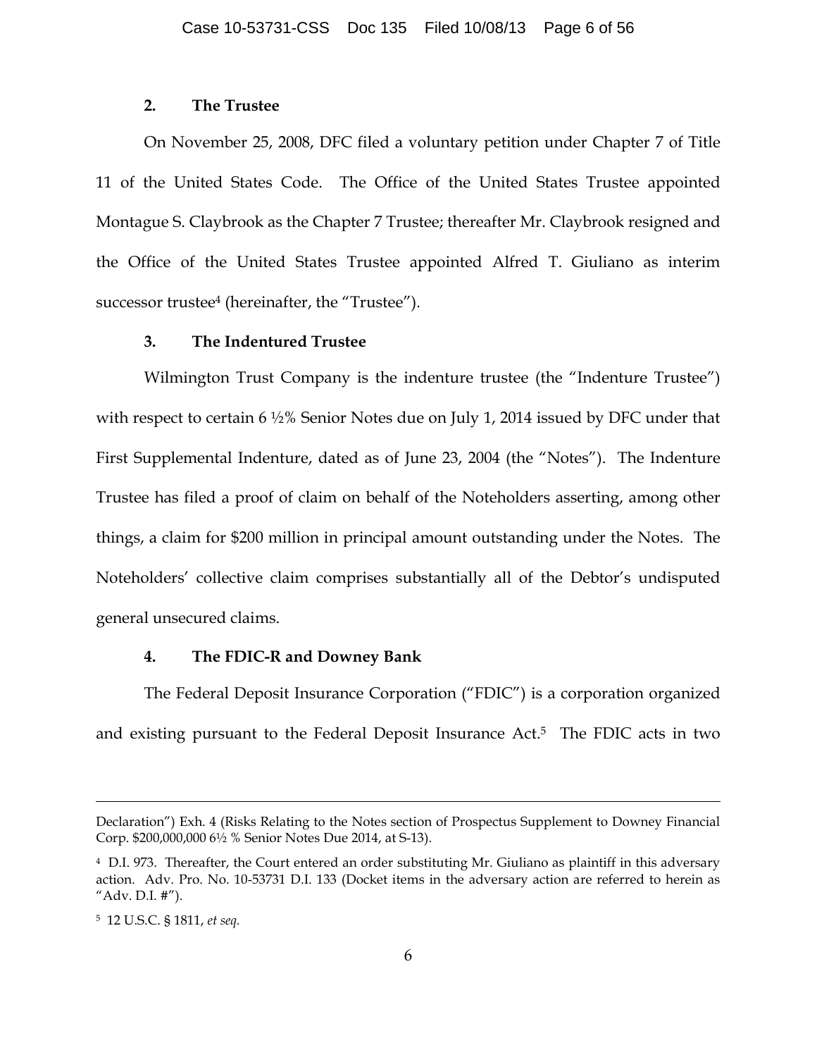### 2. The Trustee

On November 25, 2008, DFC filed a voluntary petition under Chapter 7 of Title 11 of the United States Code. The Office of the United States Trustee appointed Montague S. Claybrook as the Chapter 7 Trustee; thereafter Mr. Claybrook resigned and the Office of the United States Trustee appointed Alfred T. Giuliano as interim successor trustee[4] (hereinafter, the "Trustee").

### 3. The Indentured Trustee

Wilmington Trust Company is the indenture trustee (the "Indenture Trustee") with respect to certain 6 ½% Senior Notes due on July 1, 2014 issued by DFC under that First Supplemental Indenture, dated as of June 23, 2004 (the "Notes"). The Indenture Trustee has filed a proof of claim on behalf of the Noteholders asserting, among other things, a claim for $200 million in principal amount outstanding under the Notes. The Noteholders' collective claim comprises substantially all of the Debtor's undisputed general unsecured claims.

### 4. The FDIC-R and Downey Bank

The Federal Deposit Insurance Corporation ("FDIC") is a corporation organized and existing pursuant to the Federal Deposit Insurance Act.[5] The FDIC acts in two

---

Declaration") Exh. 4 (Risks Relating to the Notes section of Prospectus Supplement to Downey Financial Corp. $200,000,000 6½ % Senior Notes Due 2014, at S-13).

[4] D.I. 973. Thereafter, the Court entered an order substituting Mr. Giuliano as plaintiff in this adversary action. Adv. Pro. No. 10-53731 D.I. 133 (Docket items in the adversary action are referred to herein as "Adv. D.I. #").

[5] 12 U.S.C. § 1811, *et seq.*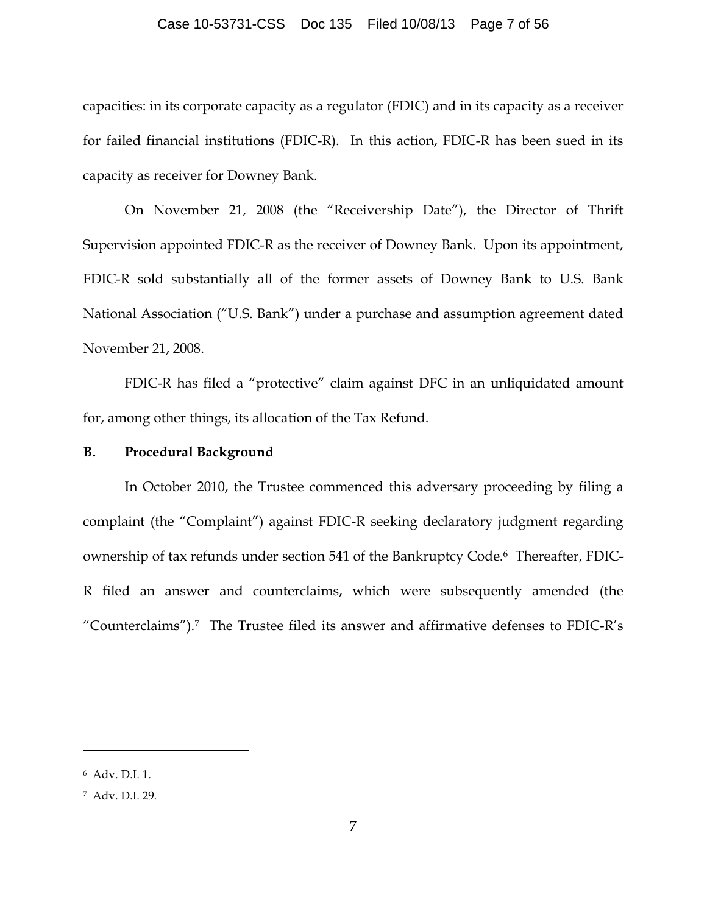capacities: in its corporate capacity as a regulator (FDIC) and in its capacity as a receiver for failed financial institutions (FDIC-R). In this action, FDIC-R has been sued in its capacity as receiver for Downey Bank.

On November 21, 2008 (the "Receivership Date"), the Director of Thrift Supervision appointed FDIC-R as the receiver of Downey Bank. Upon its appointment, FDIC-R sold substantially all of the former assets of Downey Bank to U.S. Bank National Association ("U.S. Bank") under a purchase and assumption agreement dated November 21, 2008.

FDIC-R has filed a "protective" claim against DFC in an unliquidated amount for, among other things, its allocation of the Tax Refund.

## B. Procedural Background

In October 2010, the Trustee commenced this adversary proceeding by filing a complaint (the "Complaint") against FDIC-R seeking declaratory judgment regarding ownership of tax refunds under section 541 of the Bankruptcy Code.[6] Thereafter, FDIC-R filed an answer and counterclaims, which were subsequently amended (the "Counterclaims").[7] The Trustee filed its answer and affirmative defenses to FDIC-R's

---

[6] Adv. D.I. 1.

[7] Adv. D.I. 29.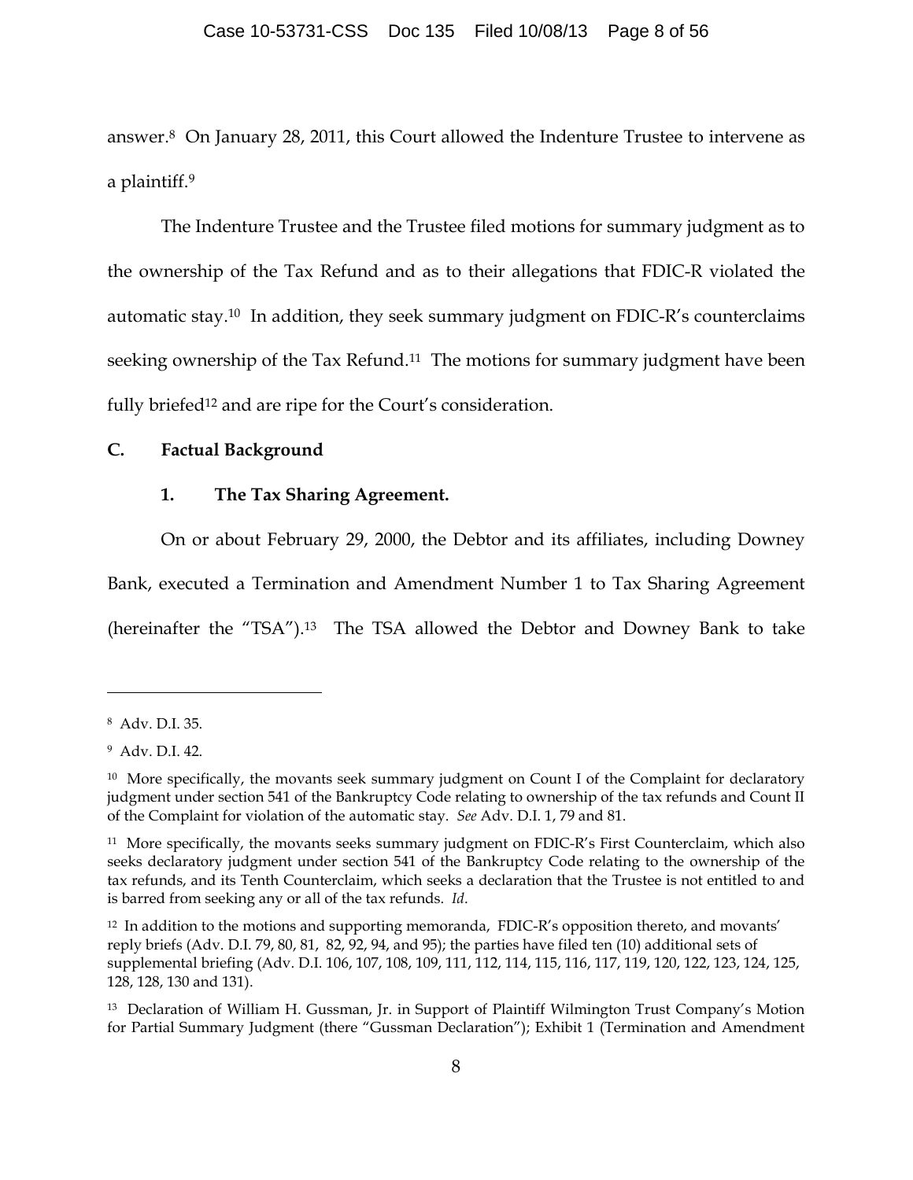answer.[8] On January 28, 2011, this Court allowed the Indenture Trustee to intervene as a plaintiff.[9]

The Indenture Trustee and the Trustee filed motions for summary judgment as to the ownership of the Tax Refund and as to their allegations that FDIC-R violated the automatic stay.[10] In addition, they seek summary judgment on FDIC-R's counterclaims seeking ownership of the Tax Refund.[11] The motions for summary judgment have been fully briefed[12] and are ripe for the Court's consideration.

## C. Factual Background

### 1. The Tax Sharing Agreement.

On or about February 29, 2000, the Debtor and its affiliates, including Downey Bank, executed a Termination and Amendment Number 1 to Tax Sharing Agreement (hereinafter the "TSA").[13] The TSA allowed the Debtor and Downey Bank to take

---

[8] Adv. D.I. 35.

[9] Adv. D.I. 42.

[10] More specifically, the movants seek summary judgment on Count I of the Complaint for declaratory judgment under section 541 of the Bankruptcy Code relating to ownership of the tax refunds and Count II of the Complaint for violation of the automatic stay. *See* Adv. D.I. 1, 79 and 81.

[11] More specifically, the movants seeks summary judgment on FDIC-R's First Counterclaim, which also seeks declaratory judgment under section 541 of the Bankruptcy Code relating to the ownership of the tax refunds, and its Tenth Counterclaim, which seeks a declaration that the Trustee is not entitled to and is barred from seeking any or all of the tax refunds. *Id*.

[12] In addition to the motions and supporting memoranda, FDIC-R's opposition thereto, and movants' reply briefs (Adv. D.I. 79, 80, 81, 82, 92, 94, and 95); the parties have filed ten (10) additional sets of supplemental briefing (Adv. D.I. 106, 107, 108, 109, 111, 112, 114, 115, 116, 117, 119, 120, 122, 123, 124, 125, 128, 128, 130 and 131).

[13] Declaration of William H. Gussman, Jr. in Support of Plaintiff Wilmington Trust Company's Motion for Partial Summary Judgment (there "Gussman Declaration"); Exhibit 1 (Termination and Amendment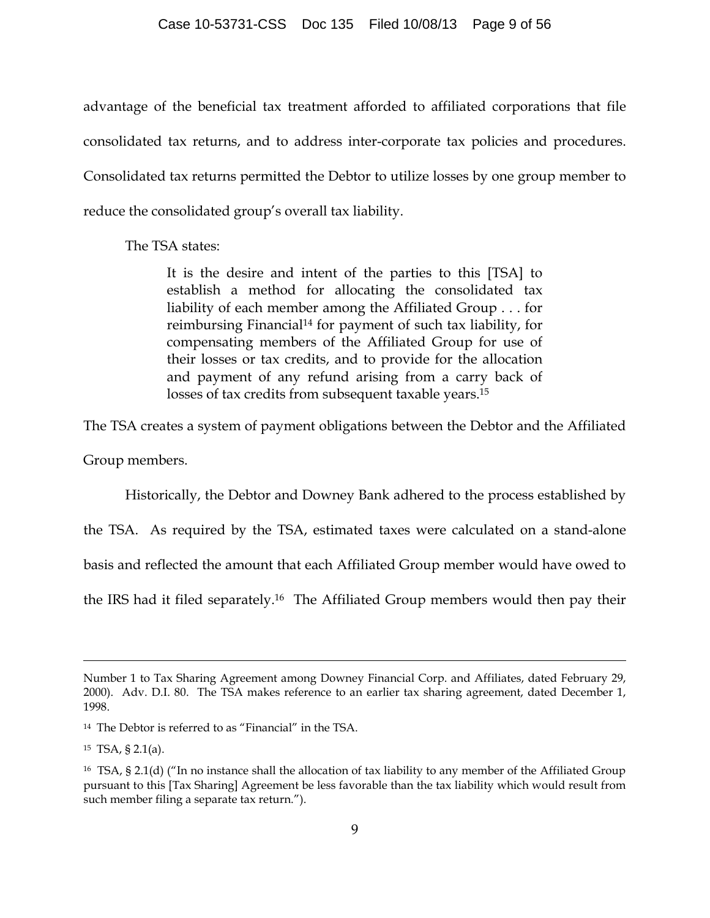advantage of the beneficial tax treatment afforded to affiliated corporations that file consolidated tax returns, and to address inter-corporate tax policies and procedures. Consolidated tax returns permitted the Debtor to utilize losses by one group member to reduce the consolidated group's overall tax liability.

The TSA states:

> It is the desire and intent of the parties to this [TSA] to establish a method for allocating the consolidated tax liability of each member among the Affiliated Group . . . for reimbursing Financial[14] for payment of such tax liability, for compensating members of the Affiliated Group for use of their losses or tax credits, and to provide for the allocation and payment of any refund arising from a carry back of losses of tax credits from subsequent taxable years.[15]

The TSA creates a system of payment obligations between the Debtor and the Affiliated Group members.

Historically, the Debtor and Downey Bank adhered to the process established by the TSA. As required by the TSA, estimated taxes were calculated on a stand-alone basis and reflected the amount that each Affiliated Group member would have owed to the IRS had it filed separately.[16] The Affiliated Group members would then pay their

---

Number 1 to Tax Sharing Agreement among Downey Financial Corp. and Affiliates, dated February 29, 2000). Adv. D.I. 80. The TSA makes reference to an earlier tax sharing agreement, dated December 1, 1998.

[14] The Debtor is referred to as "Financial" in the TSA.

[15] TSA, § 2.1(a).

[16] TSA, § 2.1(d) ("In no instance shall the allocation of tax liability to any member of the Affiliated Group pursuant to this [Tax Sharing] Agreement be less favorable than the tax liability which would result from such member filing a separate tax return.").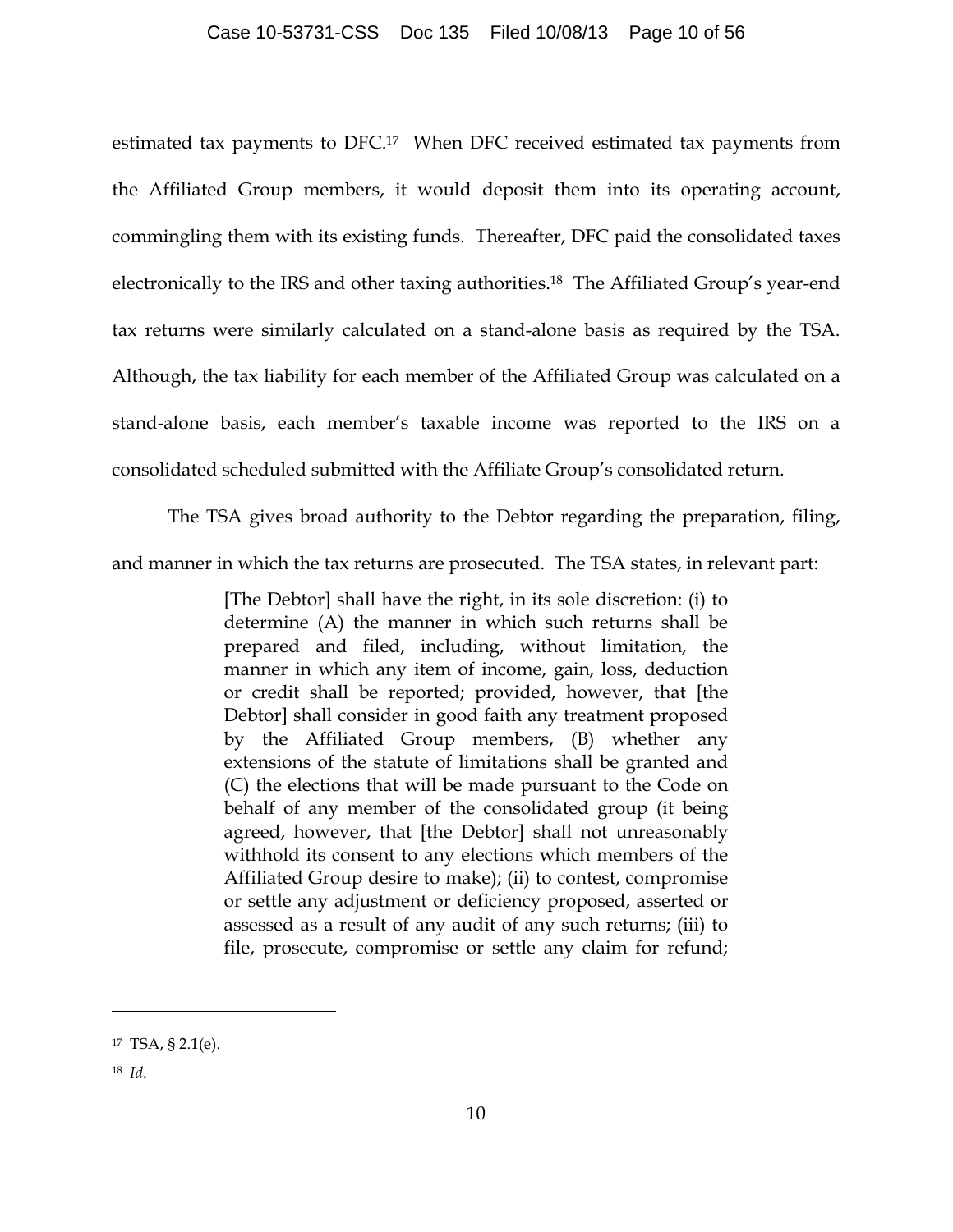estimated tax payments to DFC.[17] When DFC received estimated tax payments from the Affiliated Group members, it would deposit them into its operating account, commingling them with its existing funds. Thereafter, DFC paid the consolidated taxes electronically to the IRS and other taxing authorities.[18] The Affiliated Group's year-end tax returns were similarly calculated on a stand-alone basis as required by the TSA. Although, the tax liability for each member of the Affiliated Group was calculated on a stand-alone basis, each member's taxable income was reported to the IRS on a consolidated scheduled submitted with the Affiliate Group's consolidated return.

The TSA gives broad authority to the Debtor regarding the preparation, filing, and manner in which the tax returns are prosecuted. The TSA states, in relevant part:

> [The Debtor] shall have the right, in its sole discretion: (i) to determine (A) the manner in which such returns shall be prepared and filed, including, without limitation, the manner in which any item of income, gain, loss, deduction or credit shall be reported; provided, however, that [the Debtor] shall consider in good faith any treatment proposed by the Affiliated Group members, (B) whether any extensions of the statute of limitations shall be granted and (C) the elections that will be made pursuant to the Code on behalf of any member of the consolidated group (it being agreed, however, that [the Debtor] shall not unreasonably withhold its consent to any elections which members of the Affiliated Group desire to make); (ii) to contest, compromise or settle any adjustment or deficiency proposed, asserted or assessed as a result of any audit of any such returns; (iii) to file, prosecute, compromise or settle any claim for refund;

---

[17] TSA, § 2.1(e).

[18] *Id*.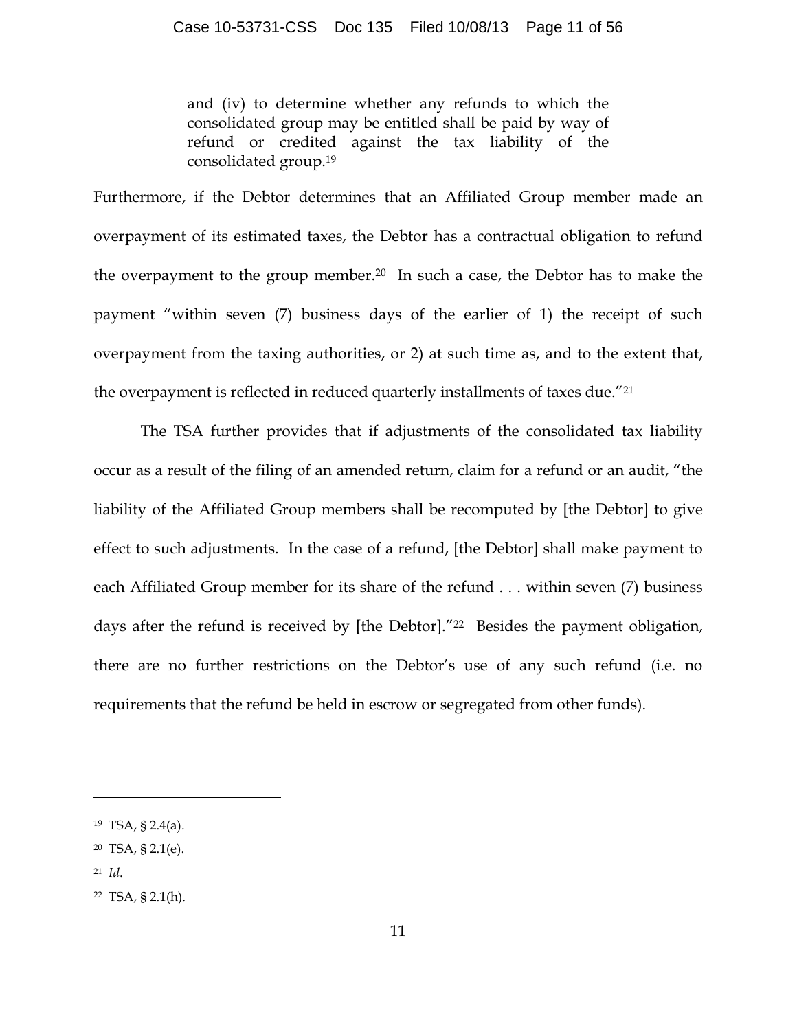> and (iv) to determine whether any refunds to which the consolidated group may be entitled shall be paid by way of refund or credited against the tax liability of the consolidated group.[19]

Furthermore, if the Debtor determines that an Affiliated Group member made an overpayment of its estimated taxes, the Debtor has a contractual obligation to refund the overpayment to the group member.[20] In such a case, the Debtor has to make the payment "within seven (7) business days of the earlier of 1) the receipt of such overpayment from the taxing authorities, or 2) at such time as, and to the extent that, the overpayment is reflected in reduced quarterly installments of taxes due."[21]

The TSA further provides that if adjustments of the consolidated tax liability occur as a result of the filing of an amended return, claim for a refund or an audit, "the liability of the Affiliated Group members shall be recomputed by [the Debtor] to give effect to such adjustments. In the case of a refund, [the Debtor] shall make payment to each Affiliated Group member for its share of the refund . . . within seven (7) business days after the refund is received by [the Debtor]."[22] Besides the payment obligation, there are no further restrictions on the Debtor's use of any such refund (i.e. no requirements that the refund be held in escrow or segregated from other funds).

---

[19] TSA, § 2.4(a).

[20] TSA, § 2.1(e).

[21] *Id*.

[22] TSA, § 2.1(h).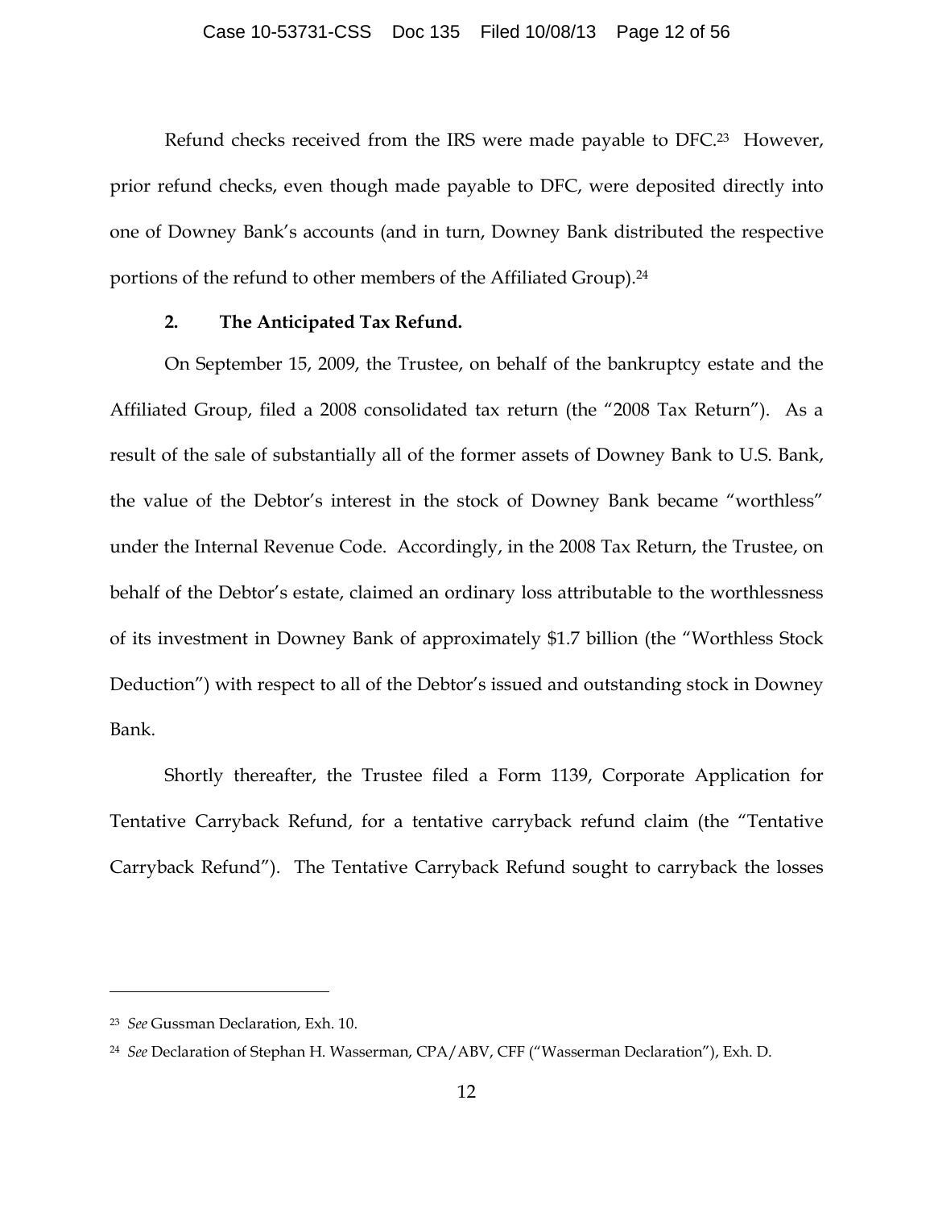Refund checks received from the IRS were made payable to DFC.[23] However, prior refund checks, even though made payable to DFC, were deposited directly into one of Downey Bank's accounts (and in turn, Downey Bank distributed the respective portions of the refund to other members of the Affiliated Group).[24]

**2. The Anticipated Tax Refund.**

On September 15, 2009, the Trustee, on behalf of the bankruptcy estate and the Affiliated Group, filed a 2008 consolidated tax return (the "2008 Tax Return"). As a result of the sale of substantially all of the former assets of Downey Bank to U.S. Bank, the value of the Debtor's interest in the stock of Downey Bank became "worthless" under the Internal Revenue Code. Accordingly, in the 2008 Tax Return, the Trustee, on behalf of the Debtor's estate, claimed an ordinary loss attributable to the worthlessness of its investment in Downey Bank of approximately $1.7 billion (the "Worthless Stock Deduction") with respect to all of the Debtor's issued and outstanding stock in Downey Bank.

Shortly thereafter, the Trustee filed a Form 1139, Corporate Application for Tentative Carryback Refund, for a tentative carryback refund claim (the "Tentative Carryback Refund"). The Tentative Carryback Refund sought to carryback the losses

---

[23] *See* Gussman Declaration, Exh. 10.

[24] *See* Declaration of Stephan H. Wasserman, CPA/ABV, CFF ("Wasserman Declaration"), Exh. D.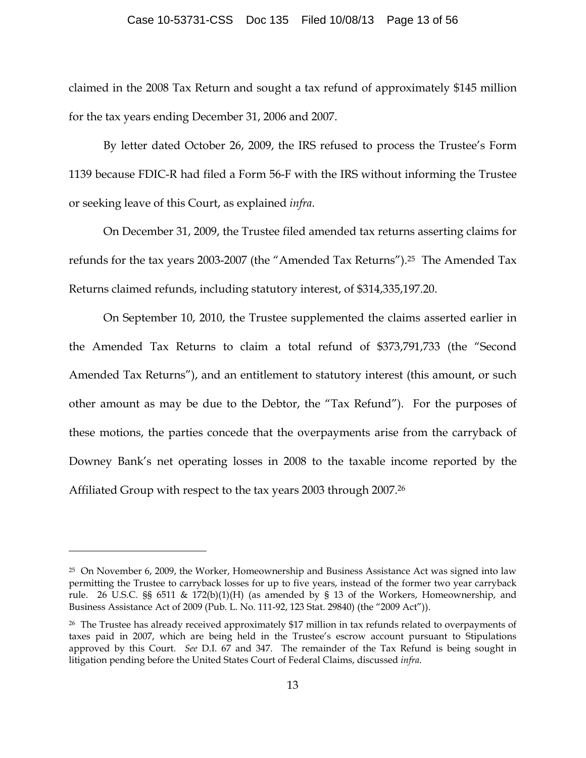claimed in the 2008 Tax Return and sought a tax refund of approximately $145 million for the tax years ending December 31, 2006 and 2007.

By letter dated October 26, 2009, the IRS refused to process the Trustee's Form 1139 because FDIC-R had filed a Form 56-F with the IRS without informing the Trustee or seeking leave of this Court, as explained *infra*.

On December 31, 2009, the Trustee filed amended tax returns asserting claims for refunds for the tax years 2003-2007 (the "Amended Tax Returns").[25] The Amended Tax Returns claimed refunds, including statutory interest, of $314,335,197.20.

On September 10, 2010, the Trustee supplemented the claims asserted earlier in the Amended Tax Returns to claim a total refund of $373,791,733 (the "Second Amended Tax Returns"), and an entitlement to statutory interest (this amount, or such other amount as may be due to the Debtor, the "Tax Refund"). For the purposes of these motions, the parties concede that the overpayments arise from the carryback of Downey Bank's net operating losses in 2008 to the taxable income reported by the Affiliated Group with respect to the tax years 2003 through 2007.[26]

---

[25] On November 6, 2009, the Worker, Homeownership and Business Assistance Act was signed into law permitting the Trustee to carryback losses for up to five years, instead of the former two year carryback rule. 26 U.S.C. §§ 6511 & 172(b)(1)(H) (as amended by § 13 of the Workers, Homeownership, and Business Assistance Act of 2009 (Pub. L. No. 111-92, 123 Stat. 29840) (the "2009 Act")).

[26] The Trustee has already received approximately $17 million in tax refunds related to overpayments of taxes paid in 2007, which are being held in the Trustee's escrow account pursuant to Stipulations approved by this Court. *See* D.I. 67 and 347. The remainder of the Tax Refund is being sought in litigation pending before the United States Court of Federal Claims, discussed *infra*.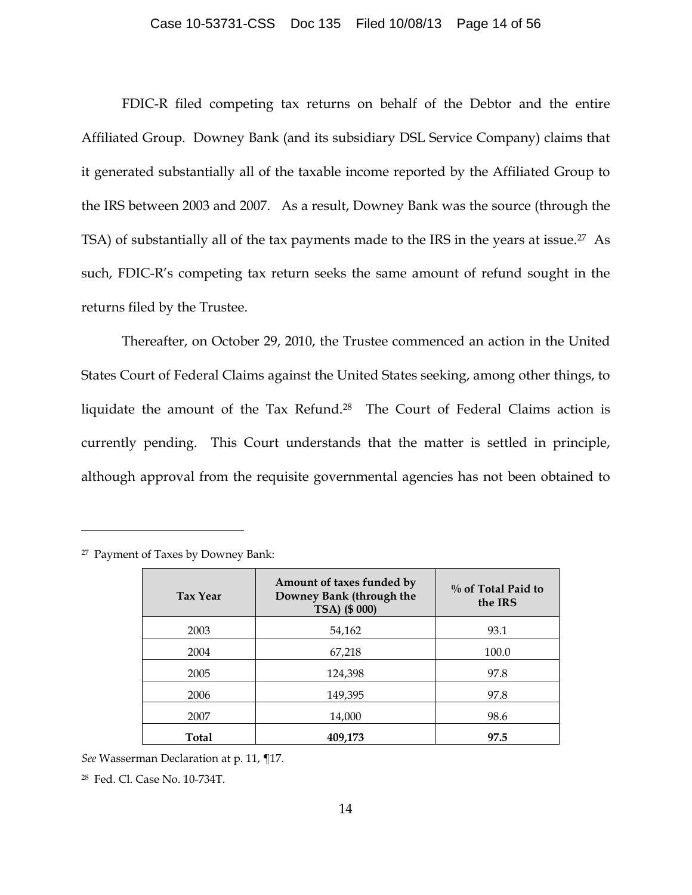FDIC-R filed competing tax returns on behalf of the Debtor and the entire Affiliated Group. Downey Bank (and its subsidiary DSL Service Company) claims that it generated substantially all of the taxable income reported by the Affiliated Group to the IRS between 2003 and 2007. As a result, Downey Bank was the source (through the TSA) of substantially all of the tax payments made to the IRS in the years at issue.[27] As such, FDIC-R's competing tax return seeks the same amount of refund sought in the returns filed by the Trustee.

Thereafter, on October 29, 2010, the Trustee commenced an action in the United States Court of Federal Claims against the United States seeking, among other things, to liquidate the amount of the Tax Refund.[28] The Court of Federal Claims action is currently pending. This Court understands that the matter is settled in principle, although approval from the requisite governmental agencies has not been obtained to

---

[27] Payment of Taxes by Downey Bank:

| Tax Year | Amount of taxes funded by Downey Bank (through the TSA) ($ 000) | % of Total Paid to the IRS |
|---|---|---|
| 2003 | 54,162 | 93.1 |
| 2004 | 67,218 | 100.0 |
| 2005 | 124,398 | 97.8 |
| 2006 | 149,395 | 97.8 |
| 2007 | 14,000 | 98.6 |
| **Total** | **409,173** | **97.5** |

*See* Wasserman Declaration at p. 11, ¶17.

[28] Fed. Cl. Case No. 10-734T.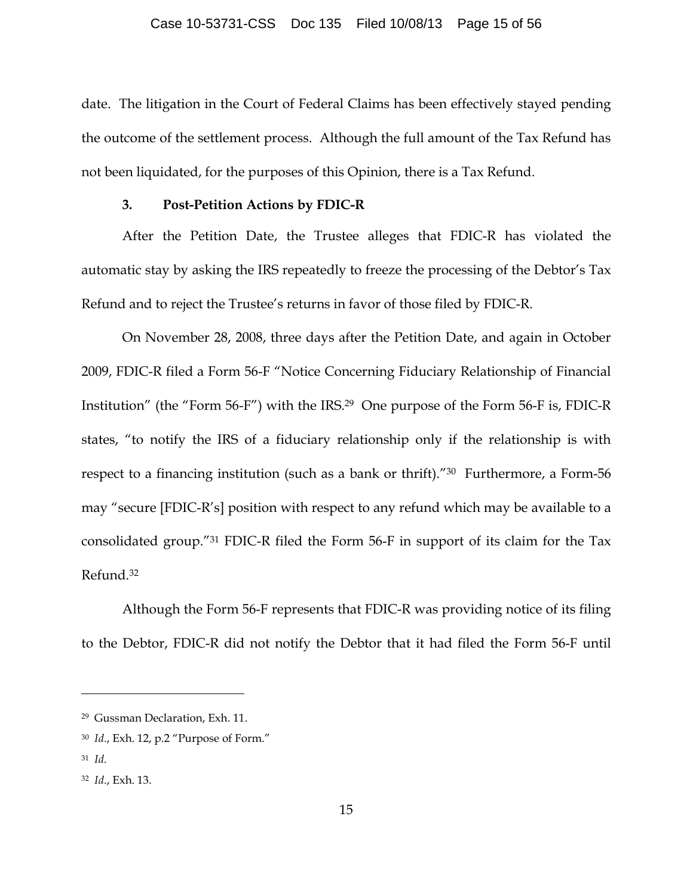date. The litigation in the Court of Federal Claims has been effectively stayed pending the outcome of the settlement process. Although the full amount of the Tax Refund has not been liquidated, for the purposes of this Opinion, there is a Tax Refund.

### 3. Post-Petition Actions by FDIC-R

After the Petition Date, the Trustee alleges that FDIC-R has violated the automatic stay by asking the IRS repeatedly to freeze the processing of the Debtor's Tax Refund and to reject the Trustee's returns in favor of those filed by FDIC-R.

On November 28, 2008, three days after the Petition Date, and again in October 2009, FDIC-R filed a Form 56-F "Notice Concerning Fiduciary Relationship of Financial Institution" (the "Form 56-F") with the IRS.[29] One purpose of the Form 56-F is, FDIC-R states, "to notify the IRS of a fiduciary relationship only if the relationship is with respect to a financing institution (such as a bank or thrift)."[30] Furthermore, a Form-56 may "secure [FDIC-R's] position with respect to any refund which may be available to a consolidated group."[31] FDIC-R filed the Form 56-F in support of its claim for the Tax Refund.[32]

Although the Form 56-F represents that FDIC-R was providing notice of its filing to the Debtor, FDIC-R did not notify the Debtor that it had filed the Form 56-F until

---

[29] Gussman Declaration, Exh. 11.

[30] *Id.*, Exh. 12, p.2 "Purpose of Form."

[31] *Id.*

[32] *Id.*, Exh. 13.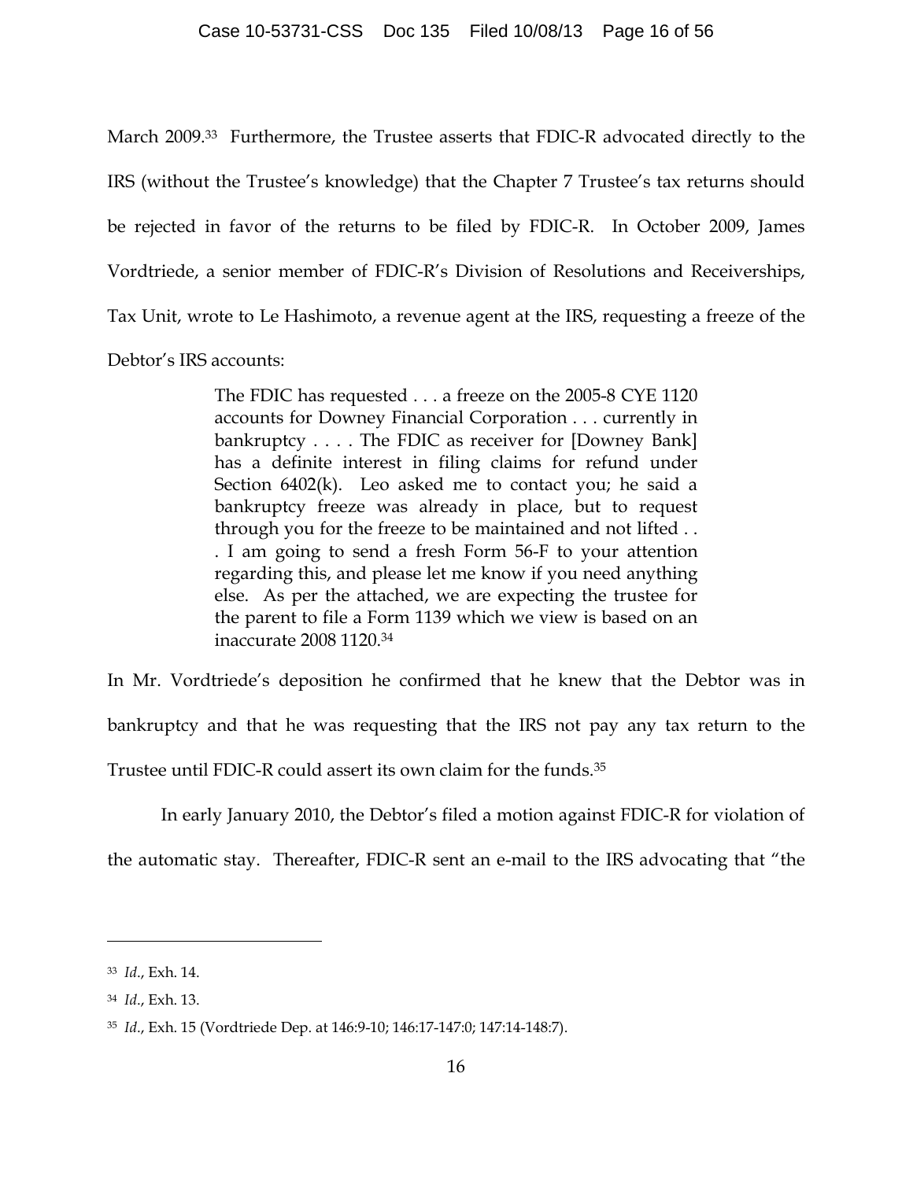March 2009.[33] Furthermore, the Trustee asserts that FDIC-R advocated directly to the IRS (without the Trustee's knowledge) that the Chapter 7 Trustee's tax returns should be rejected in favor of the returns to be filed by FDIC-R. In October 2009, James Vordtriede, a senior member of FDIC-R's Division of Resolutions and Receiverships, Tax Unit, wrote to Le Hashimoto, a revenue agent at the IRS, requesting a freeze of the Debtor's IRS accounts:

> The FDIC has requested . . . a freeze on the 2005-8 CYE 1120 accounts for Downey Financial Corporation . . . currently in bankruptcy . . . . The FDIC as receiver for [Downey Bank] has a definite interest in filing claims for refund under Section 6402(k). Leo asked me to contact you; he said a bankruptcy freeze was already in place, but to request through you for the freeze to be maintained and not lifted . . . I am going to send a fresh Form 56-F to your attention regarding this, and please let me know if you need anything else. As per the attached, we are expecting the trustee for the parent to file a Form 1139 which we view is based on an inaccurate 2008 1120.[34]

In Mr. Vordtriede's deposition he confirmed that he knew that the Debtor was in bankruptcy and that he was requesting that the IRS not pay any tax return to the Trustee until FDIC-R could assert its own claim for the funds.[35]

In early January 2010, the Debtor's filed a motion against FDIC-R for violation of the automatic stay. Thereafter, FDIC-R sent an e-mail to the IRS advocating that "the

---

[33] *Id*., Exh. 14.

[34] *Id*., Exh. 13.

[35] *Id*., Exh. 15 (Vordtriede Dep. at 146:9-10; 146:17-147:0; 147:14-148:7).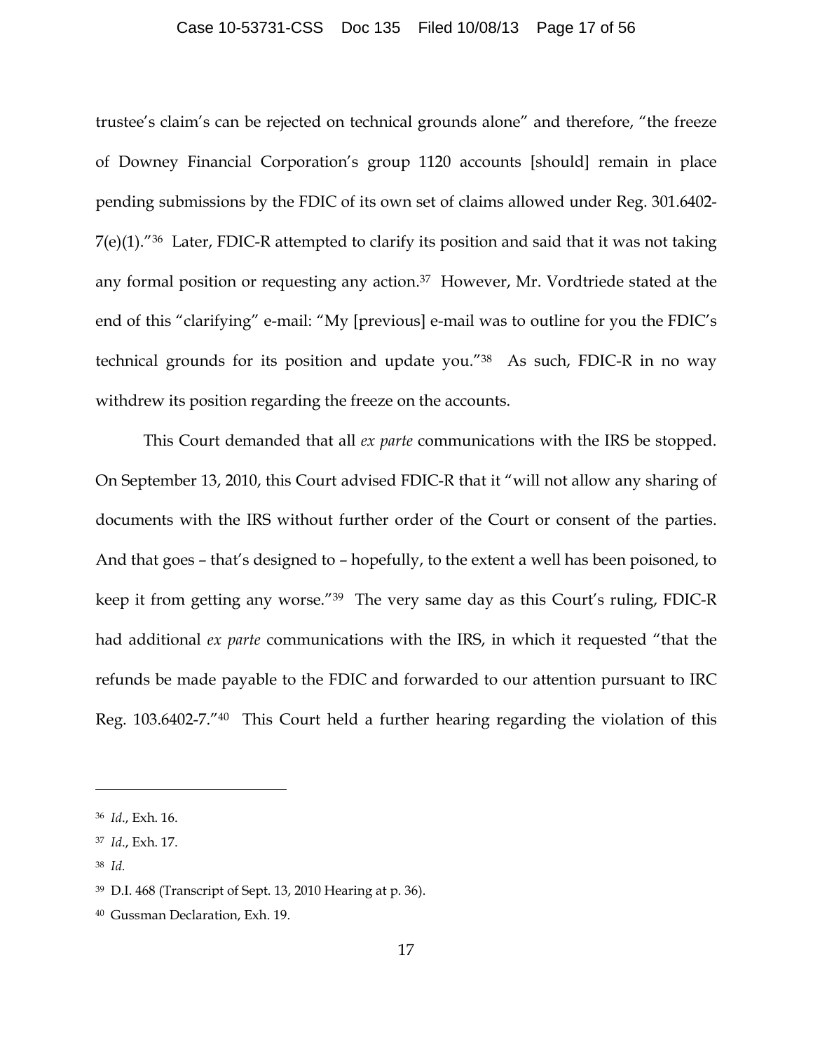trustee's claim's can be rejected on technical grounds alone" and therefore, "the freeze of Downey Financial Corporation's group 1120 accounts [should] remain in place pending submissions by the FDIC of its own set of claims allowed under Reg. 301.6402-7(e)(1)."[36] Later, FDIC-R attempted to clarify its position and said that it was not taking any formal position or requesting any action.[37] However, Mr. Vordtriede stated at the end of this "clarifying" e-mail: "My [previous] e-mail was to outline for you the FDIC's technical grounds for its position and update you."[38] As such, FDIC-R in no way withdrew its position regarding the freeze on the accounts.

This Court demanded that all *ex parte* communications with the IRS be stopped. On September 13, 2010, this Court advised FDIC-R that it "will not allow any sharing of documents with the IRS without further order of the Court or consent of the parties. And that goes – that's designed to – hopefully, to the extent a well has been poisoned, to keep it from getting any worse."[39] The very same day as this Court's ruling, FDIC-R had additional *ex parte* communications with the IRS, in which it requested "that the refunds be made payable to the FDIC and forwarded to our attention pursuant to IRC Reg. 103.6402-7."[40] This Court held a further hearing regarding the violation of this

---

[36] *Id.*, Exh. 16.

[37] *Id.*, Exh. 17.

[38] *Id.*

[39] D.I. 468 (Transcript of Sept. 13, 2010 Hearing at p. 36).

[40] Gussman Declaration, Exh. 19.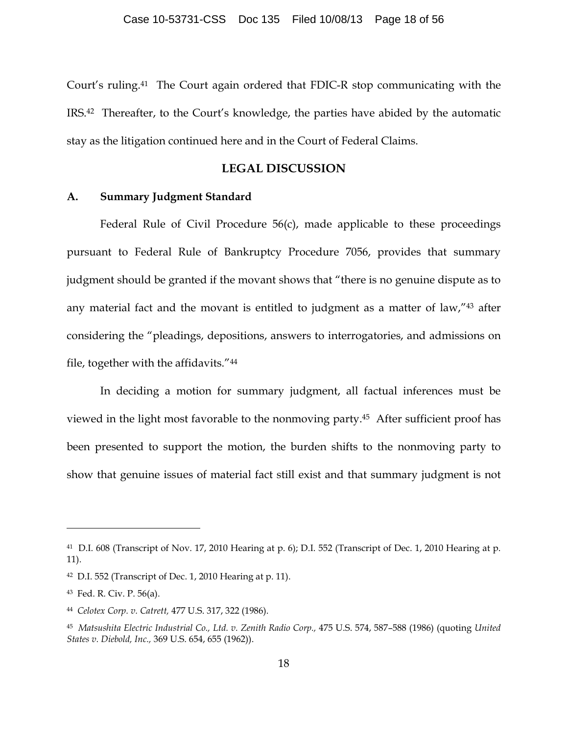Court's ruling.[41] The Court again ordered that FDIC-R stop communicating with the IRS.[42] Thereafter, to the Court's knowledge, the parties have abided by the automatic stay as the litigation continued here and in the Court of Federal Claims.

## LEGAL DISCUSSION

### A. Summary Judgment Standard

Federal Rule of Civil Procedure 56(c), made applicable to these proceedings pursuant to Federal Rule of Bankruptcy Procedure 7056, provides that summary judgment should be granted if the movant shows that "there is no genuine dispute as to any material fact and the movant is entitled to judgment as a matter of law,"[43] after considering the "pleadings, depositions, answers to interrogatories, and admissions on file, together with the affidavits."[44]

In deciding a motion for summary judgment, all factual inferences must be viewed in the light most favorable to the nonmoving party.[45] After sufficient proof has been presented to support the motion, the burden shifts to the nonmoving party to show that genuine issues of material fact still exist and that summary judgment is not

---

[41] D.I. 608 (Transcript of Nov. 17, 2010 Hearing at p. 6); D.I. 552 (Transcript of Dec. 1, 2010 Hearing at p. 11).

[42] D.I. 552 (Transcript of Dec. 1, 2010 Hearing at p. 11).

[43] Fed. R. Civ. P. 56(a).

[44] *Celotex Corp. v. Catrett,* 477 U.S. 317, 322 (1986).

[45] *Matsushita Electric Industrial Co., Ltd. v. Zenith Radio Corp.,* 475 U.S. 574, 587–588 (1986) (quoting *United States v. Diebold, Inc.,* 369 U.S. 654, 655 (1962)).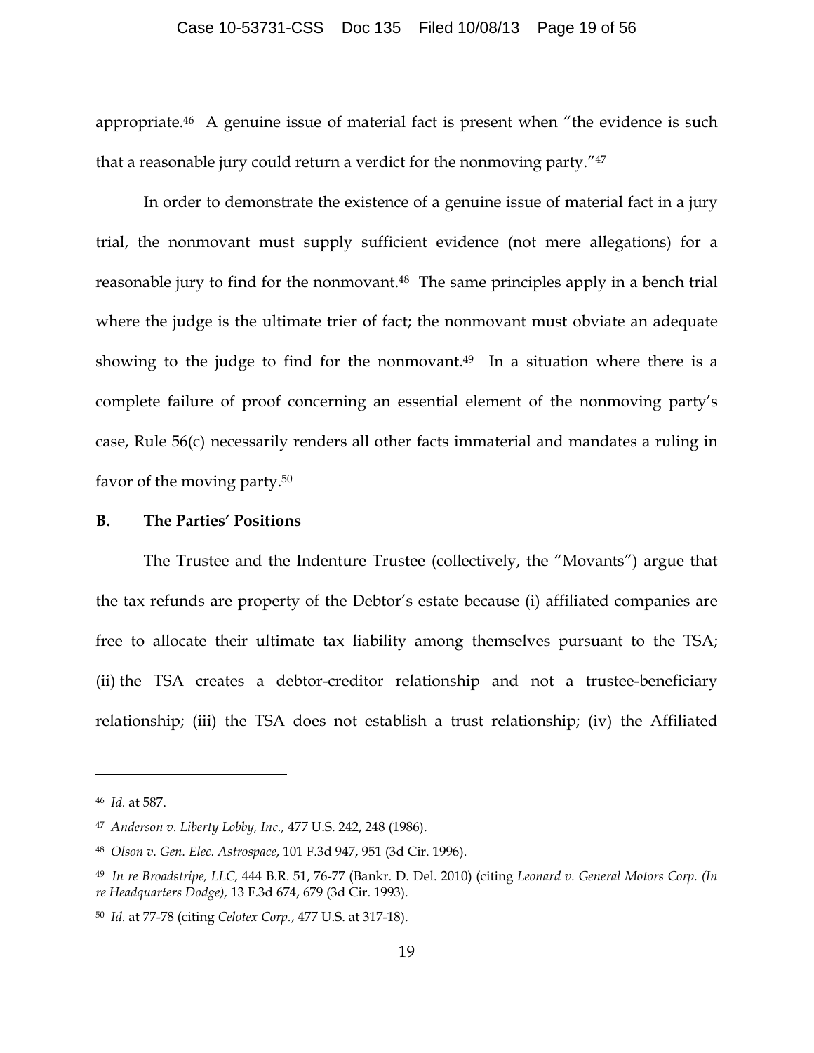appropriate.[46] A genuine issue of material fact is present when "the evidence is such that a reasonable jury could return a verdict for the nonmoving party."[47]

In order to demonstrate the existence of a genuine issue of material fact in a jury trial, the nonmovant must supply sufficient evidence (not mere allegations) for a reasonable jury to find for the nonmovant.[48] The same principles apply in a bench trial where the judge is the ultimate trier of fact; the nonmovant must obviate an adequate showing to the judge to find for the nonmovant.[49] In a situation where there is a complete failure of proof concerning an essential element of the nonmoving party's case, Rule 56(c) necessarily renders all other facts immaterial and mandates a ruling in favor of the moving party.[50]

**B. The Parties' Positions**

The Trustee and the Indenture Trustee (collectively, the "Movants") argue that the tax refunds are property of the Debtor's estate because (i) affiliated companies are free to allocate their ultimate tax liability among themselves pursuant to the TSA; (ii) the TSA creates a debtor-creditor relationship and not a trustee-beneficiary relationship; (iii) the TSA does not establish a trust relationship; (iv) the Affiliated

---

[46] *Id.* at 587.

[47] *Anderson v. Liberty Lobby, Inc.,* 477 U.S. 242, 248 (1986).

[48] *Olson v. Gen. Elec. Astrospace*, 101 F.3d 947, 951 (3d Cir. 1996).

[49] *In re Broadstripe, LLC,* 444 B.R. 51, 76-77 (Bankr. D. Del. 2010) (citing *Leonard v. General Motors Corp. (In re Headquarters Dodge),* 13 F.3d 674, 679 (3d Cir. 1993).

[50] *Id.* at 77-78 (citing *Celotex Corp.*, 477 U.S. at 317-18).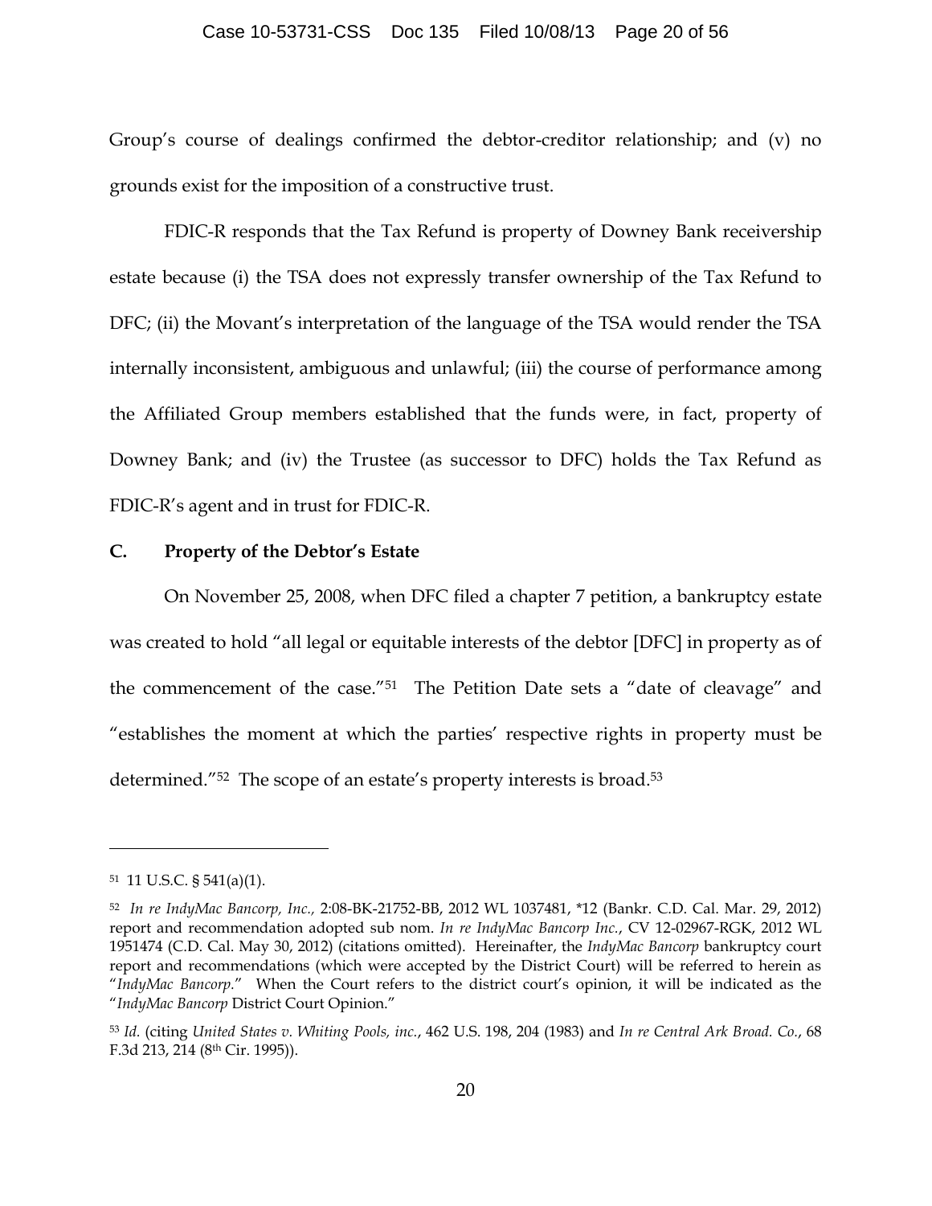Group's course of dealings confirmed the debtor-creditor relationship; and (v) no grounds exist for the imposition of a constructive trust.

FDIC-R responds that the Tax Refund is property of Downey Bank receivership estate because (i) the TSA does not expressly transfer ownership of the Tax Refund to DFC; (ii) the Movant's interpretation of the language of the TSA would render the TSA internally inconsistent, ambiguous and unlawful; (iii) the course of performance among the Affiliated Group members established that the funds were, in fact, property of Downey Bank; and (iv) the Trustee (as successor to DFC) holds the Tax Refund as FDIC-R's agent and in trust for FDIC-R.

## C. Property of the Debtor's Estate

On November 25, 2008, when DFC filed a chapter 7 petition, a bankruptcy estate was created to hold "all legal or equitable interests of the debtor [DFC] in property as of the commencement of the case."[51] The Petition Date sets a "date of cleavage" and "establishes the moment at which the parties' respective rights in property must be determined."[52] The scope of an estate's property interests is broad.[53]

---

[51] 11 U.S.C. § 541(a)(1).

[52] *In re IndyMac Bancorp, Inc.,* 2:08-BK-21752-BB, 2012 WL 1037481, \*12 (Bankr. C.D. Cal. Mar. 29, 2012) report and recommendation adopted sub nom. *In re IndyMac Bancorp Inc.*, CV 12-02967-RGK, 2012 WL 1951474 (C.D. Cal. May 30, 2012) (citations omitted). Hereinafter, the *IndyMac Bancorp* bankruptcy court report and recommendations (which were accepted by the District Court) will be referred to herein as "*IndyMac Bancorp.*" When the Court refers to the district court's opinion, it will be indicated as the "*IndyMac Bancorp* District Court Opinion."

[53] *Id.* (citing *United States v. Whiting Pools, inc.*, 462 U.S. 198, 204 (1983) and *In re Central Ark Broad. Co.*, 68 F.3d 213, 214 (8th Cir. 1995)).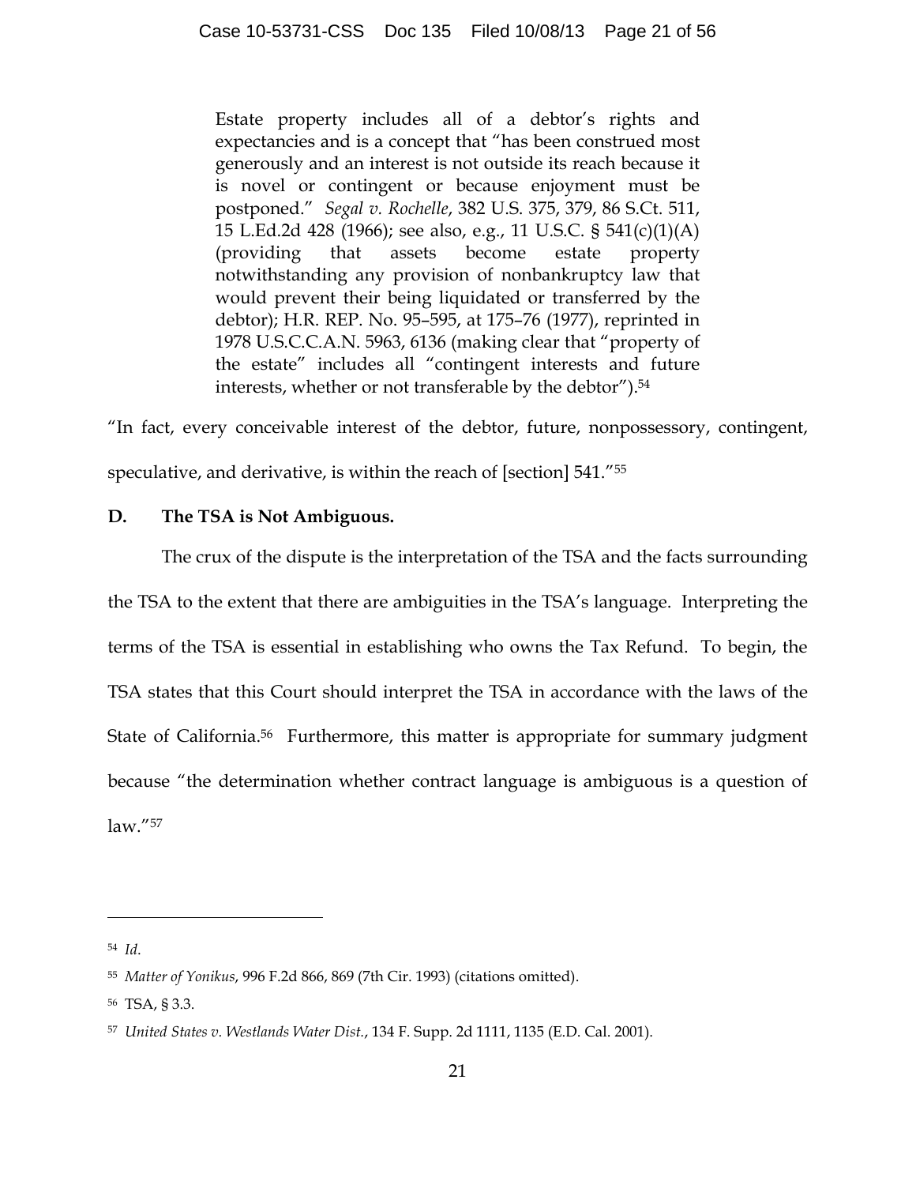> Estate property includes all of a debtor's rights and expectancies and is a concept that "has been construed most generously and an interest is not outside its reach because it is novel or contingent or because enjoyment must be postponed." *Segal v. Rochelle*, 382 U.S. 375, 379, 86 S.Ct. 511, 15 L.Ed.2d 428 (1966); see also, e.g., 11 U.S.C. § 541(c)(1)(A) (providing that assets become estate property notwithstanding any provision of nonbankruptcy law that would prevent their being liquidated or transferred by the debtor); H.R. REP. No. 95–595, at 175–76 (1977), reprinted in 1978 U.S.C.C.A.N. 5963, 6136 (making clear that "property of the estate" includes all "contingent interests and future interests, whether or not transferable by the debtor").[54]

"In fact, every conceivable interest of the debtor, future, nonpossessory, contingent, speculative, and derivative, is within the reach of [section] 541."[55]

### D. The TSA is Not Ambiguous.

The crux of the dispute is the interpretation of the TSA and the facts surrounding the TSA to the extent that there are ambiguities in the TSA's language. Interpreting the terms of the TSA is essential in establishing who owns the Tax Refund. To begin, the TSA states that this Court should interpret the TSA in accordance with the laws of the State of California.[56] Furthermore, this matter is appropriate for summary judgment because "the determination whether contract language is ambiguous is a question of law."[57]

---

[54] *Id*.

[55] *Matter of Yonikus*, 996 F.2d 866, 869 (7th Cir. 1993) (citations omitted).

[56] TSA, § 3.3.

[57] *United States v. Westlands Water Dist.*, 134 F. Supp. 2d 1111, 1135 (E.D. Cal. 2001).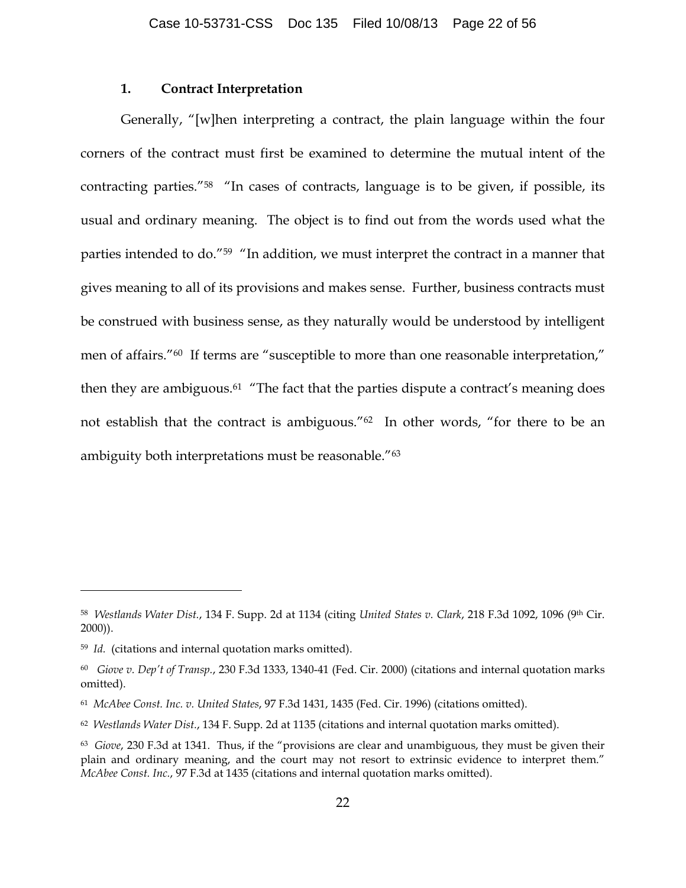### 1. Contract Interpretation

Generally, "[w]hen interpreting a contract, the plain language within the four corners of the contract must first be examined to determine the mutual intent of the contracting parties."[58] "In cases of contracts, language is to be given, if possible, its usual and ordinary meaning. The object is to find out from the words used what the parties intended to do."[59] "In addition, we must interpret the contract in a manner that gives meaning to all of its provisions and makes sense. Further, business contracts must be construed with business sense, as they naturally would be understood by intelligent men of affairs."[60] If terms are "susceptible to more than one reasonable interpretation," then they are ambiguous.[61] "The fact that the parties dispute a contract's meaning does not establish that the contract is ambiguous."[62] In other words, "for there to be an ambiguity both interpretations must be reasonable."[63]

---

[58] *Westlands Water Dist.*, 134 F. Supp. 2d at 1134 (citing *United States v. Clark*, 218 F.3d 1092, 1096 (9th Cir. 2000)).

[59] *Id.* (citations and internal quotation marks omitted).

[60] *Giove v. Dep't of Transp.*, 230 F.3d 1333, 1340-41 (Fed. Cir. 2000) (citations and internal quotation marks omitted).

[61] *McAbee Const. Inc. v. United States*, 97 F.3d 1431, 1435 (Fed. Cir. 1996) (citations omitted).

[62] *Westlands Water Dist.*, 134 F. Supp. 2d at 1135 (citations and internal quotation marks omitted).

[63] *Giove*, 230 F.3d at 1341. Thus, if the "provisions are clear and unambiguous, they must be given their plain and ordinary meaning, and the court may not resort to extrinsic evidence to interpret them." *McAbee Const. Inc.*, 97 F.3d at 1435 (citations and internal quotation marks omitted).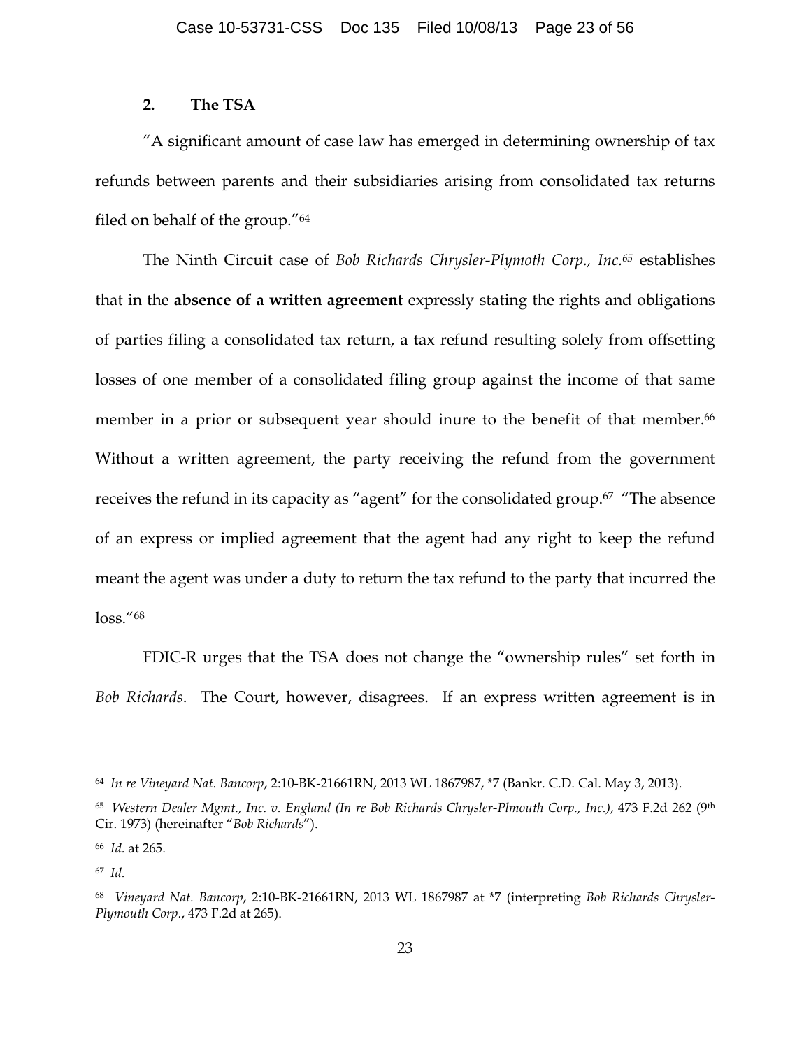### 2. The TSA

"A significant amount of case law has emerged in determining ownership of tax refunds between parents and their subsidiaries arising from consolidated tax returns filed on behalf of the group."[64]

The Ninth Circuit case of *Bob Richards Chrysler-Plymoth Corp., Inc.*[65] establishes that in the **absence of a written agreement** expressly stating the rights and obligations of parties filing a consolidated tax return, a tax refund resulting solely from offsetting losses of one member of a consolidated filing group against the income of that same member in a prior or subsequent year should inure to the benefit of that member.[66] Without a written agreement, the party receiving the refund from the government receives the refund in its capacity as "agent" for the consolidated group.[67] "The absence of an express or implied agreement that the agent had any right to keep the refund meant the agent was under a duty to return the tax refund to the party that incurred the loss."[68]

FDIC-R urges that the TSA does not change the "ownership rules" set forth in *Bob Richards*. The Court, however, disagrees. If an express written agreement is in

---

[64] *In re Vineyard Nat. Bancorp*, 2:10-BK-21661RN, 2013 WL 1867987, *7 (Bankr. C.D. Cal. May 3, 2013).

[65] *Western Dealer Mgmt., Inc. v. England (In re Bob Richards Chrysler-Plmouth Corp., Inc.)*, 473 F.2d 262 (9th Cir. 1973) (hereinafter "*Bob Richards*").

[66] *Id.* at 265.

[67] *Id.*

[68] *Vineyard Nat. Bancorp*, 2:10-BK-21661RN, 2013 WL 1867987 at *7 (interpreting *Bob Richards Chrysler-Plymouth Corp.*, 473 F.2d at 265).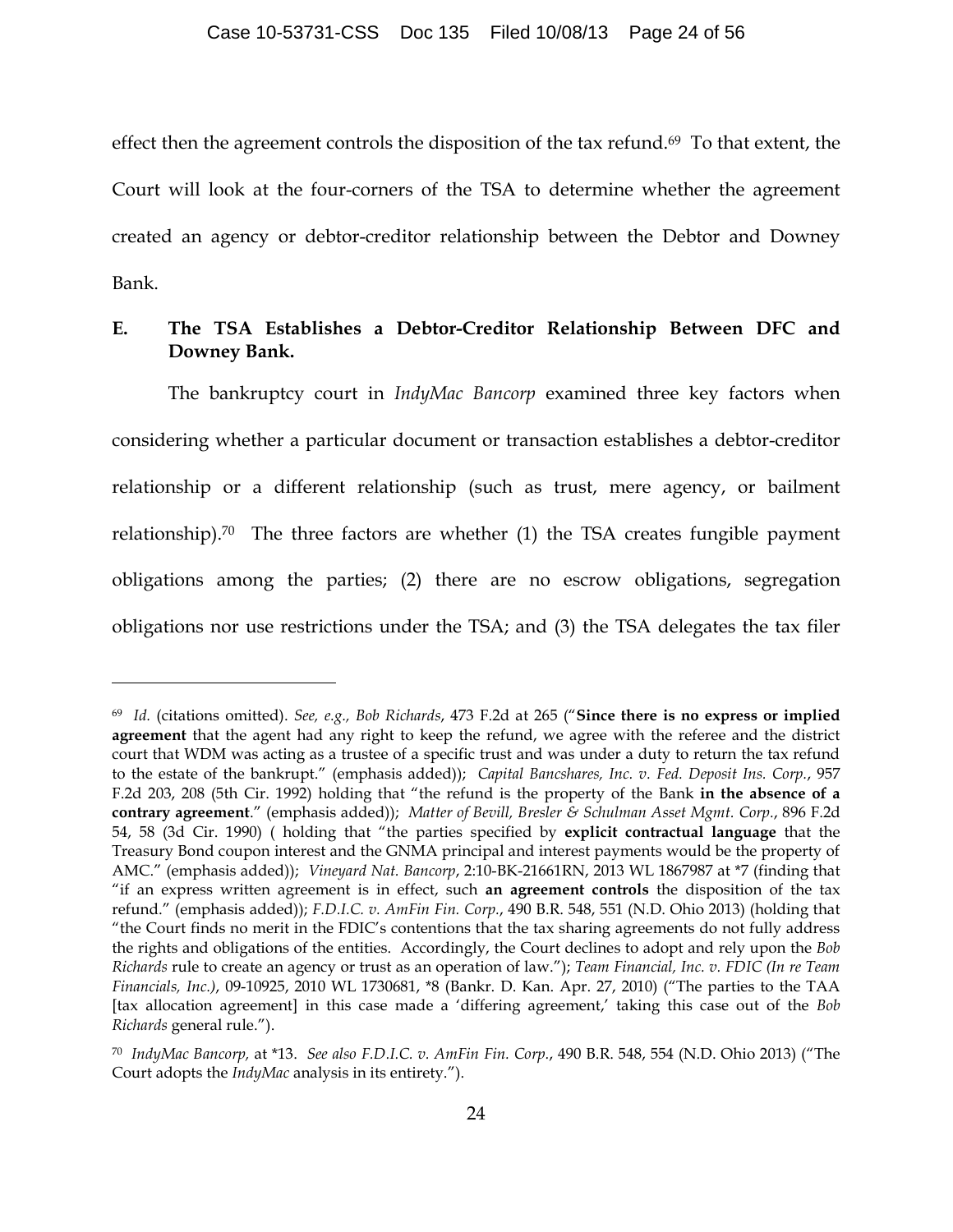effect then the agreement controls the disposition of the tax refund.[69] To that extent, the Court will look at the four-corners of the TSA to determine whether the agreement created an agency or debtor-creditor relationship between the Debtor and Downey Bank.

## E. The TSA Establishes a Debtor-Creditor Relationship Between DFC and Downey Bank.

The bankruptcy court in *IndyMac Bancorp* examined three key factors when considering whether a particular document or transaction establishes a debtor-creditor relationship or a different relationship (such as trust, mere agency, or bailment relationship).[70] The three factors are whether (1) the TSA creates fungible payment obligations among the parties; (2) there are no escrow obligations, segregation obligations nor use restrictions under the TSA; and (3) the TSA delegates the tax filer

---

[69] *Id.* (citations omitted). *See, e.g., Bob Richards*, 473 F.2d at 265 ("**Since there is no express or implied agreement** that the agent had any right to keep the refund, we agree with the referee and the district court that WDM was acting as a trustee of a specific trust and was under a duty to return the tax refund to the estate of the bankrupt." (emphasis added)); *Capital Bancshares, Inc. v. Fed. Deposit Ins. Corp.*, 957 F.2d 203, 208 (5th Cir. 1992) holding that "the refund is the property of the Bank **in the absence of a contrary agreement**." (emphasis added)); *Matter of Bevill, Bresler & Schulman Asset Mgmt. Corp.*, 896 F.2d 54, 58 (3d Cir. 1990) ( holding that "the parties specified by **explicit contractual language** that the Treasury Bond coupon interest and the GNMA principal and interest payments would be the property of AMC." (emphasis added)); *Vineyard Nat. Bancorp*, 2:10-BK-21661RN, 2013 WL 1867987 at *7 (finding that "if an express written agreement is in effect, such **an agreement controls** the disposition of the tax refund." (emphasis added)); *F.D.I.C. v. AmFin Fin. Corp.*, 490 B.R. 548, 551 (N.D. Ohio 2013) (holding that "the Court finds no merit in the FDIC's contentions that the tax sharing agreements do not fully address the rights and obligations of the entities. Accordingly, the Court declines to adopt and rely upon the *Bob Richards* rule to create an agency or trust as an operation of law."); *Team Financial, Inc. v. FDIC (In re Team Financials, Inc.)*, 09-10925, 2010 WL 1730681, *8 (Bankr. D. Kan. Apr. 27, 2010) ("The parties to the TAA [tax allocation agreement] in this case made a 'differing agreement,' taking this case out of the *Bob Richards* general rule.").

[70] *IndyMac Bancorp,* at *13. *See also F.D.I.C. v. AmFin Fin. Corp.*, 490 B.R. 548, 554 (N.D. Ohio 2013) ("The Court adopts the *IndyMac* analysis in its entirety.").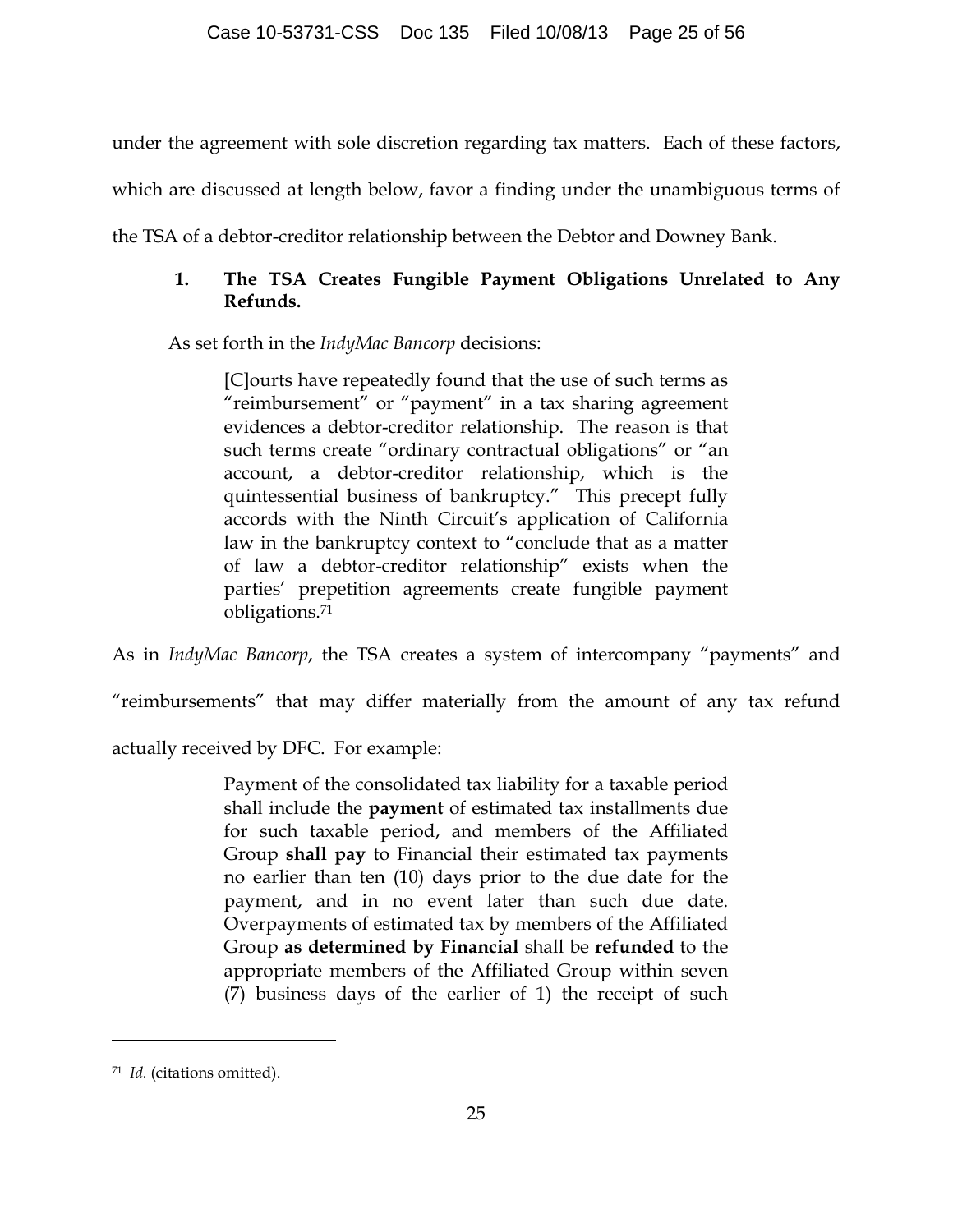under the agreement with sole discretion regarding tax matters. Each of these factors, which are discussed at length below, favor a finding under the unambiguous terms of the TSA of a debtor-creditor relationship between the Debtor and Downey Bank.

### 1. The TSA Creates Fungible Payment Obligations Unrelated to Any Refunds.

As set forth in the *IndyMac Bancorp* decisions:

> [C]ourts have repeatedly found that the use of such terms as "reimbursement" or "payment" in a tax sharing agreement evidences a debtor-creditor relationship. The reason is that such terms create "ordinary contractual obligations" or "an account, a debtor-creditor relationship, which is the quintessential business of bankruptcy." This precept fully accords with the Ninth Circuit's application of California law in the bankruptcy context to "conclude that as a matter of law a debtor-creditor relationship" exists when the parties' prepetition agreements create fungible payment obligations.[71]

As in *IndyMac Bancorp*, the TSA creates a system of intercompany "payments" and "reimbursements" that may differ materially from the amount of any tax refund actually received by DFC. For example:

> Payment of the consolidated tax liability for a taxable period shall include the **payment** of estimated tax installments due for such taxable period, and members of the Affiliated Group **shall pay** to Financial their estimated tax payments no earlier than ten (10) days prior to the due date for the payment, and in no event later than such due date. Overpayments of estimated tax by members of the Affiliated Group **as determined by Financial** shall be **refunded** to the appropriate members of the Affiliated Group within seven (7) business days of the earlier of 1) the receipt of such

[71] *Id.* (citations omitted).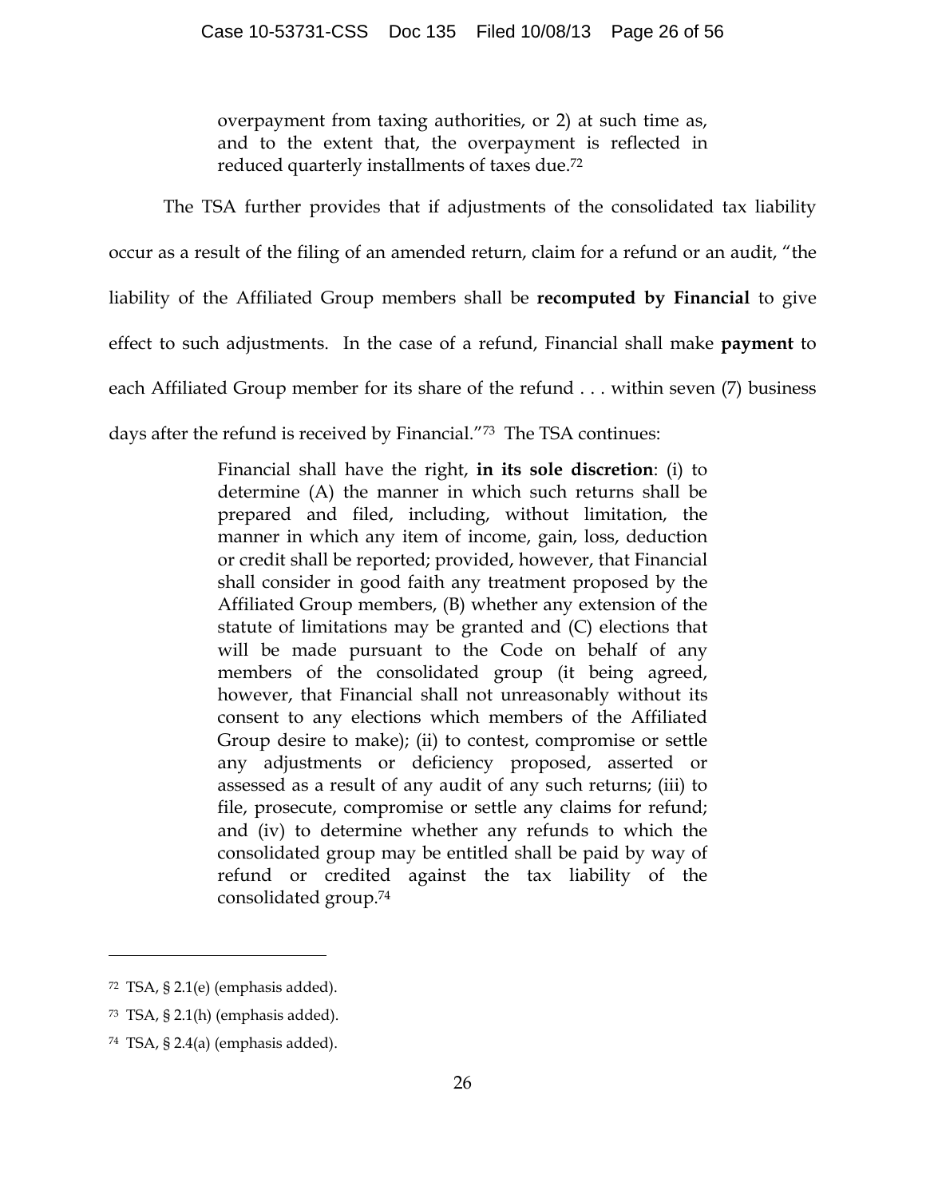> overpayment from taxing authorities, or 2) at such time as, and to the extent that, the overpayment is reflected in reduced quarterly installments of taxes due.[72]

The TSA further provides that if adjustments of the consolidated tax liability occur as a result of the filing of an amended return, claim for a refund or an audit, "the liability of the Affiliated Group members shall be **recomputed by Financial** to give effect to such adjustments. In the case of a refund, Financial shall make **payment** to each Affiliated Group member for its share of the refund . . . within seven (7) business days after the refund is received by Financial."[73] The TSA continues:

> Financial shall have the right, **in its sole discretion**: (i) to determine (A) the manner in which such returns shall be prepared and filed, including, without limitation, the manner in which any item of income, gain, loss, deduction or credit shall be reported; provided, however, that Financial shall consider in good faith any treatment proposed by the Affiliated Group members, (B) whether any extension of the statute of limitations may be granted and (C) elections that will be made pursuant to the Code on behalf of any members of the consolidated group (it being agreed, however, that Financial shall not unreasonably without its consent to any elections which members of the Affiliated Group desire to make); (ii) to contest, compromise or settle any adjustments or deficiency proposed, asserted or assessed as a result of any audit of any such returns; (iii) to file, prosecute, compromise or settle any claims for refund; and (iv) to determine whether any refunds to which the consolidated group may be entitled shall be paid by way of refund or credited against the tax liability of the consolidated group.[74]

---

[72] TSA, § 2.1(e) (emphasis added).

[73] TSA, § 2.1(h) (emphasis added).

[74] TSA, § 2.4(a) (emphasis added).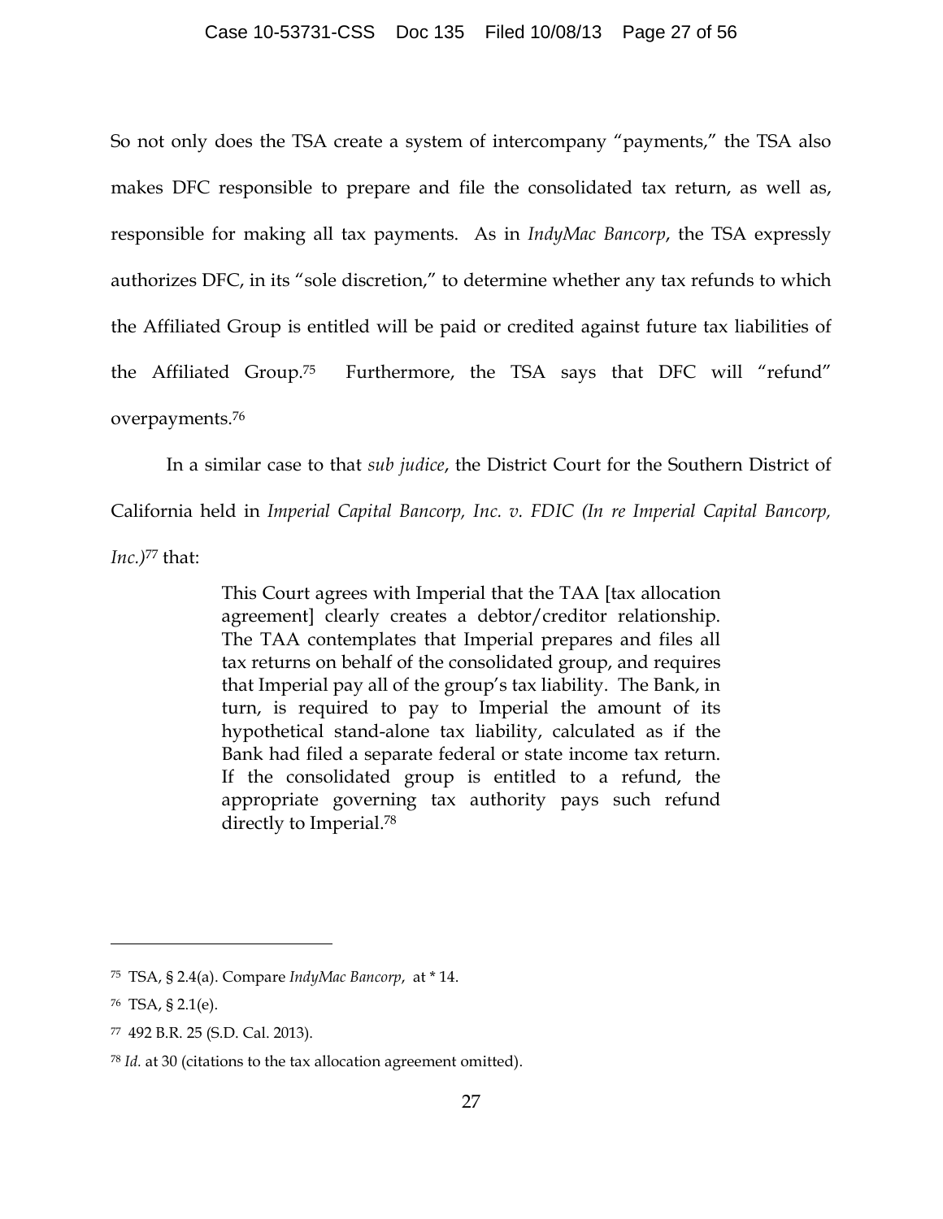So not only does the TSA create a system of intercompany "payments," the TSA also makes DFC responsible to prepare and file the consolidated tax return, as well as, responsible for making all tax payments. As in *IndyMac Bancorp*, the TSA expressly authorizes DFC, in its "sole discretion," to determine whether any tax refunds to which the Affiliated Group is entitled will be paid or credited against future tax liabilities of the Affiliated Group.[75] Furthermore, the TSA says that DFC will "refund" overpayments.[76]

In a similar case to that *sub judice*, the District Court for the Southern District of California held in *Imperial Capital Bancorp, Inc. v. FDIC (In re Imperial Capital Bancorp, Inc.)*[77] that:

> This Court agrees with Imperial that the TAA [tax allocation agreement] clearly creates a debtor/creditor relationship. The TAA contemplates that Imperial prepares and files all tax returns on behalf of the consolidated group, and requires that Imperial pay all of the group's tax liability. The Bank, in turn, is required to pay to Imperial the amount of its hypothetical stand-alone tax liability, calculated as if the Bank had filed a separate federal or state income tax return. If the consolidated group is entitled to a refund, the appropriate governing tax authority pays such refund directly to Imperial.[78]

---

[75] TSA, § 2.4(a). Compare *IndyMac Bancorp*, at * 14.

[76] TSA, § 2.1(e).

[77] 492 B.R. 25 (S.D. Cal. 2013).

[78] *Id.* at 30 (citations to the tax allocation agreement omitted).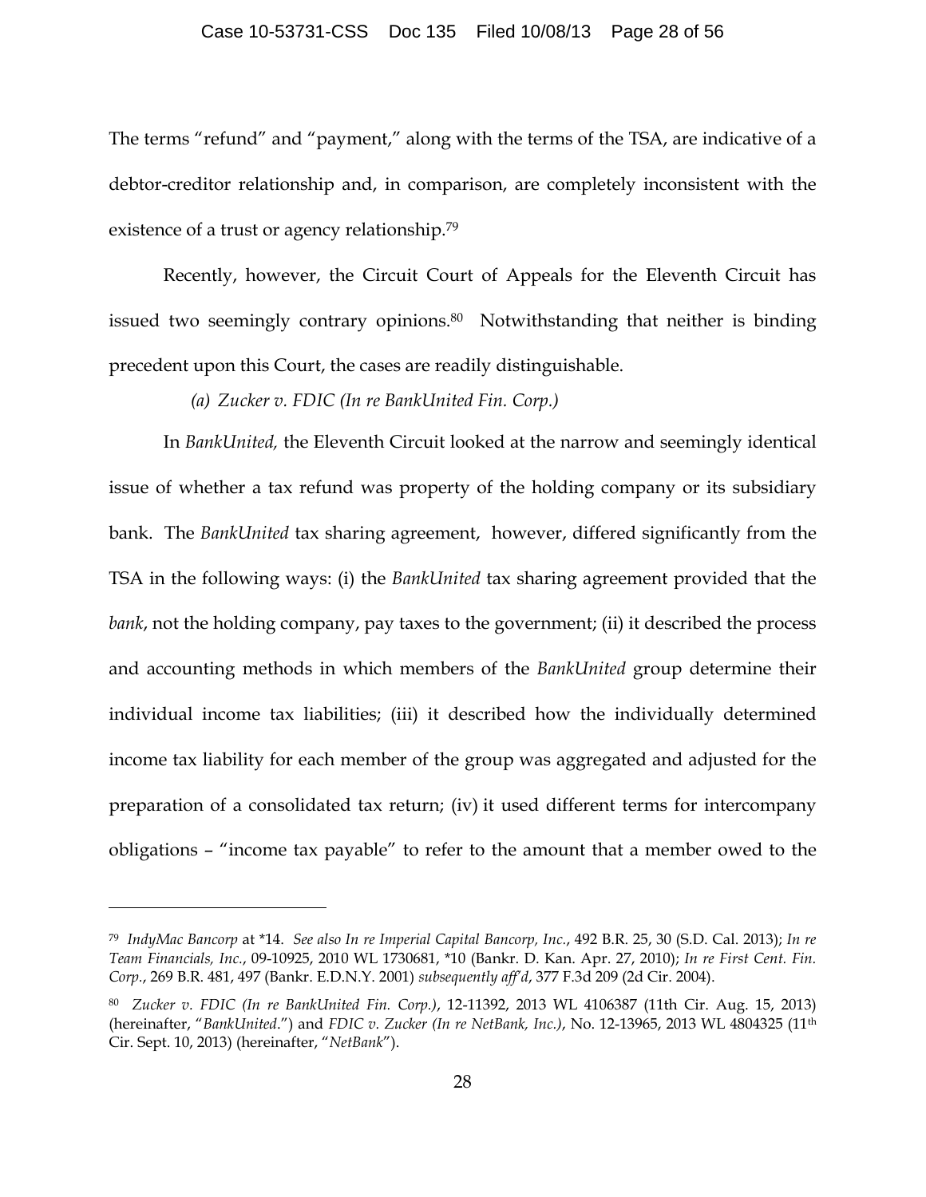The terms "refund" and "payment," along with the terms of the TSA, are indicative of a debtor-creditor relationship and, in comparison, are completely inconsistent with the existence of a trust or agency relationship.[79]

Recently, however, the Circuit Court of Appeals for the Eleventh Circuit has issued two seemingly contrary opinions.[80] Notwithstanding that neither is binding precedent upon this Court, the cases are readily distinguishable.

*(a) Zucker v. FDIC (In re BankUnited Fin. Corp.)*

In *BankUnited,* the Eleventh Circuit looked at the narrow and seemingly identical issue of whether a tax refund was property of the holding company or its subsidiary bank. The *BankUnited* tax sharing agreement, however, differed significantly from the TSA in the following ways: (i) the *BankUnited* tax sharing agreement provided that the *bank*, not the holding company, pay taxes to the government; (ii) it described the process and accounting methods in which members of the *BankUnited* group determine their individual income tax liabilities; (iii) it described how the individually determined income tax liability for each member of the group was aggregated and adjusted for the preparation of a consolidated tax return; (iv) it used different terms for intercompany obligations – "income tax payable" to refer to the amount that a member owed to the

---

[79] *IndyMac Bancorp* at *14. *See also In re Imperial Capital Bancorp, Inc.*, 492 B.R. 25, 30 (S.D. Cal. 2013); *In re Team Financials, Inc.*, 09-10925, 2010 WL 1730681, *10 (Bankr. D. Kan. Apr. 27, 2010); *In re First Cent. Fin. Corp.*, 269 B.R. 481, 497 (Bankr. E.D.N.Y. 2001) *subsequently aff'd*, 377 F.3d 209 (2d Cir. 2004).

[80] *Zucker v. FDIC (In re BankUnited Fin. Corp.)*, 12-11392, 2013 WL 4106387 (11th Cir. Aug. 15, 2013) (hereinafter, "*BankUnited*.") and *FDIC v. Zucker (In re NetBank, Inc.)*, No. 12-13965, 2013 WL 4804325 (11th Cir. Sept. 10, 2013) (hereinafter, "*NetBank*").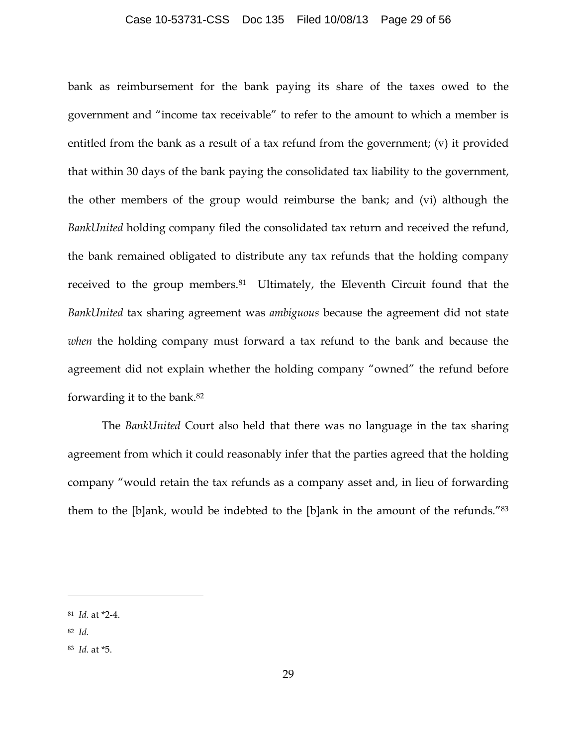bank as reimbursement for the bank paying its share of the taxes owed to the government and "income tax receivable" to refer to the amount to which a member is entitled from the bank as a result of a tax refund from the government; (v) it provided that within 30 days of the bank paying the consolidated tax liability to the government, the other members of the group would reimburse the bank; and (vi) although the *BankUnited* holding company filed the consolidated tax return and received the refund, the bank remained obligated to distribute any tax refunds that the holding company received to the group members.[81] Ultimately, the Eleventh Circuit found that the *BankUnited* tax sharing agreement was *ambiguous* because the agreement did not state *when* the holding company must forward a tax refund to the bank and because the agreement did not explain whether the holding company "owned" the refund before forwarding it to the bank.[82]

The *BankUnited* Court also held that there was no language in the tax sharing agreement from which it could reasonably infer that the parties agreed that the holding company "would retain the tax refunds as a company asset and, in lieu of forwarding them to the [b]ank, would be indebted to the [b]ank in the amount of the refunds."[83]

---

[81] *Id.* at *2-4.

[82] *Id.*

[83] *Id.* at *5.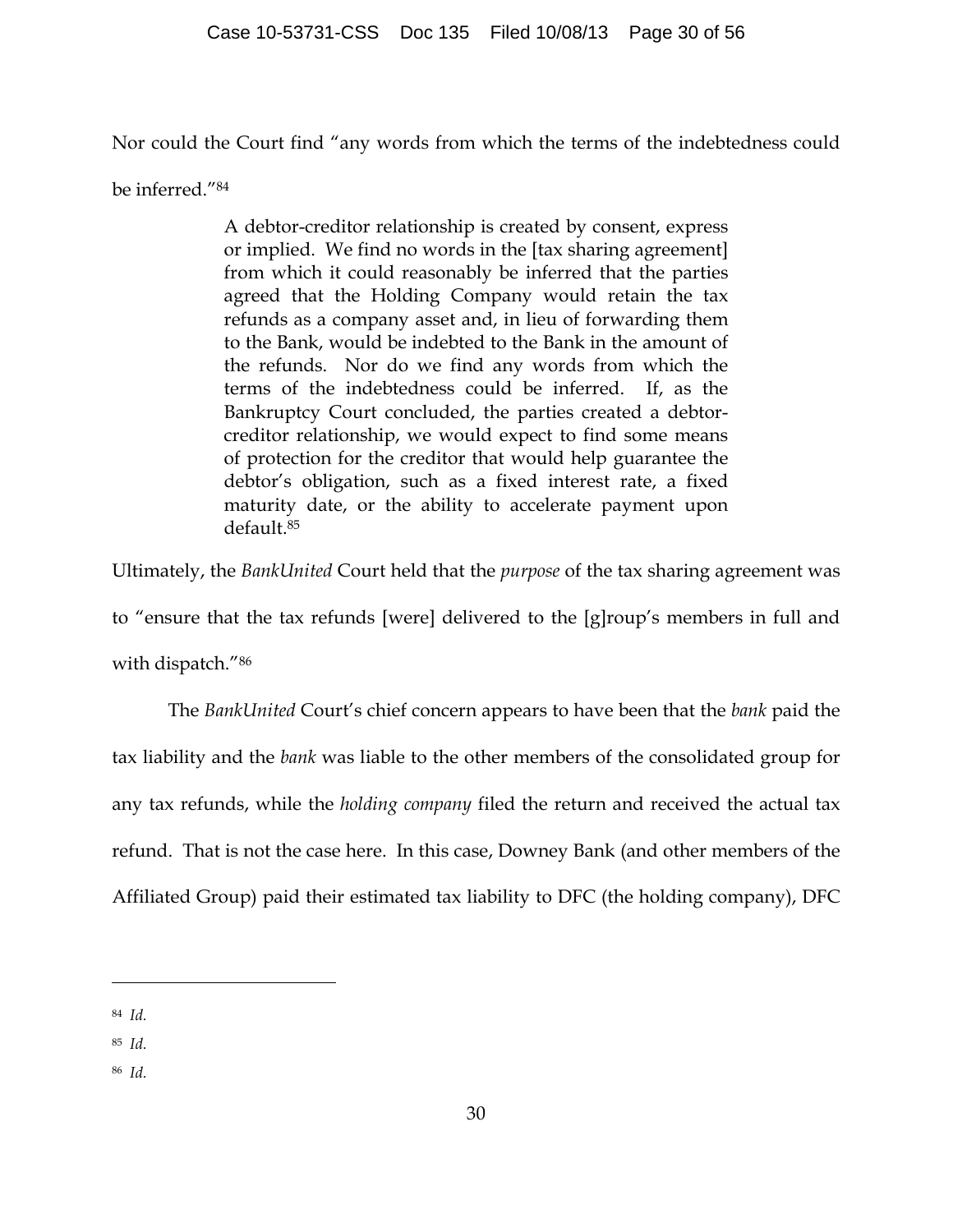Nor could the Court find "any words from which the terms of the indebtedness could be inferred."[84]

> A debtor-creditor relationship is created by consent, express or implied. We find no words in the [tax sharing agreement] from which it could reasonably be inferred that the parties agreed that the Holding Company would retain the tax refunds as a company asset and, in lieu of forwarding them to the Bank, would be indebted to the Bank in the amount of the refunds. Nor do we find any words from which the terms of the indebtedness could be inferred. If, as the Bankruptcy Court concluded, the parties created a debtor-creditor relationship, we would expect to find some means of protection for the creditor that would help guarantee the debtor's obligation, such as a fixed interest rate, a fixed maturity date, or the ability to accelerate payment upon default.[85]

Ultimately, the *BankUnited* Court held that the *purpose* of the tax sharing agreement was to "ensure that the tax refunds [were] delivered to the [g]roup's members in full and with dispatch."[86]

The *BankUnited* Court's chief concern appears to have been that the *bank* paid the tax liability and the *bank* was liable to the other members of the consolidated group for any tax refunds, while the *holding company* filed the return and received the actual tax refund. That is not the case here. In this case, Downey Bank (and other members of the Affiliated Group) paid their estimated tax liability to DFC (the holding company), DFC

---

[84] *Id.*

[85] *Id.*

[86] *Id.*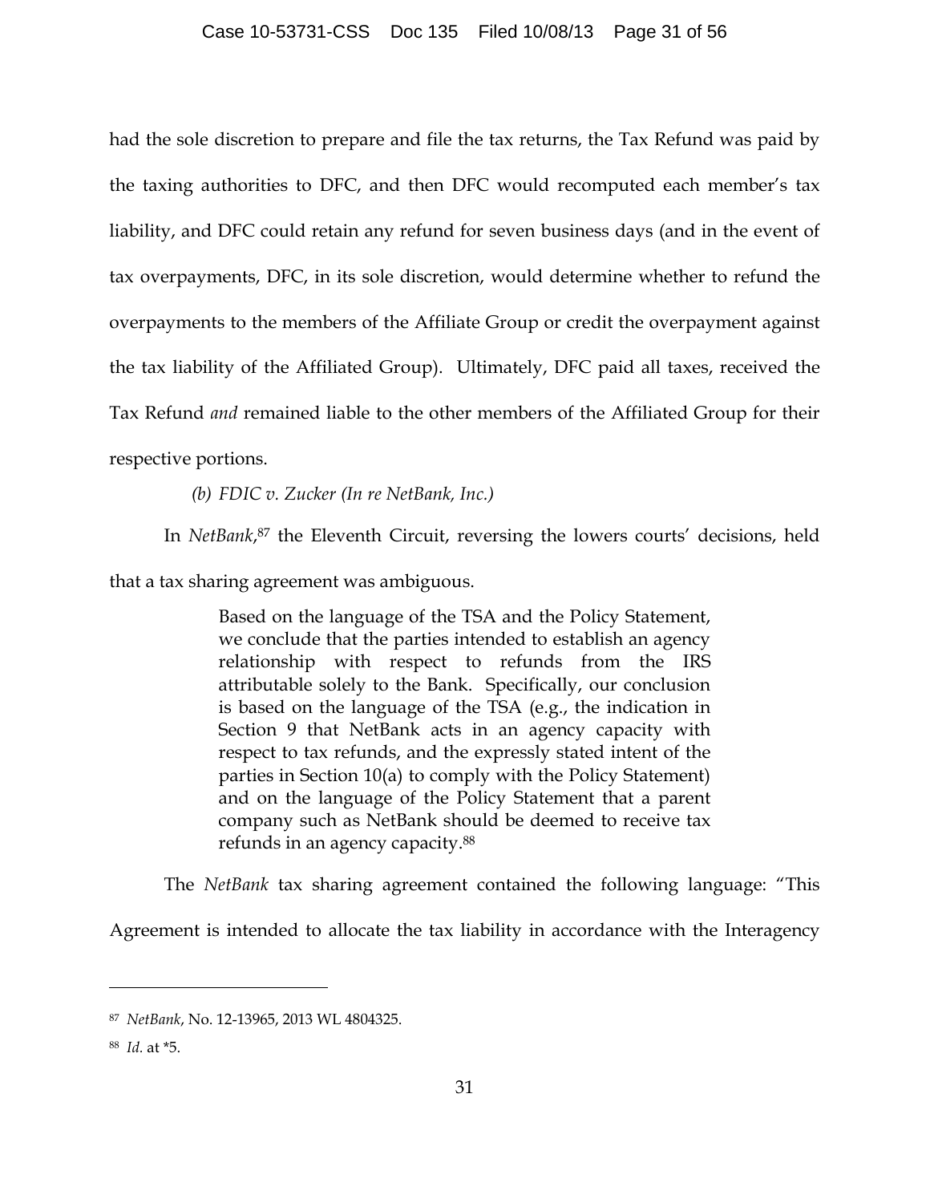had the sole discretion to prepare and file the tax returns, the Tax Refund was paid by the taxing authorities to DFC, and then DFC would recomputed each member's tax liability, and DFC could retain any refund for seven business days (and in the event of tax overpayments, DFC, in its sole discretion, would determine whether to refund the overpayments to the members of the Affiliate Group or credit the overpayment against the tax liability of the Affiliated Group). Ultimately, DFC paid all taxes, received the Tax Refund *and* remained liable to the other members of the Affiliated Group for their respective portions.

*(b) FDIC v. Zucker (In re NetBank, Inc.)*

In *NetBank*,[87] the Eleventh Circuit, reversing the lowers courts' decisions, held that a tax sharing agreement was ambiguous.

> Based on the language of the TSA and the Policy Statement, we conclude that the parties intended to establish an agency relationship with respect to refunds from the IRS attributable solely to the Bank. Specifically, our conclusion is based on the language of the TSA (e.g., the indication in Section 9 that NetBank acts in an agency capacity with respect to tax refunds, and the expressly stated intent of the parties in Section 10(a) to comply with the Policy Statement) and on the language of the Policy Statement that a parent company such as NetBank should be deemed to receive tax refunds in an agency capacity.[88]

The *NetBank* tax sharing agreement contained the following language: "This Agreement is intended to allocate the tax liability in accordance with the Interagency

---

[87] *NetBank*, No. 12-13965, 2013 WL 4804325.

[88] *Id.* at *5.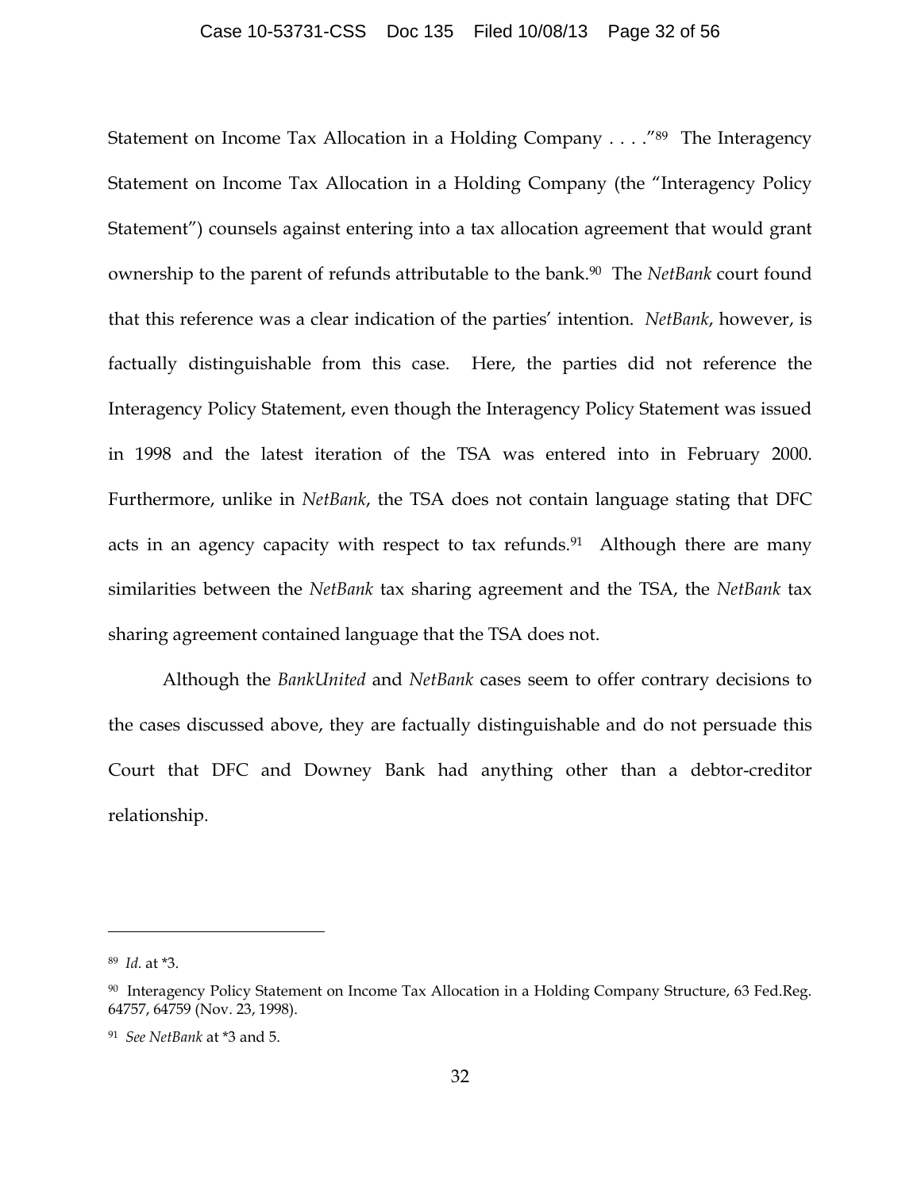Statement on Income Tax Allocation in a Holding Company . . . ."[89] The Interagency Statement on Income Tax Allocation in a Holding Company (the "Interagency Policy Statement") counsels against entering into a tax allocation agreement that would grant ownership to the parent of refunds attributable to the bank.[90] The *NetBank* court found that this reference was a clear indication of the parties' intention. *NetBank*, however, is factually distinguishable from this case. Here, the parties did not reference the Interagency Policy Statement, even though the Interagency Policy Statement was issued in 1998 and the latest iteration of the TSA was entered into in February 2000. Furthermore, unlike in *NetBank*, the TSA does not contain language stating that DFC acts in an agency capacity with respect to tax refunds.[91] Although there are many similarities between the *NetBank* tax sharing agreement and the TSA, the *NetBank* tax sharing agreement contained language that the TSA does not.

Although the *BankUnited* and *NetBank* cases seem to offer contrary decisions to the cases discussed above, they are factually distinguishable and do not persuade this Court that DFC and Downey Bank had anything other than a debtor-creditor relationship.

---

[89] *Id.* at *3.

[90] Interagency Policy Statement on Income Tax Allocation in a Holding Company Structure, 63 Fed.Reg. 64757, 64759 (Nov. 23, 1998).

[91] *See NetBank* at *3 and 5.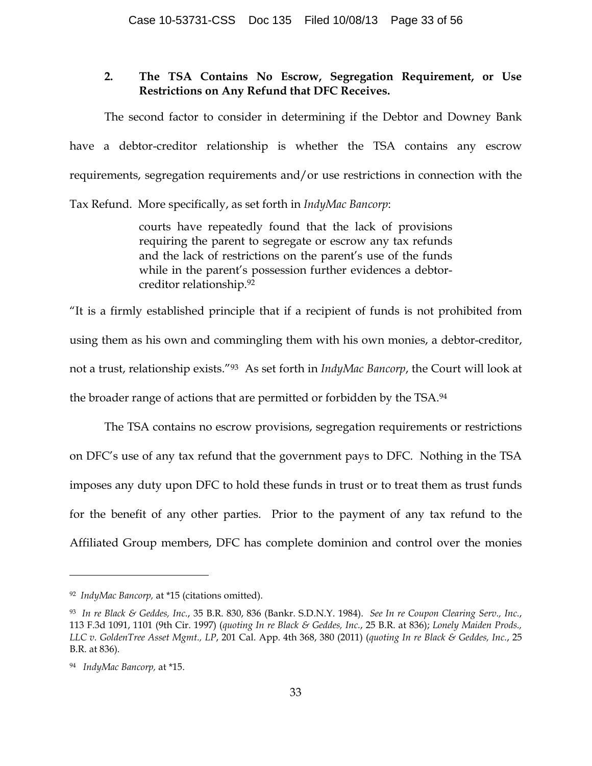### 2. The TSA Contains No Escrow, Segregation Requirement, or Use Restrictions on Any Refund that DFC Receives.

The second factor to consider in determining if the Debtor and Downey Bank have a debtor-creditor relationship is whether the TSA contains any escrow requirements, segregation requirements and/or use restrictions in connection with the Tax Refund. More specifically, as set forth in *IndyMac Bancorp*:

> courts have repeatedly found that the lack of provisions requiring the parent to segregate or escrow any tax refunds and the lack of restrictions on the parent's use of the funds while in the parent's possession further evidences a debtor-creditor relationship.[92]

"It is a firmly established principle that if a recipient of funds is not prohibited from using them as his own and commingling them with his own monies, a debtor-creditor, not a trust, relationship exists."[93] As set forth in *IndyMac Bancorp*, the Court will look at the broader range of actions that are permitted or forbidden by the TSA.[94]

The TSA contains no escrow provisions, segregation requirements or restrictions on DFC's use of any tax refund that the government pays to DFC. Nothing in the TSA imposes any duty upon DFC to hold these funds in trust or to treat them as trust funds for the benefit of any other parties. Prior to the payment of any tax refund to the Affiliated Group members, DFC has complete dominion and control over the monies

---

[92] *IndyMac Bancorp,* at *15 (citations omitted).

[93] *In re Black & Geddes, Inc.*, 35 B.R. 830, 836 (Bankr. S.D.N.Y. 1984). *See In re Coupon Clearing Serv., Inc.*, 113 F.3d 1091, 1101 (9th Cir. 1997) (*quoting In re Black & Geddes, Inc.*, 25 B.R. at 836); *Lonely Maiden Prods., LLC v. GoldenTree Asset Mgmt., LP*, 201 Cal. App. 4th 368, 380 (2011) (*quoting In re Black & Geddes, Inc.*, 25 B.R. at 836).

[94] *IndyMac Bancorp,* at *15.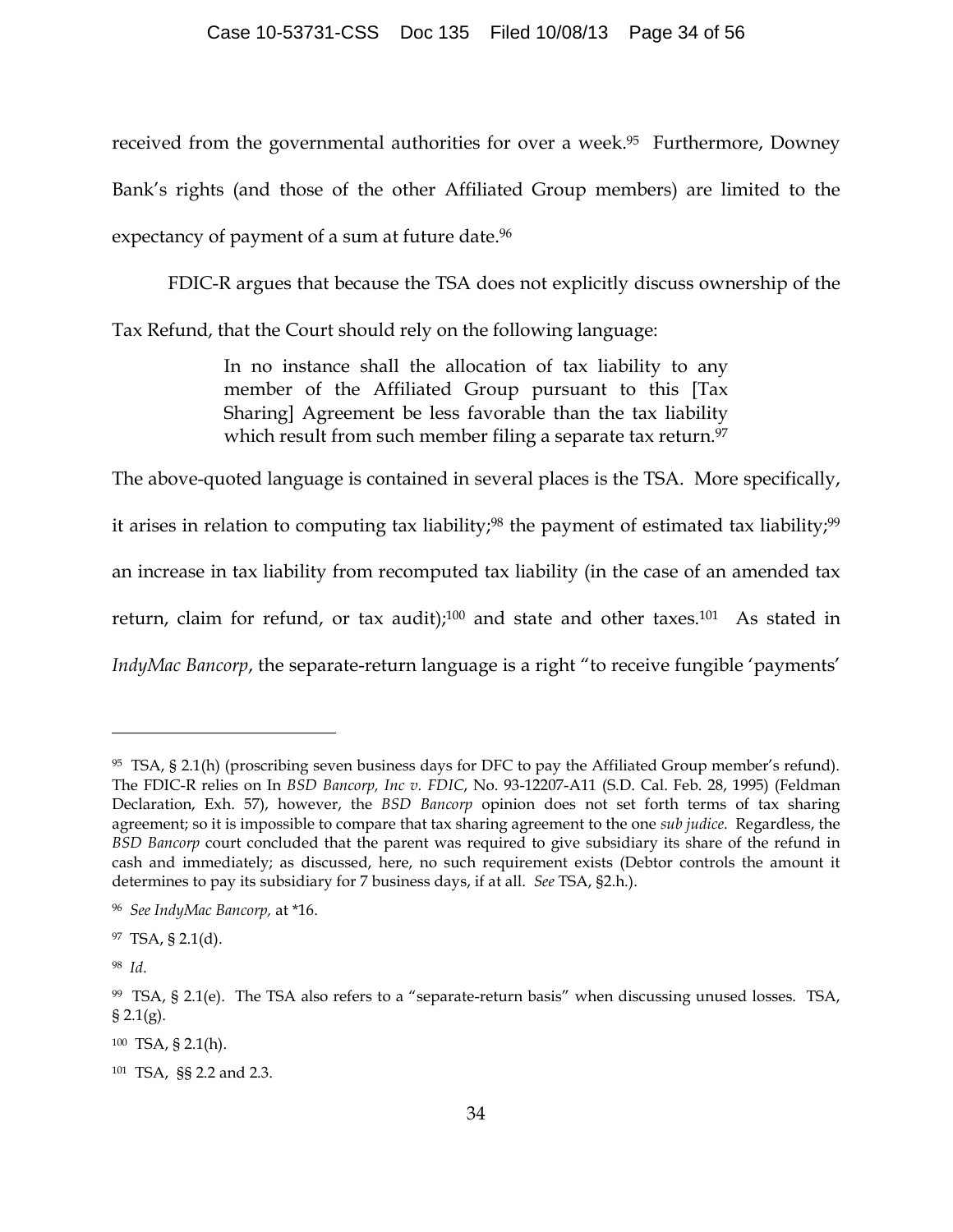received from the governmental authorities for over a week.[95] Furthermore, Downey Bank's rights (and those of the other Affiliated Group members) are limited to the expectancy of payment of a sum at future date.[96]

FDIC-R argues that because the TSA does not explicitly discuss ownership of the Tax Refund, that the Court should rely on the following language:

> In no instance shall the allocation of tax liability to any member of the Affiliated Group pursuant to this [Tax Sharing] Agreement be less favorable than the tax liability which result from such member filing a separate tax return.[97]

The above-quoted language is contained in several places is the TSA. More specifically, it arises in relation to computing tax liability;[98] the payment of estimated tax liability;[99] an increase in tax liability from recomputed tax liability (in the case of an amended tax return, claim for refund, or tax audit);[100] and state and other taxes.[101] As stated in *IndyMac Bancorp*, the separate-return language is a right "to receive fungible 'payments'

---

[95] TSA, § 2.1(h) (proscribing seven business days for DFC to pay the Affiliated Group member's refund). The FDIC-R relies on In *BSD Bancorp, Inc v. FDIC*, No. 93-12207-A11 (S.D. Cal. Feb. 28, 1995) (Feldman Declaration, Exh. 57), however, the *BSD Bancorp* opinion does not set forth terms of tax sharing agreement; so it is impossible to compare that tax sharing agreement to the one *sub judice*. Regardless, the *BSD Bancorp* court concluded that the parent was required to give subsidiary its share of the refund in cash and immediately; as discussed, here, no such requirement exists (Debtor controls the amount it determines to pay its subsidiary for 7 business days, if at all. *See* TSA, §2.h.).

[96] *See IndyMac Bancorp,* at *16.

[97] TSA, § 2.1(d).

[98] *Id*.

[99] TSA, § 2.1(e). The TSA also refers to a "separate-return basis" when discussing unused losses. TSA, § 2.1(g).

[100] TSA, § 2.1(h).

[101] TSA, §§ 2.2 and 2.3.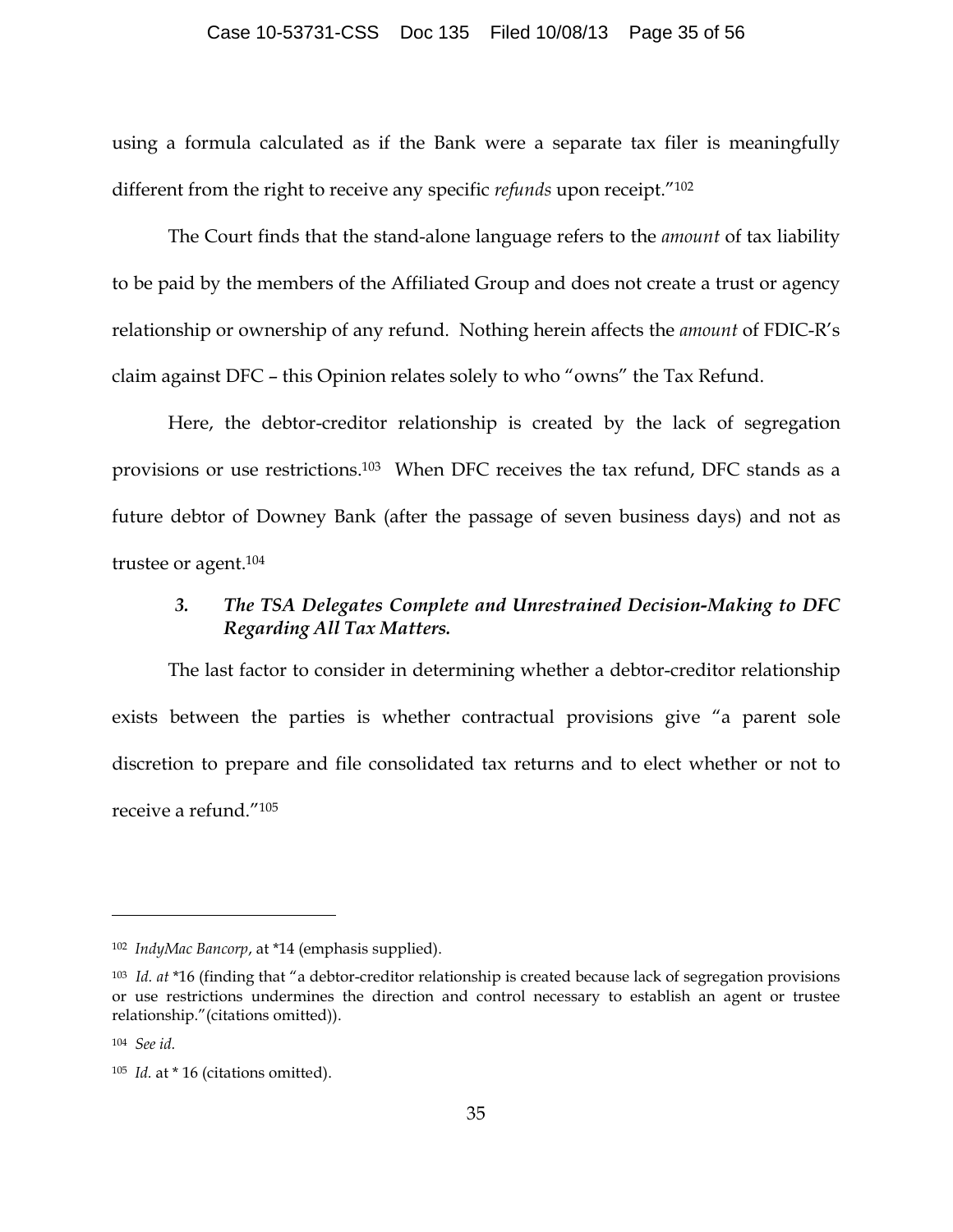using a formula calculated as if the Bank were a separate tax filer is meaningfully different from the right to receive any specific *refunds* upon receipt."[102]

The Court finds that the stand-alone language refers to the *amount* of tax liability to be paid by the members of the Affiliated Group and does not create a trust or agency relationship or ownership of any refund. Nothing herein affects the *amount* of FDIC-R's claim against DFC – this Opinion relates solely to who "owns" the Tax Refund.

Here, the debtor-creditor relationship is created by the lack of segregation provisions or use restrictions.[103] When DFC receives the tax refund, DFC stands as a future debtor of Downey Bank (after the passage of seven business days) and not as trustee or agent.[104]

### *3. The TSA Delegates Complete and Unrestrained Decision-Making to DFC Regarding All Tax Matters.*

The last factor to consider in determining whether a debtor-creditor relationship exists between the parties is whether contractual provisions give "a parent sole discretion to prepare and file consolidated tax returns and to elect whether or not to receive a refund."[105]

---

[102] *IndyMac Bancorp*, at *14 (emphasis supplied).

[103] *Id. at* *16 (finding that "a debtor-creditor relationship is created because lack of segregation provisions or use restrictions undermines the direction and control necessary to establish an agent or trustee relationship."(citations omitted)).

[104] *See id.*

[105] *Id.* at * 16 (citations omitted).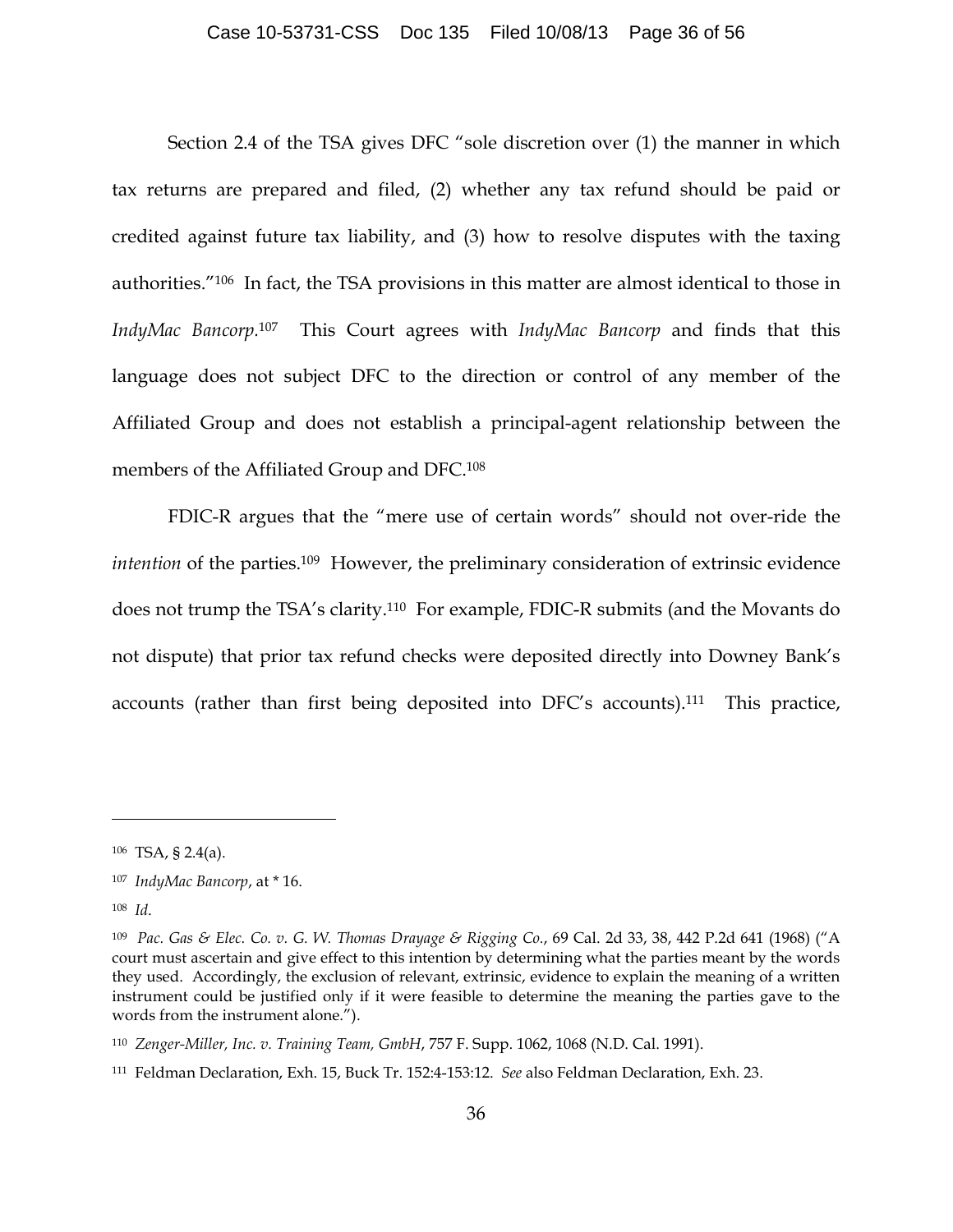Section 2.4 of the TSA gives DFC "sole discretion over (1) the manner in which tax returns are prepared and filed, (2) whether any tax refund should be paid or credited against future tax liability, and (3) how to resolve disputes with the taxing authorities."[106] In fact, the TSA provisions in this matter are almost identical to those in *IndyMac Bancorp*.[107] This Court agrees with *IndyMac Bancorp* and finds that this language does not subject DFC to the direction or control of any member of the Affiliated Group and does not establish a principal-agent relationship between the members of the Affiliated Group and DFC.[108]

FDIC-R argues that the "mere use of certain words" should not over-ride the *intention* of the parties.[109] However, the preliminary consideration of extrinsic evidence does not trump the TSA's clarity.[110] For example, FDIC-R submits (and the Movants do not dispute) that prior tax refund checks were deposited directly into Downey Bank's accounts (rather than first being deposited into DFC's accounts).[111] This practice,

---

[106] TSA, § 2.4(a).

[107] *IndyMac Bancorp*, at * 16.

[108] *Id*.

[109] *Pac. Gas & Elec. Co. v. G. W. Thomas Drayage & Rigging Co.*, 69 Cal. 2d 33, 38, 442 P.2d 641 (1968) ("A court must ascertain and give effect to this intention by determining what the parties meant by the words they used. Accordingly, the exclusion of relevant, extrinsic, evidence to explain the meaning of a written instrument could be justified only if it were feasible to determine the meaning the parties gave to the words from the instrument alone.").

[110] *Zenger-Miller, Inc. v. Training Team, GmbH*, 757 F. Supp. 1062, 1068 (N.D. Cal. 1991).

[111] Feldman Declaration, Exh. 15, Buck Tr. 152:4-153:12. *See* also Feldman Declaration, Exh. 23.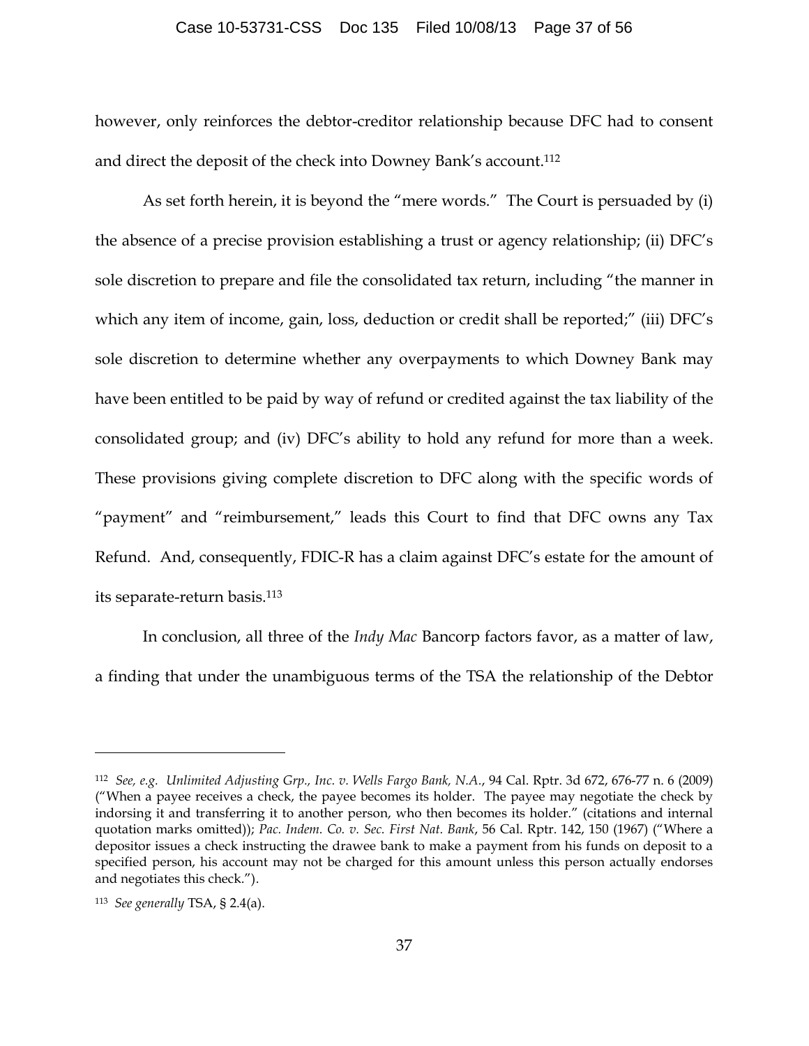however, only reinforces the debtor-creditor relationship because DFC had to consent and direct the deposit of the check into Downey Bank's account.[112]

As set forth herein, it is beyond the "mere words." The Court is persuaded by (i) the absence of a precise provision establishing a trust or agency relationship; (ii) DFC's sole discretion to prepare and file the consolidated tax return, including "the manner in which any item of income, gain, loss, deduction or credit shall be reported;" (iii) DFC's sole discretion to determine whether any overpayments to which Downey Bank may have been entitled to be paid by way of refund or credited against the tax liability of the consolidated group; and (iv) DFC's ability to hold any refund for more than a week. These provisions giving complete discretion to DFC along with the specific words of "payment" and "reimbursement," leads this Court to find that DFC owns any Tax Refund. And, consequently, FDIC-R has a claim against DFC's estate for the amount of its separate-return basis.[113]

In conclusion, all three of the *Indy Mac* Bancorp factors favor, as a matter of law, a finding that under the unambiguous terms of the TSA the relationship of the Debtor

---

[112] *See, e.g. Unlimited Adjusting Grp., Inc. v. Wells Fargo Bank, N.A.*, 94 Cal. Rptr. 3d 672, 676-77 n. 6 (2009) ("When a payee receives a check, the payee becomes its holder. The payee may negotiate the check by indorsing it and transferring it to another person, who then becomes its holder." (citations and internal quotation marks omitted)); *Pac. Indem. Co. v. Sec. First Nat. Bank*, 56 Cal. Rptr. 142, 150 (1967) ("Where a depositor issues a check instructing the drawee bank to make a payment from his funds on deposit to a specified person, his account may not be charged for this amount unless this person actually endorses and negotiates this check.").

[113] *See generally* TSA, § 2.4(a).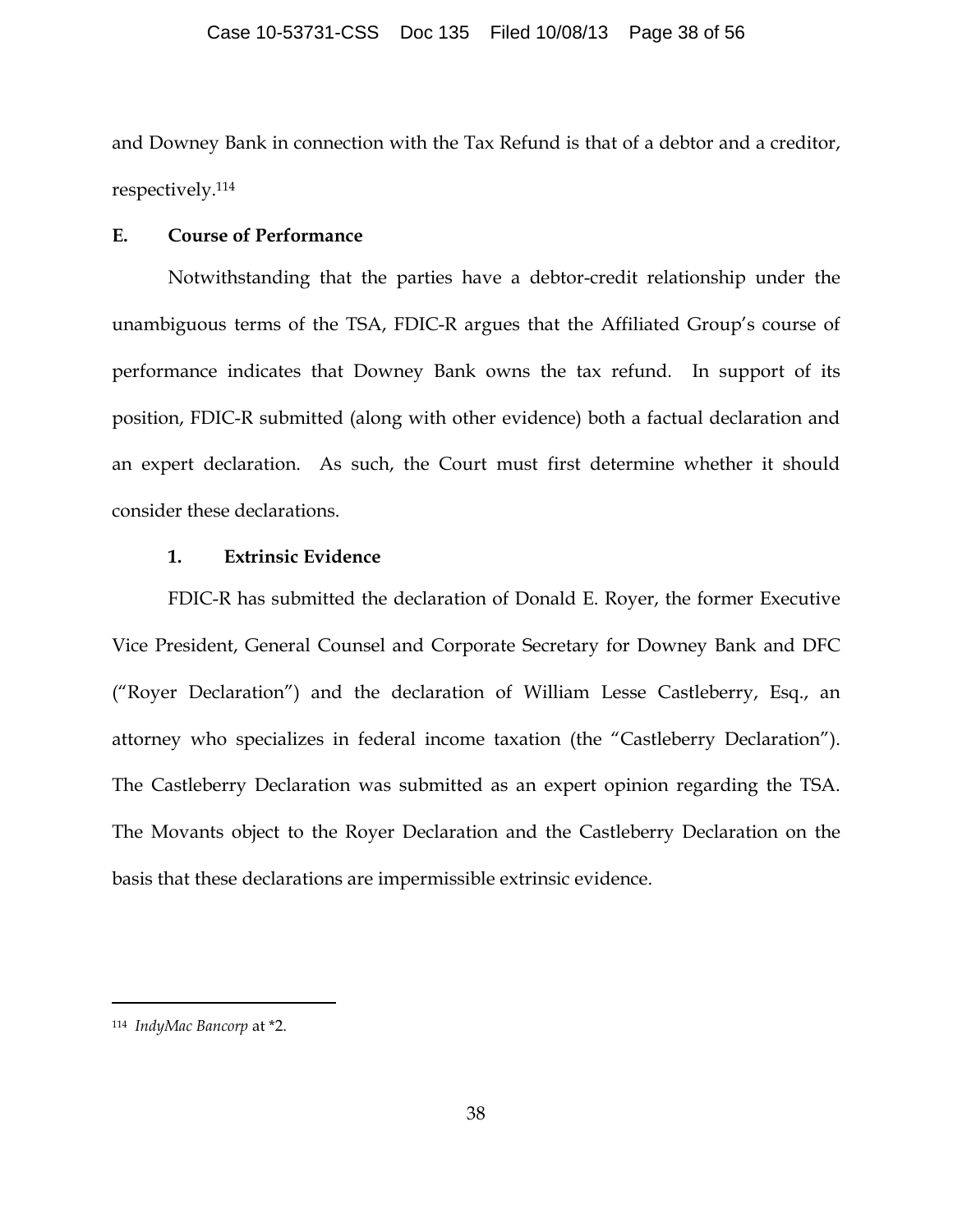and Downey Bank in connection with the Tax Refund is that of a debtor and a creditor, respectively.[114]

**E. Course of Performance**

Notwithstanding that the parties have a debtor-credit relationship under the unambiguous terms of the TSA, FDIC-R argues that the Affiliated Group's course of performance indicates that Downey Bank owns the tax refund. In support of its position, FDIC-R submitted (along with other evidence) both a factual declaration and an expert declaration. As such, the Court must first determine whether it should consider these declarations.

**1. Extrinsic Evidence**

FDIC-R has submitted the declaration of Donald E. Royer, the former Executive Vice President, General Counsel and Corporate Secretary for Downey Bank and DFC ("Royer Declaration") and the declaration of William Lesse Castleberry, Esq., an attorney who specializes in federal income taxation (the "Castleberry Declaration"). The Castleberry Declaration was submitted as an expert opinion regarding the TSA. The Movants object to the Royer Declaration and the Castleberry Declaration on the basis that these declarations are impermissible extrinsic evidence.

---

[114] *IndyMac Bancorp* at *2.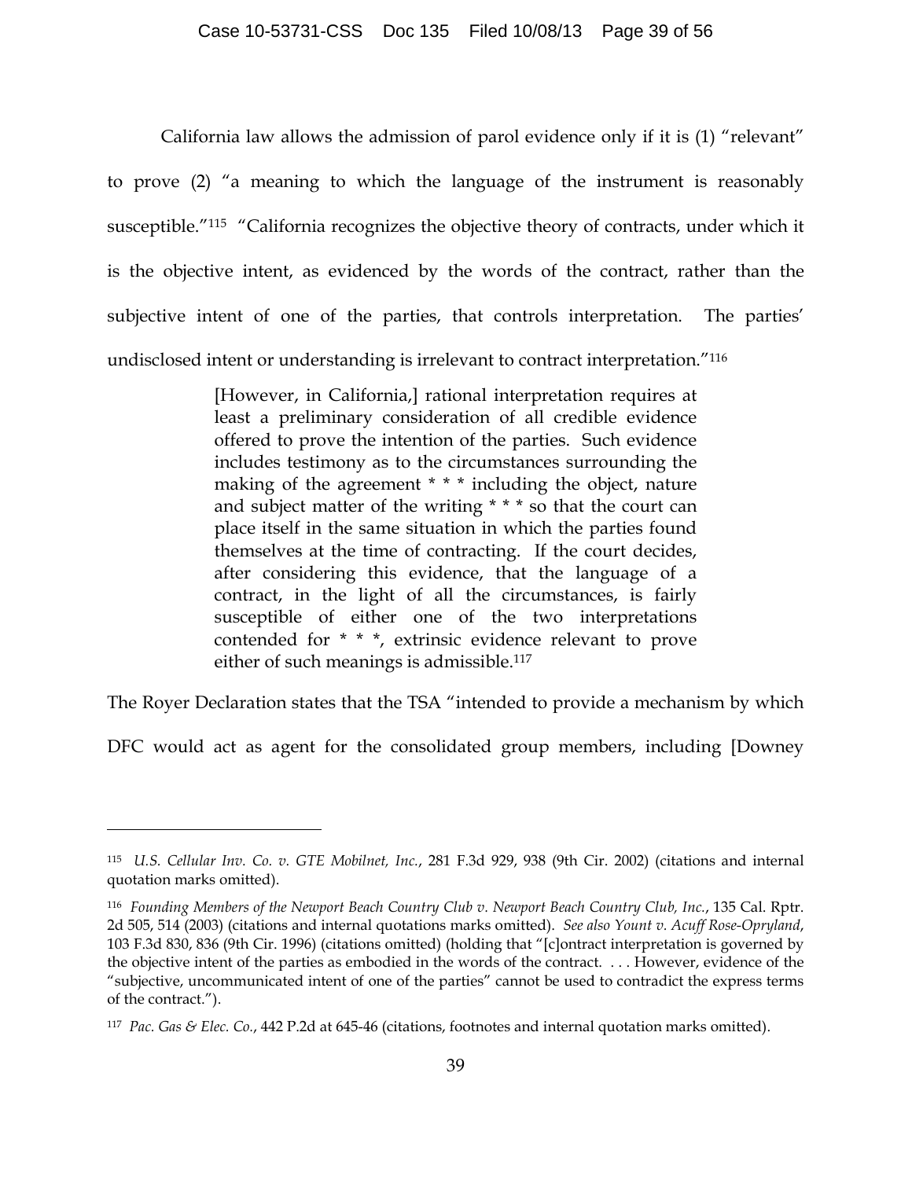California law allows the admission of parol evidence only if it is (1) "relevant" to prove (2) "a meaning to which the language of the instrument is reasonably susceptible."[115] "California recognizes the objective theory of contracts, under which it is the objective intent, as evidenced by the words of the contract, rather than the subjective intent of one of the parties, that controls interpretation. The parties' undisclosed intent or understanding is irrelevant to contract interpretation."[116]

> [However, in California,] rational interpretation requires at least a preliminary consideration of all credible evidence offered to prove the intention of the parties. Such evidence includes testimony as to the circumstances surrounding the making of the agreement * * * including the object, nature and subject matter of the writing * * * so that the court can place itself in the same situation in which the parties found themselves at the time of contracting. If the court decides, after considering this evidence, that the language of a contract, in the light of all the circumstances, is fairly susceptible of either one of the two interpretations contended for * * *, extrinsic evidence relevant to prove either of such meanings is admissible.[117]

The Royer Declaration states that the TSA "intended to provide a mechanism by which DFC would act as agent for the consolidated group members, including [Downey

---

[115] *U.S. Cellular Inv. Co. v. GTE Mobilnet, Inc.*, 281 F.3d 929, 938 (9th Cir. 2002) (citations and internal quotation marks omitted).

[116] *Founding Members of the Newport Beach Country Club v. Newport Beach Country Club, Inc.*, 135 Cal. Rptr. 2d 505, 514 (2003) (citations and internal quotations marks omitted). *See also Yount v. Acuff Rose-Opryland*, 103 F.3d 830, 836 (9th Cir. 1996) (citations omitted) (holding that "[c]ontract interpretation is governed by the objective intent of the parties as embodied in the words of the contract. . . . However, evidence of the "subjective, uncommunicated intent of one of the parties" cannot be used to contradict the express terms of the contract.").

[117] *Pac. Gas & Elec. Co.*, 442 P.2d at 645-46 (citations, footnotes and internal quotation marks omitted).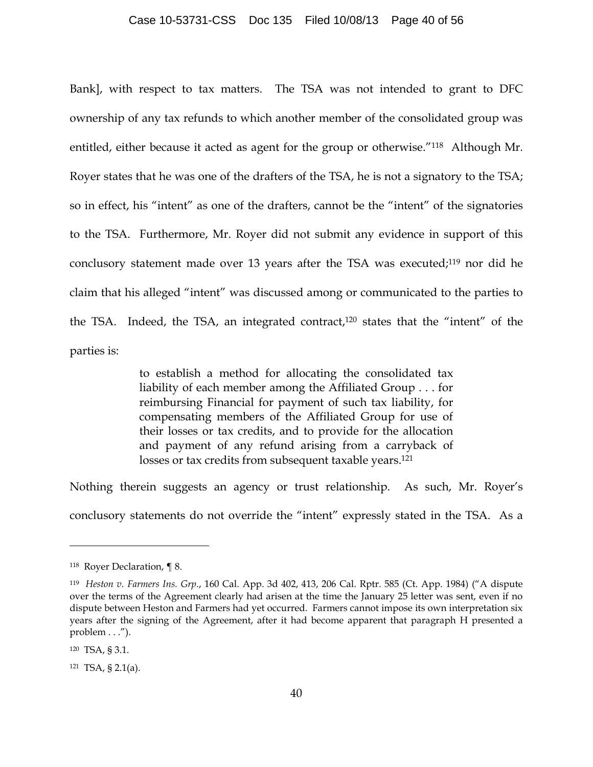Bank], with respect to tax matters. The TSA was not intended to grant to DFC ownership of any tax refunds to which another member of the consolidated group was entitled, either because it acted as agent for the group or otherwise."[118] Although Mr. Royer states that he was one of the drafters of the TSA, he is not a signatory to the TSA; so in effect, his "intent" as one of the drafters, cannot be the "intent" of the signatories to the TSA. Furthermore, Mr. Royer did not submit any evidence in support of this conclusory statement made over 13 years after the TSA was executed;[119] nor did he claim that his alleged "intent" was discussed among or communicated to the parties to the TSA. Indeed, the TSA, an integrated contract,[120] states that the "intent" of the parties is:

> to establish a method for allocating the consolidated tax liability of each member among the Affiliated Group . . . for reimbursing Financial for payment of such tax liability, for compensating members of the Affiliated Group for use of their losses or tax credits, and to provide for the allocation and payment of any refund arising from a carryback of losses or tax credits from subsequent taxable years.[121]

Nothing therein suggests an agency or trust relationship. As such, Mr. Royer's conclusory statements do not override the "intent" expressly stated in the TSA. As a

---

[118] Royer Declaration, ¶ 8.

[119] *Heston v. Farmers Ins. Grp.*, 160 Cal. App. 3d 402, 413, 206 Cal. Rptr. 585 (Ct. App. 1984) ("A dispute over the terms of the Agreement clearly had arisen at the time the January 25 letter was sent, even if no dispute between Heston and Farmers had yet occurred. Farmers cannot impose its own interpretation six years after the signing of the Agreement, after it had become apparent that paragraph H presented a problem . . .").

[120] TSA, § 3.1.

[121] TSA, § 2.1(a).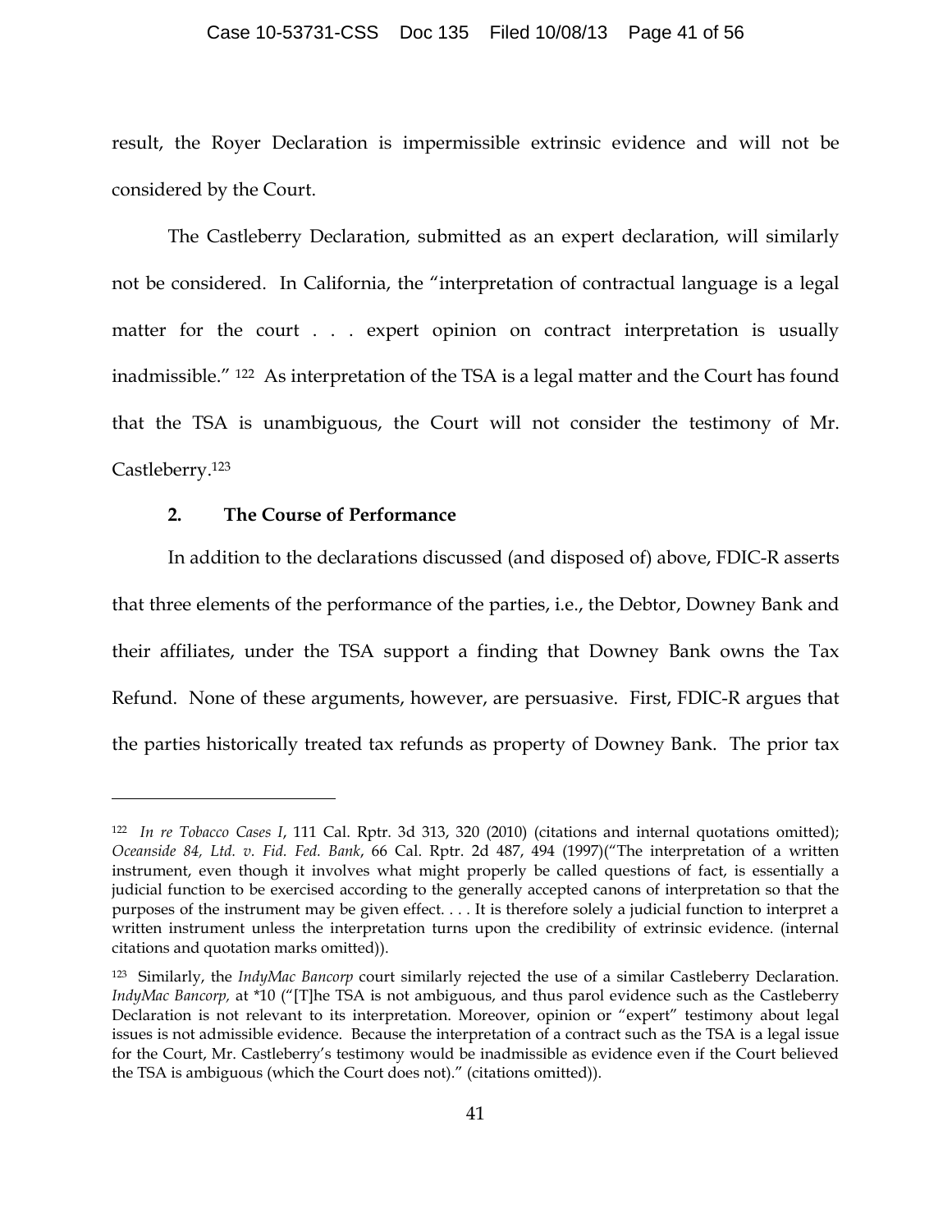result, the Royer Declaration is impermissible extrinsic evidence and will not be considered by the Court.

The Castleberry Declaration, submitted as an expert declaration, will similarly not be considered. In California, the "interpretation of contractual language is a legal matter for the court . . . expert opinion on contract interpretation is usually inadmissible." [122] As interpretation of the TSA is a legal matter and the Court has found that the TSA is unambiguous, the Court will not consider the testimony of Mr. Castleberry.[123]

### 2. The Course of Performance

In addition to the declarations discussed (and disposed of) above, FDIC-R asserts that three elements of the performance of the parties, i.e., the Debtor, Downey Bank and their affiliates, under the TSA support a finding that Downey Bank owns the Tax Refund. None of these arguments, however, are persuasive. First, FDIC-R argues that the parties historically treated tax refunds as property of Downey Bank. The prior tax

---

[122] *In re Tobacco Cases I*, 111 Cal. Rptr. 3d 313, 320 (2010) (citations and internal quotations omitted); *Oceanside 84, Ltd. v. Fid. Fed. Bank*, 66 Cal. Rptr. 2d 487, 494 (1997)("The interpretation of a written instrument, even though it involves what might properly be called questions of fact, is essentially a judicial function to be exercised according to the generally accepted canons of interpretation so that the purposes of the instrument may be given effect. . . . It is therefore solely a judicial function to interpret a written instrument unless the interpretation turns upon the credibility of extrinsic evidence. (internal citations and quotation marks omitted)).

[123] Similarly, the *IndyMac Bancorp* court similarly rejected the use of a similar Castleberry Declaration. *IndyMac Bancorp,* at *10 ("[T]he TSA is not ambiguous, and thus parol evidence such as the Castleberry Declaration is not relevant to its interpretation. Moreover, opinion or "expert" testimony about legal issues is not admissible evidence. Because the interpretation of a contract such as the TSA is a legal issue for the Court, Mr. Castleberry's testimony would be inadmissible as evidence even if the Court believed the TSA is ambiguous (which the Court does not)." (citations omitted)).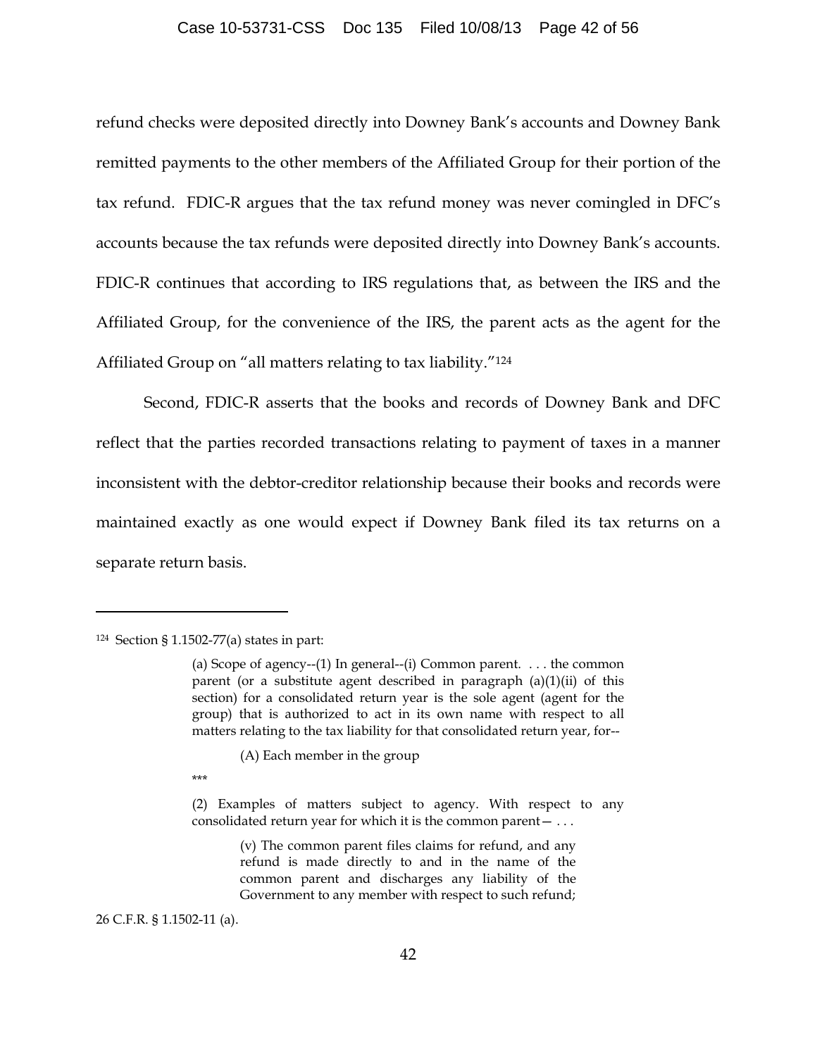refund checks were deposited directly into Downey Bank's accounts and Downey Bank remitted payments to the other members of the Affiliated Group for their portion of the tax refund. FDIC-R argues that the tax refund money was never comingled in DFC's accounts because the tax refunds were deposited directly into Downey Bank's accounts. FDIC-R continues that according to IRS regulations that, as between the IRS and the Affiliated Group, for the convenience of the IRS, the parent acts as the agent for the Affiliated Group on "all matters relating to tax liability."[124]

Second, FDIC-R asserts that the books and records of Downey Bank and DFC reflect that the parties recorded transactions relating to payment of taxes in a manner inconsistent with the debtor-creditor relationship because their books and records were maintained exactly as one would expect if Downey Bank filed its tax returns on a separate return basis.

---

[124] Section § 1.1502-77(a) states in part:

> (a) Scope of agency--(1) In general--(i) Common parent. . . . the common parent (or a substitute agent described in paragraph (a)(1)(ii) of this section) for a consolidated return year is the sole agent (agent for the group) that is authorized to act in its own name with respect to all matters relating to the tax liability for that consolidated return year, for--
>
> > (A) Each member in the group
>
> ***
>
> (2) Examples of matters subject to agency. With respect to any consolidated return year for which it is the common parent— . . .
>
> > (v) The common parent files claims for refund, and any refund is made directly to and in the name of the common parent and discharges any liability of the Government to any member with respect to such refund;

26 C.F.R. § 1.1502-11 (a).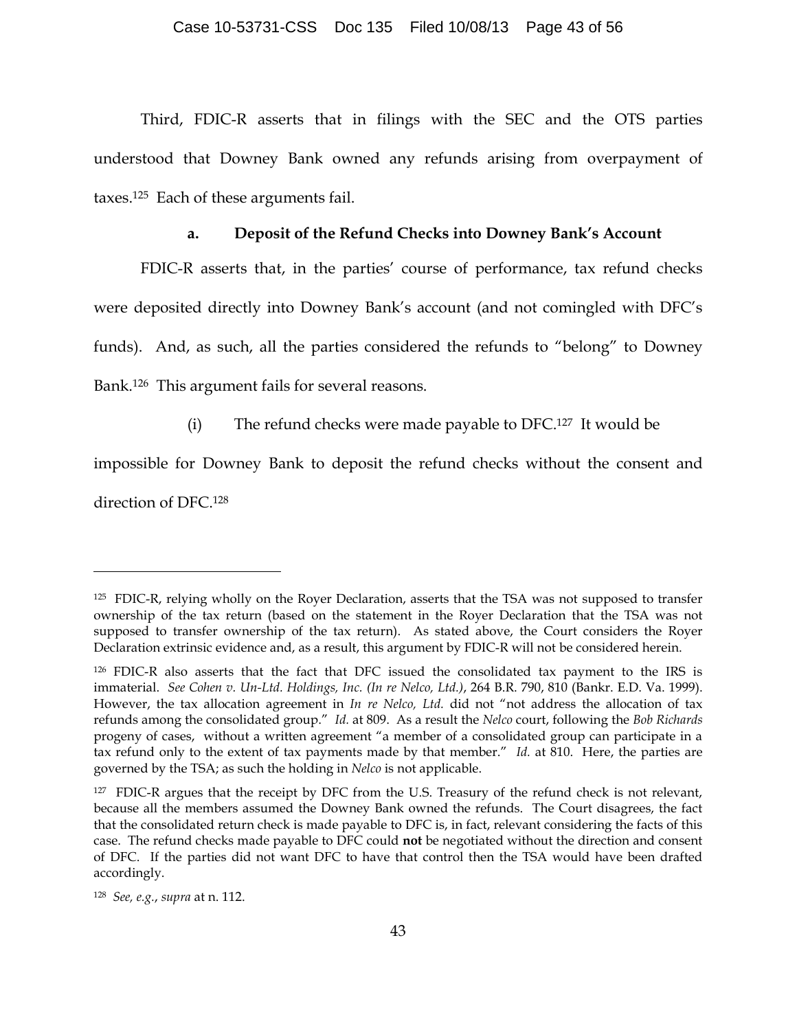Third, FDIC-R asserts that in filings with the SEC and the OTS parties understood that Downey Bank owned any refunds arising from overpayment of taxes.[125] Each of these arguments fail.

**a. Deposit of the Refund Checks into Downey Bank's Account**

FDIC-R asserts that, in the parties' course of performance, tax refund checks were deposited directly into Downey Bank's account (and not comingled with DFC's funds). And, as such, all the parties considered the refunds to "belong" to Downey Bank.[126] This argument fails for several reasons.

(i) The refund checks were made payable to DFC.[127] It would be impossible for Downey Bank to deposit the refund checks without the consent and direction of DFC.[128]

---

[125] FDIC-R, relying wholly on the Royer Declaration, asserts that the TSA was not supposed to transfer ownership of the tax return (based on the statement in the Royer Declaration that the TSA was not supposed to transfer ownership of the tax return). As stated above, the Court considers the Royer Declaration extrinsic evidence and, as a result, this argument by FDIC-R will not be considered herein.

[126] FDIC-R also asserts that the fact that DFC issued the consolidated tax payment to the IRS is immaterial. *See Cohen v. Un-Ltd. Holdings, Inc. (In re Nelco, Ltd.)*, 264 B.R. 790, 810 (Bankr. E.D. Va. 1999). However, the tax allocation agreement in *In re Nelco, Ltd.* did not "not address the allocation of tax refunds among the consolidated group." *Id.* at 809. As a result the *Nelco* court, following the *Bob Richards* progeny of cases, without a written agreement "a member of a consolidated group can participate in a tax refund only to the extent of tax payments made by that member." *Id.* at 810. Here, the parties are governed by the TSA; as such the holding in *Nelco* is not applicable.

[127] FDIC-R argues that the receipt by DFC from the U.S. Treasury of the refund check is not relevant, because all the members assumed the Downey Bank owned the refunds. The Court disagrees, the fact that the consolidated return check is made payable to DFC is, in fact, relevant considering the facts of this case. The refund checks made payable to DFC could **not** be negotiated without the direction and consent of DFC. If the parties did not want DFC to have that control then the TSA would have been drafted accordingly.

[128] *See, e.g.*, *supra* at n. 112.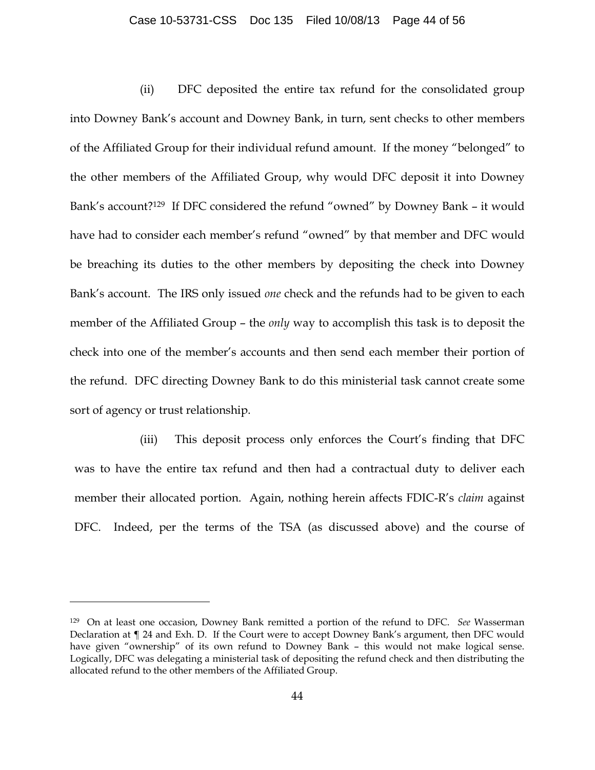(ii) DFC deposited the entire tax refund for the consolidated group into Downey Bank's account and Downey Bank, in turn, sent checks to other members of the Affiliated Group for their individual refund amount. If the money "belonged" to the other members of the Affiliated Group, why would DFC deposit it into Downey Bank's account?[129] If DFC considered the refund "owned" by Downey Bank – it would have had to consider each member's refund "owned" by that member and DFC would be breaching its duties to the other members by depositing the check into Downey Bank's account. The IRS only issued *one* check and the refunds had to be given to each member of the Affiliated Group – the *only* way to accomplish this task is to deposit the check into one of the member's accounts and then send each member their portion of the refund. DFC directing Downey Bank to do this ministerial task cannot create some sort of agency or trust relationship.

(iii) This deposit process only enforces the Court's finding that DFC was to have the entire tax refund and then had a contractual duty to deliver each member their allocated portion. Again, nothing herein affects FDIC-R's *claim* against DFC. Indeed, per the terms of the TSA (as discussed above) and the course of

---

[129] On at least one occasion, Downey Bank remitted a portion of the refund to DFC. *See* Wasserman Declaration at ¶ 24 and Exh. D. If the Court were to accept Downey Bank's argument, then DFC would have given "ownership" of its own refund to Downey Bank – this would not make logical sense. Logically, DFC was delegating a ministerial task of depositing the refund check and then distributing the allocated refund to the other members of the Affiliated Group.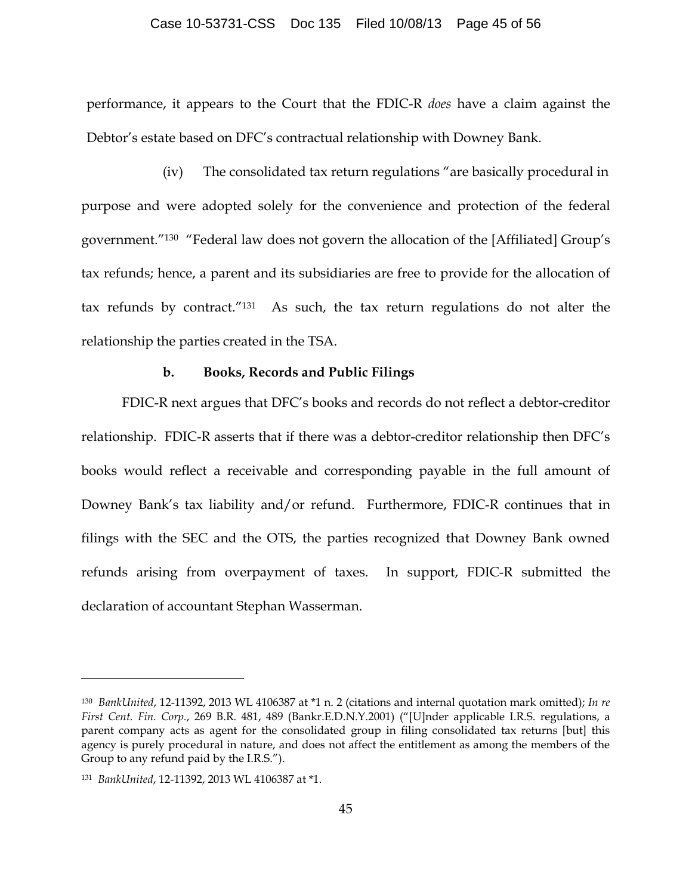performance, it appears to the Court that the FDIC-R *does* have a claim against the Debtor's estate based on DFC's contractual relationship with Downey Bank.

(iv) The consolidated tax return regulations "are basically procedural in purpose and were adopted solely for the convenience and protection of the federal government."[130] "Federal law does not govern the allocation of the [Affiliated] Group's tax refunds; hence, a parent and its subsidiaries are free to provide for the allocation of tax refunds by contract."[131] As such, the tax return regulations do not alter the relationship the parties created in the TSA.

**b. Books, Records and Public Filings**

FDIC-R next argues that DFC's books and records do not reflect a debtor-creditor relationship. FDIC-R asserts that if there was a debtor-creditor relationship then DFC's books would reflect a receivable and corresponding payable in the full amount of Downey Bank's tax liability and/or refund. Furthermore, FDIC-R continues that in filings with the SEC and the OTS, the parties recognized that Downey Bank owned refunds arising from overpayment of taxes. In support, FDIC-R submitted the declaration of accountant Stephan Wasserman.

---

[130] *BankUnited*, 12-11392, 2013 WL 4106387 at *1 n. 2 (citations and internal quotation mark omitted); *In re First Cent. Fin. Corp.*, 269 B.R. 481, 489 (Bankr.E.D.N.Y.2001) ("[U]nder applicable I.R.S. regulations, a parent company acts as agent for the consolidated group in filing consolidated tax returns [but] this agency is purely procedural in nature, and does not affect the entitlement as among the members of the Group to any refund paid by the I.R.S.").

[131] *BankUnited*, 12-11392, 2013 WL 4106387 at *1.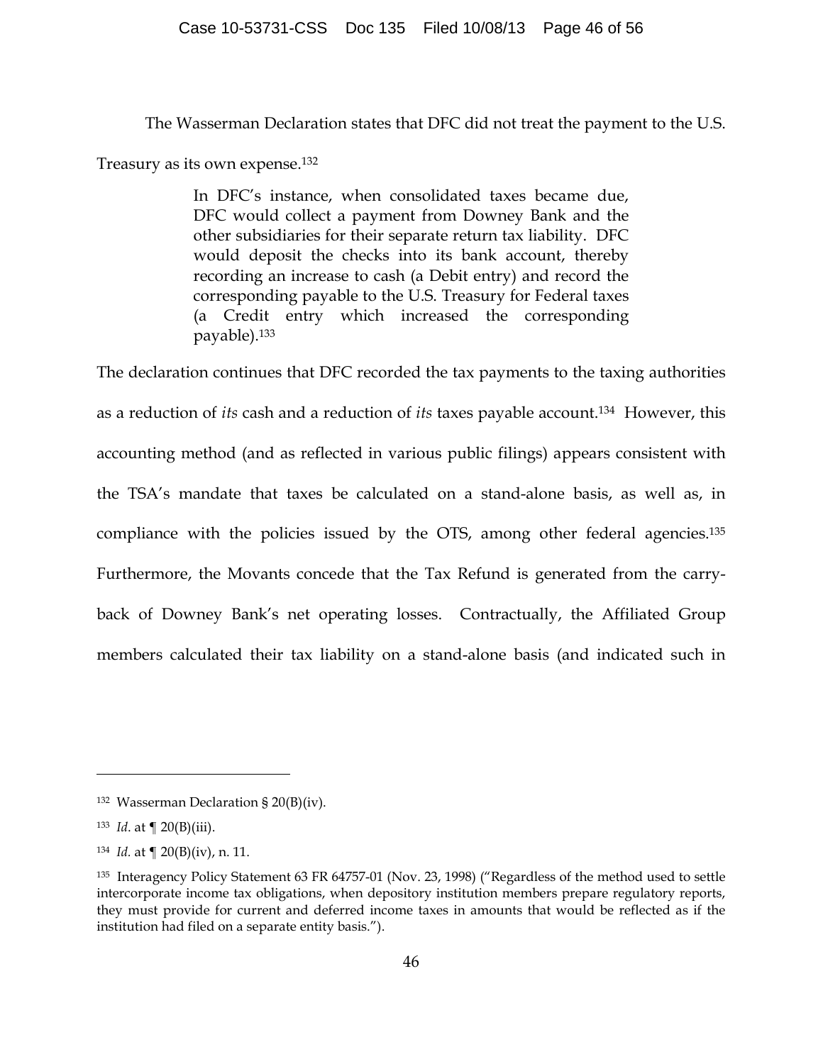The Wasserman Declaration states that DFC did not treat the payment to the U.S. Treasury as its own expense.[132]

> In DFC's instance, when consolidated taxes became due, DFC would collect a payment from Downey Bank and the other subsidiaries for their separate return tax liability. DFC would deposit the checks into its bank account, thereby recording an increase to cash (a Debit entry) and record the corresponding payable to the U.S. Treasury for Federal taxes (a Credit entry which increased the corresponding payable).[133]

The declaration continues that DFC recorded the tax payments to the taxing authorities as a reduction of *its* cash and a reduction of *its* taxes payable account.[134] However, this accounting method (and as reflected in various public filings) appears consistent with the TSA's mandate that taxes be calculated on a stand-alone basis, as well as, in compliance with the policies issued by the OTS, among other federal agencies.[135] Furthermore, the Movants concede that the Tax Refund is generated from the carry-back of Downey Bank's net operating losses. Contractually, the Affiliated Group members calculated their tax liability on a stand-alone basis (and indicated such in

---

[132] Wasserman Declaration § 20(B)(iv).

[133] *Id*. at ¶ 20(B)(iii).

[134] *Id.* at ¶ 20(B)(iv), n. 11.

[135] Interagency Policy Statement 63 FR 64757-01 (Nov. 23, 1998) ("Regardless of the method used to settle intercorporate income tax obligations, when depository institution members prepare regulatory reports, they must provide for current and deferred income taxes in amounts that would be reflected as if the institution had filed on a separate entity basis.").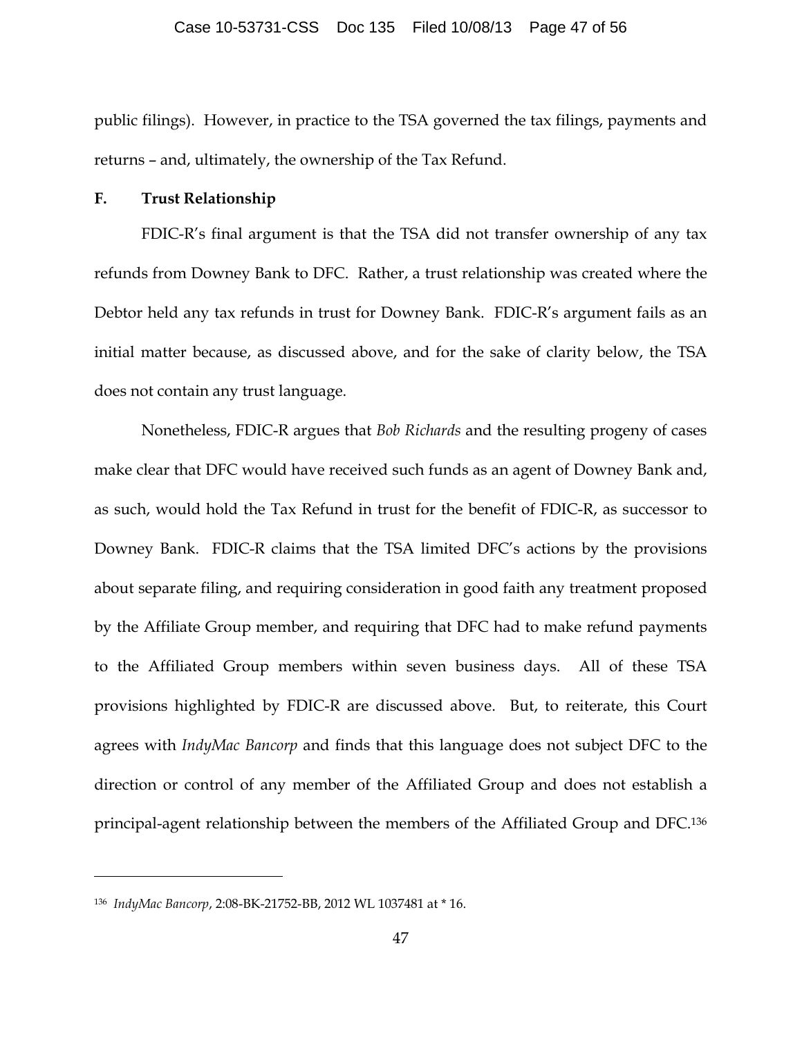public filings). However, in practice to the TSA governed the tax filings, payments and returns – and, ultimately, the ownership of the Tax Refund.

### F. Trust Relationship

FDIC-R's final argument is that the TSA did not transfer ownership of any tax refunds from Downey Bank to DFC. Rather, a trust relationship was created where the Debtor held any tax refunds in trust for Downey Bank. FDIC-R's argument fails as an initial matter because, as discussed above, and for the sake of clarity below, the TSA does not contain any trust language.

Nonetheless, FDIC-R argues that *Bob Richards* and the resulting progeny of cases make clear that DFC would have received such funds as an agent of Downey Bank and, as such, would hold the Tax Refund in trust for the benefit of FDIC-R, as successor to Downey Bank. FDIC-R claims that the TSA limited DFC's actions by the provisions about separate filing, and requiring consideration in good faith any treatment proposed by the Affiliate Group member, and requiring that DFC had to make refund payments to the Affiliated Group members within seven business days. All of these TSA provisions highlighted by FDIC-R are discussed above. But, to reiterate, this Court agrees with *IndyMac Bancorp* and finds that this language does not subject DFC to the direction or control of any member of the Affiliated Group and does not establish a principal-agent relationship between the members of the Affiliated Group and DFC.[136]

---

[136] *IndyMac Bancorp*, 2:08-BK-21752-BB, 2012 WL 1037481 at * 16.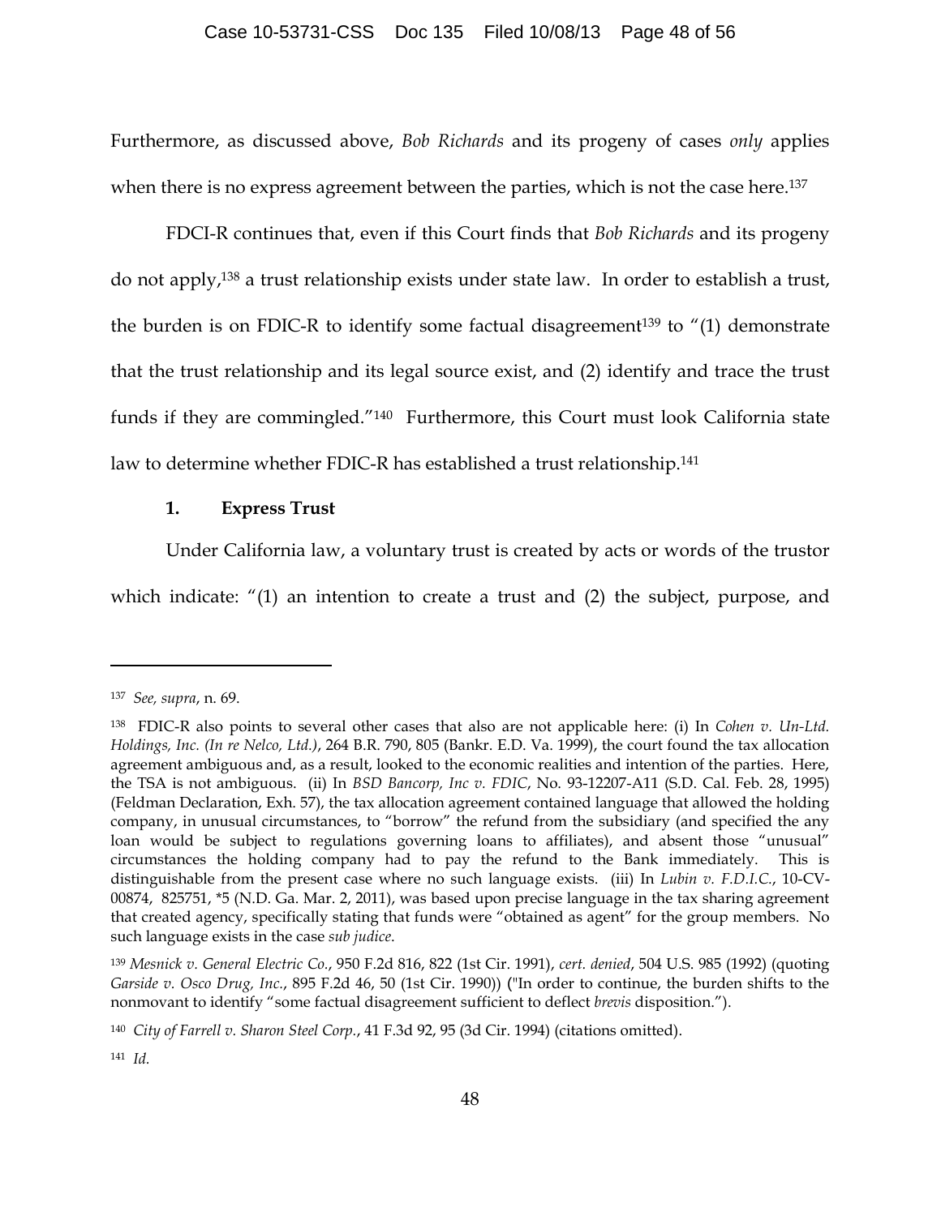Furthermore, as discussed above, *Bob Richards* and its progeny of cases *only* applies when there is no express agreement between the parties, which is not the case here.[137]

FDCI-R continues that, even if this Court finds that *Bob Richards* and its progeny do not apply,[138] a trust relationship exists under state law. In order to establish a trust, the burden is on FDIC-R to identify some factual disagreement[139] to "(1) demonstrate that the trust relationship and its legal source exist, and (2) identify and trace the trust funds if they are commingled."[140] Furthermore, this Court must look California state law to determine whether FDIC-R has established a trust relationship.[141]

**1. Express Trust**

Under California law, a voluntary trust is created by acts or words of the trustor which indicate: "(1) an intention to create a trust and (2) the subject, purpose, and

---

[137] *See, supra*, n. 69.

[138] FDIC-R also points to several other cases that also are not applicable here: (i) In *Cohen v. Un-Ltd. Holdings, Inc. (In re Nelco, Ltd.)*, 264 B.R. 790, 805 (Bankr. E.D. Va. 1999), the court found the tax allocation agreement ambiguous and, as a result, looked to the economic realities and intention of the parties. Here, the TSA is not ambiguous. (ii) In *BSD Bancorp, Inc v. FDIC*, No. 93-12207-A11 (S.D. Cal. Feb. 28, 1995) (Feldman Declaration, Exh. 57), the tax allocation agreement contained language that allowed the holding company, in unusual circumstances, to "borrow" the refund from the subsidiary (and specified the any loan would be subject to regulations governing loans to affiliates), and absent those "unusual" circumstances the holding company had to pay the refund to the Bank immediately. This is distinguishable from the present case where no such language exists. (iii) In *Lubin v. F.D.I.C.*, 10-CV-00874, 825751, *5 (N.D. Ga. Mar. 2, 2011), was based upon precise language in the tax sharing agreement that created agency, specifically stating that funds were "obtained as agent" for the group members. No such language exists in the case *sub judice*.

[139] *Mesnick v. General Electric Co.*, 950 F.2d 816, 822 (1st Cir. 1991), *cert. denied*, 504 U.S. 985 (1992) (quoting *Garside v. Osco Drug, Inc.*, 895 F.2d 46, 50 (1st Cir. 1990)) ("In order to continue, the burden shifts to the nonmovant to identify "some factual disagreement sufficient to deflect *brevis* disposition.").

[140] *City of Farrell v. Sharon Steel Corp.*, 41 F.3d 92, 95 (3d Cir. 1994) (citations omitted).

[141] *Id.*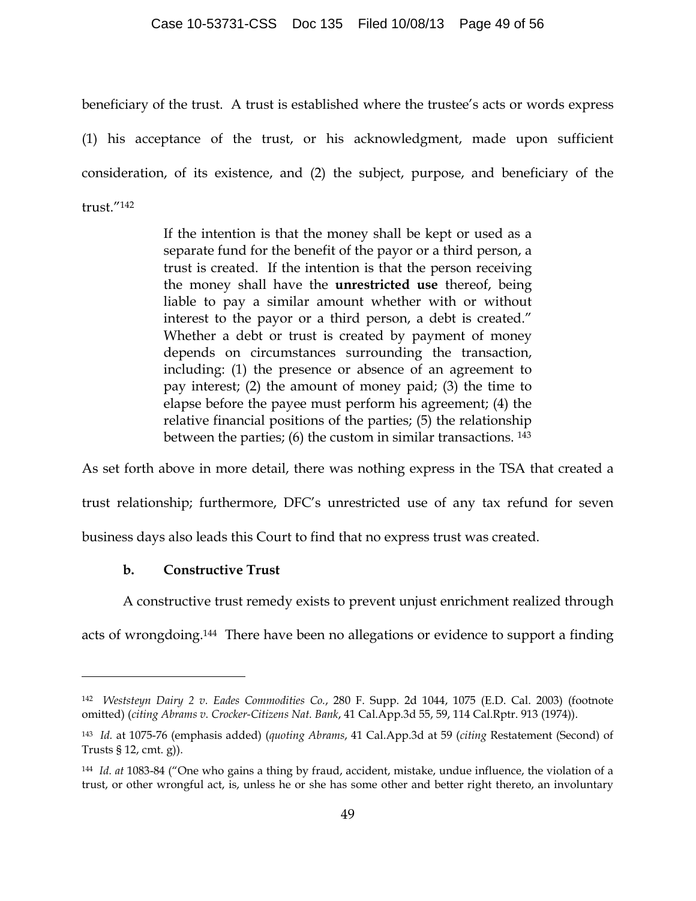beneficiary of the trust. A trust is established where the trustee's acts or words express (1) his acceptance of the trust, or his acknowledgment, made upon sufficient consideration, of its existence, and (2) the subject, purpose, and beneficiary of the trust."[142]

> If the intention is that the money shall be kept or used as a separate fund for the benefit of the payor or a third person, a trust is created. If the intention is that the person receiving the money shall have the **unrestricted use** thereof, being liable to pay a similar amount whether with or without interest to the payor or a third person, a debt is created." Whether a debt or trust is created by payment of money depends on circumstances surrounding the transaction, including: (1) the presence or absence of an agreement to pay interest; (2) the amount of money paid; (3) the time to elapse before the payee must perform his agreement; (4) the relative financial positions of the parties; (5) the relationship between the parties; (6) the custom in similar transactions. [143]

As set forth above in more detail, there was nothing express in the TSA that created a trust relationship; furthermore, DFC's unrestricted use of any tax refund for seven business days also leads this Court to find that no express trust was created.

**b. Constructive Trust**

A constructive trust remedy exists to prevent unjust enrichment realized through acts of wrongdoing.[144] There have been no allegations or evidence to support a finding

---

[142] *Weststeyn Dairy 2 v. Eades Commodities Co.*, 280 F. Supp. 2d 1044, 1075 (E.D. Cal. 2003) (footnote omitted) (*citing Abrams v. Crocker-Citizens Nat. Bank*, 41 Cal.App.3d 55, 59, 114 Cal.Rptr. 913 (1974)).

[143] *Id.* at 1075-76 (emphasis added) (*quoting Abrams*, 41 Cal.App.3d at 59 (*citing* Restatement (Second) of Trusts § 12, cmt. g)).

[144] *Id. at* 1083-84 ("One who gains a thing by fraud, accident, mistake, undue influence, the violation of a trust, or other wrongful act, is, unless he or she has some other and better right thereto, an involuntary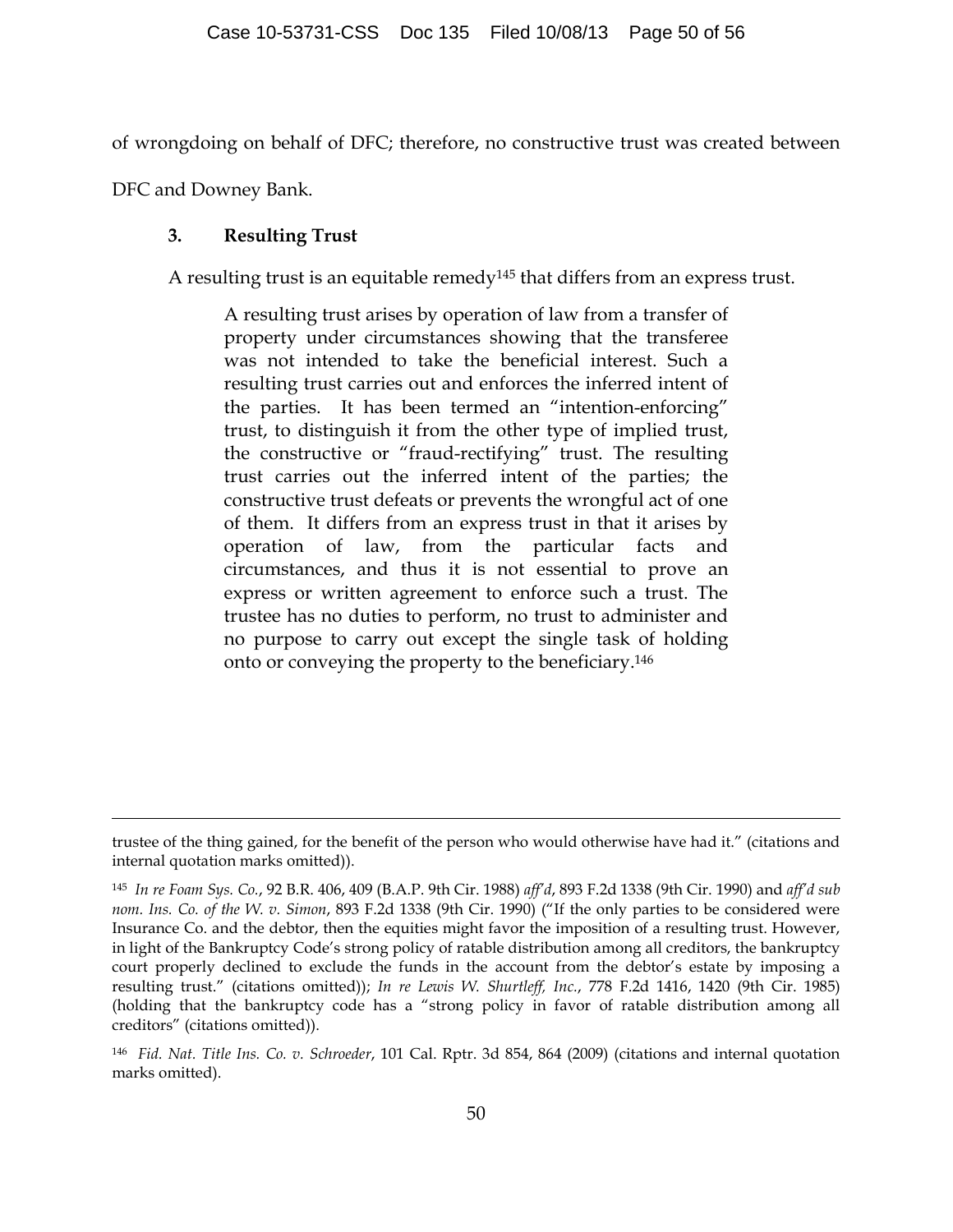of wrongdoing on behalf of DFC; therefore, no constructive trust was created between DFC and Downey Bank.

### 3. Resulting Trust

A resulting trust is an equitable remedy[145] that differs from an express trust.

> A resulting trust arises by operation of law from a transfer of property under circumstances showing that the transferee was not intended to take the beneficial interest. Such a resulting trust carries out and enforces the inferred intent of the parties. It has been termed an "intention-enforcing" trust, to distinguish it from the other type of implied trust, the constructive or "fraud-rectifying" trust. The resulting trust carries out the inferred intent of the parties; the constructive trust defeats or prevents the wrongful act of one of them. It differs from an express trust in that it arises by operation of law, from the particular facts and circumstances, and thus it is not essential to prove an express or written agreement to enforce such a trust. The trustee has no duties to perform, no trust to administer and no purpose to carry out except the single task of holding onto or conveying the property to the beneficiary.[146]

---

trustee of the thing gained, for the benefit of the person who would otherwise have had it." (citations and internal quotation marks omitted)).

[145] *In re Foam Sys. Co.*, 92 B.R. 406, 409 (B.A.P. 9th Cir. 1988) *aff'd*, 893 F.2d 1338 (9th Cir. 1990) and *aff'd sub nom. Ins. Co. of the W. v. Simon*, 893 F.2d 1338 (9th Cir. 1990) ("If the only parties to be considered were Insurance Co. and the debtor, then the equities might favor the imposition of a resulting trust. However, in light of the Bankruptcy Code's strong policy of ratable distribution among all creditors, the bankruptcy court properly declined to exclude the funds in the account from the debtor's estate by imposing a resulting trust." (citations omitted)); *In re Lewis W. Shurtleff, Inc.*, 778 F.2d 1416, 1420 (9th Cir. 1985) (holding that the bankruptcy code has a "strong policy in favor of ratable distribution among all creditors" (citations omitted)).

[146] *Fid. Nat. Title Ins. Co. v. Schroeder*, 101 Cal. Rptr. 3d 854, 864 (2009) (citations and internal quotation marks omitted).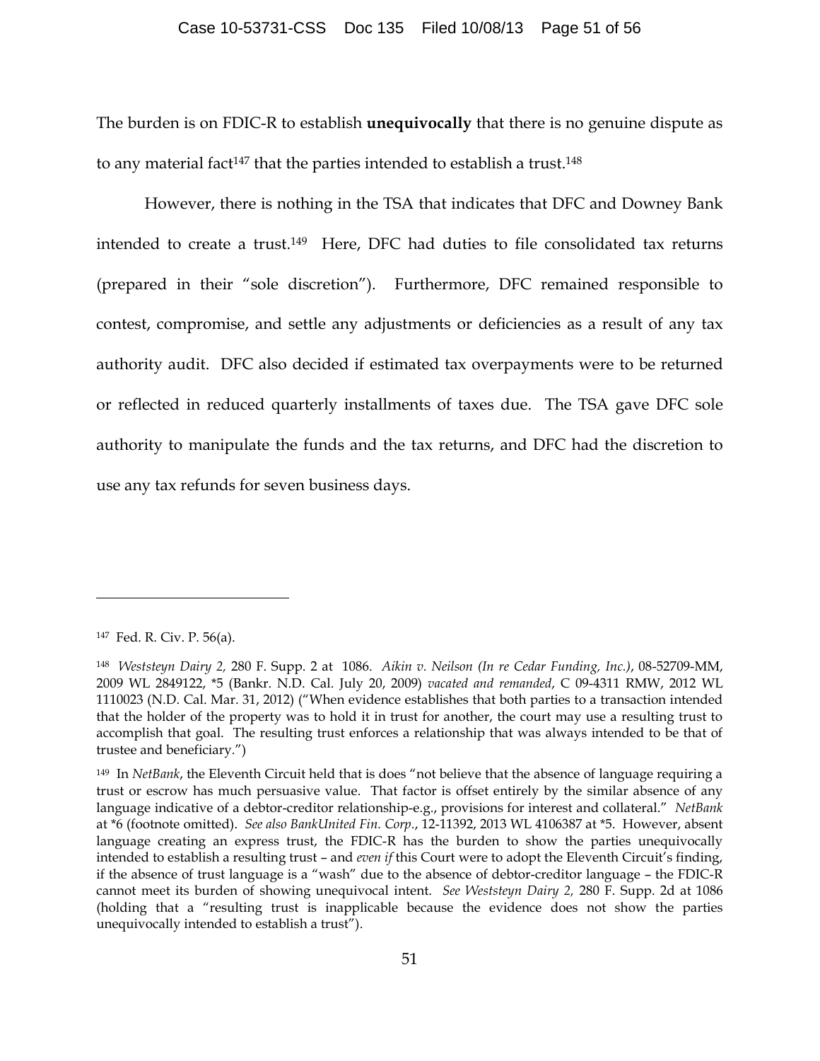The burden is on FDIC-R to establish **unequivocally** that there is no genuine dispute as to any material fact[147] that the parties intended to establish a trust.[148]

However, there is nothing in the TSA that indicates that DFC and Downey Bank intended to create a trust.[149] Here, DFC had duties to file consolidated tax returns (prepared in their "sole discretion"). Furthermore, DFC remained responsible to contest, compromise, and settle any adjustments or deficiencies as a result of any tax authority audit. DFC also decided if estimated tax overpayments were to be returned or reflected in reduced quarterly installments of taxes due. The TSA gave DFC sole authority to manipulate the funds and the tax returns, and DFC had the discretion to use any tax refunds for seven business days.

---

[147] Fed. R. Civ. P. 56(a).

[148] *Weststeyn Dairy 2,* 280 F. Supp. 2 at 1086. *Aikin v. Neilson (In re Cedar Funding, Inc.)*, 08-52709-MM, 2009 WL 2849122, \*5 (Bankr. N.D. Cal. July 20, 2009) *vacated and remanded*, C 09-4311 RMW, 2012 WL 1110023 (N.D. Cal. Mar. 31, 2012) ("When evidence establishes that both parties to a transaction intended that the holder of the property was to hold it in trust for another, the court may use a resulting trust to accomplish that goal. The resulting trust enforces a relationship that was always intended to be that of trustee and beneficiary.")

[149] In *NetBank*, the Eleventh Circuit held that is does "not believe that the absence of language requiring a trust or escrow has much persuasive value. That factor is offset entirely by the similar absence of any language indicative of a debtor-creditor relationship-e.g., provisions for interest and collateral." *NetBank* at \*6 (footnote omitted). *See also BankUnited Fin. Corp.*, 12-11392, 2013 WL 4106387 at \*5. However, absent language creating an express trust, the FDIC-R has the burden to show the parties unequivocally intended to establish a resulting trust – and *even if* this Court were to adopt the Eleventh Circuit's finding, if the absence of trust language is a "wash" due to the absence of debtor-creditor language – the FDIC-R cannot meet its burden of showing unequivocal intent. *See Weststeyn Dairy 2,* 280 F. Supp. 2d at 1086 (holding that a "resulting trust is inapplicable because the evidence does not show the parties unequivocally intended to establish a trust").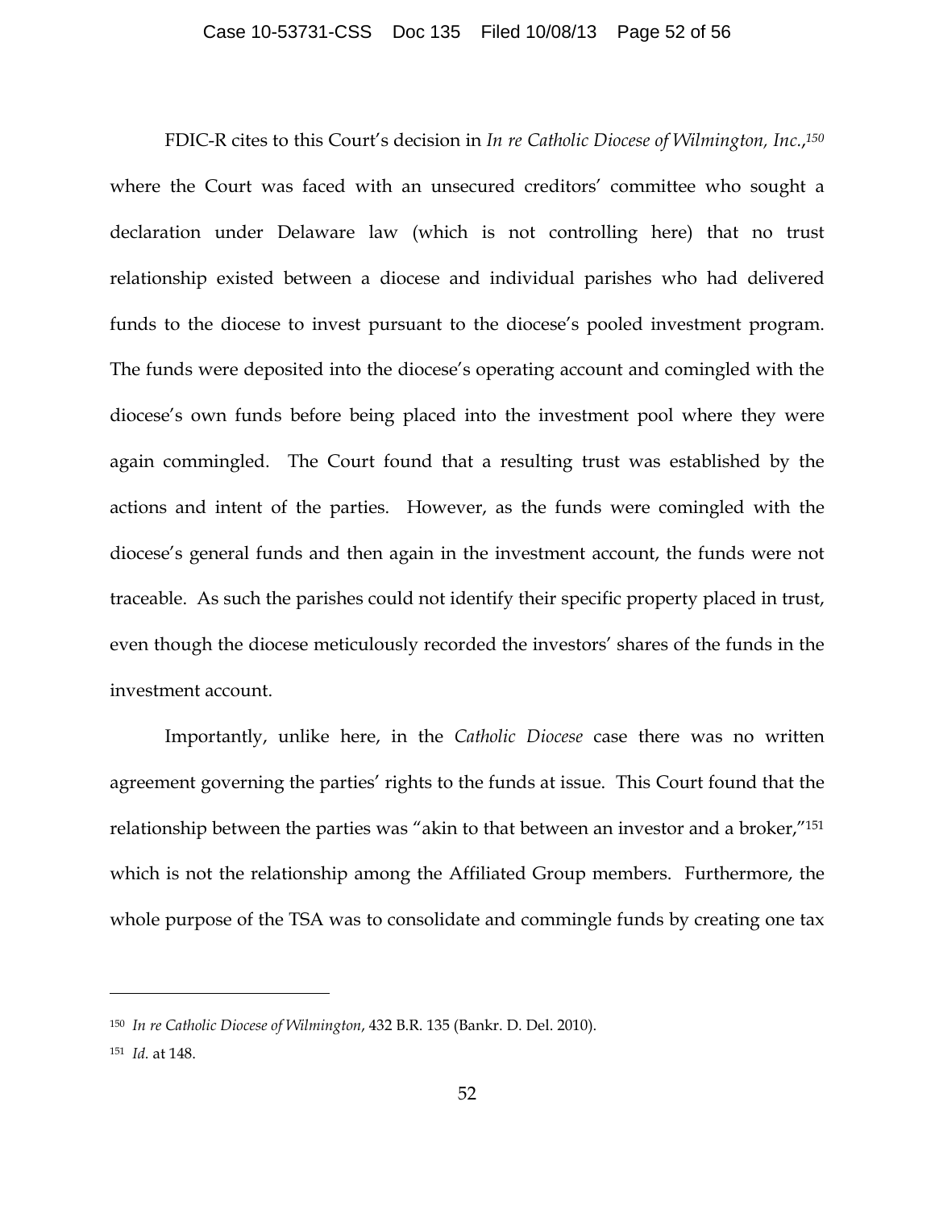FDIC-R cites to this Court's decision in *In re Catholic Diocese of Wilmington, Inc.*,[150] where the Court was faced with an unsecured creditors' committee who sought a declaration under Delaware law (which is not controlling here) that no trust relationship existed between a diocese and individual parishes who had delivered funds to the diocese to invest pursuant to the diocese's pooled investment program. The funds were deposited into the diocese's operating account and comingled with the diocese's own funds before being placed into the investment pool where they were again commingled. The Court found that a resulting trust was established by the actions and intent of the parties. However, as the funds were comingled with the diocese's general funds and then again in the investment account, the funds were not traceable. As such the parishes could not identify their specific property placed in trust, even though the diocese meticulously recorded the investors' shares of the funds in the investment account.

Importantly, unlike here, in the *Catholic Diocese* case there was no written agreement governing the parties' rights to the funds at issue. This Court found that the relationship between the parties was "akin to that between an investor and a broker,"[151] which is not the relationship among the Affiliated Group members. Furthermore, the whole purpose of the TSA was to consolidate and commingle funds by creating one tax

---

[150] *In re Catholic Diocese of Wilmington*, 432 B.R. 135 (Bankr. D. Del. 2010).

[151] *Id.* at 148.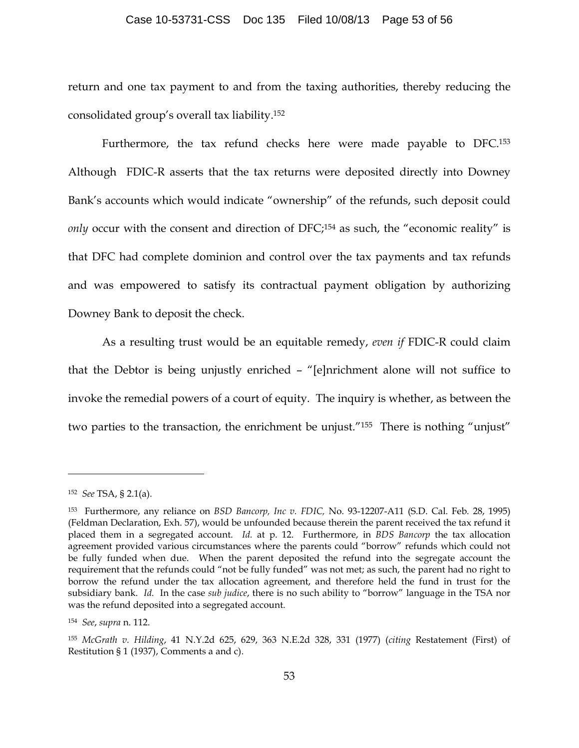return and one tax payment to and from the taxing authorities, thereby reducing the consolidated group's overall tax liability.[152]

Furthermore, the tax refund checks here were made payable to DFC.[153] Although FDIC-R asserts that the tax returns were deposited directly into Downey Bank's accounts which would indicate "ownership" of the refunds, such deposit could *only* occur with the consent and direction of DFC;[154] as such, the "economic reality" is that DFC had complete dominion and control over the tax payments and tax refunds and was empowered to satisfy its contractual payment obligation by authorizing Downey Bank to deposit the check.

As a resulting trust would be an equitable remedy, *even if* FDIC-R could claim that the Debtor is being unjustly enriched – "[e]nrichment alone will not suffice to invoke the remedial powers of a court of equity. The inquiry is whether, as between the two parties to the transaction, the enrichment be unjust."[155] There is nothing "unjust"

---

[152] *See* TSA, § 2.1(a).

[153] Furthermore, any reliance on *BSD Bancorp, Inc v. FDIC,* No. 93-12207-A11 (S.D. Cal. Feb. 28, 1995) (Feldman Declaration, Exh. 57), would be unfounded because therein the parent received the tax refund it placed them in a segregated account. *Id.* at p. 12. Furthermore, in *BDS Bancorp* the tax allocation agreement provided various circumstances where the parents could "borrow" refunds which could not be fully funded when due. When the parent deposited the refund into the segregate account the requirement that the refunds could "not be fully funded" was not met; as such, the parent had no right to borrow the refund under the tax allocation agreement, and therefore held the fund in trust for the subsidiary bank. *Id.* In the case *sub judice*, there is no such ability to "borrow" language in the TSA nor was the refund deposited into a segregated account.

[154] *See*, *supra* n. 112.

[155] *McGrath v. Hilding*, 41 N.Y.2d 625, 629, 363 N.E.2d 328, 331 (1977) (*citing* Restatement (First) of Restitution § 1 (1937), Comments a and c).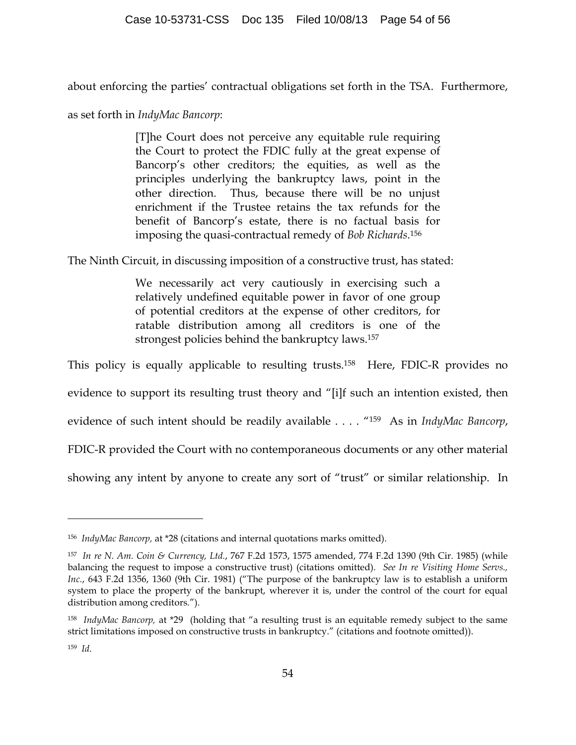about enforcing the parties' contractual obligations set forth in the TSA. Furthermore, as set forth in *IndyMac Bancorp*:

> [T]he Court does not perceive any equitable rule requiring the Court to protect the FDIC fully at the great expense of Bancorp's other creditors; the equities, as well as the principles underlying the bankruptcy laws, point in the other direction. Thus, because there will be no unjust enrichment if the Trustee retains the tax refunds for the benefit of Bancorp's estate, there is no factual basis for imposing the quasi-contractual remedy of *Bob Richards*.[156]

The Ninth Circuit, in discussing imposition of a constructive trust, has stated:

> We necessarily act very cautiously in exercising such a relatively undefined equitable power in favor of one group of potential creditors at the expense of other creditors, for ratable distribution among all creditors is one of the strongest policies behind the bankruptcy laws.[157]

This policy is equally applicable to resulting trusts.[158] Here, FDIC-R provides no evidence to support its resulting trust theory and "[i]f such an intention existed, then evidence of such intent should be readily available . . . . "[159] As in *IndyMac Bancorp*, FDIC-R provided the Court with no contemporaneous documents or any other material showing any intent by anyone to create any sort of "trust" or similar relationship. In

---

[156] *IndyMac Bancorp,* at *28 (citations and internal quotations marks omitted).

[157] *In re N. Am. Coin & Currency, Ltd.*, 767 F.2d 1573, 1575 amended, 774 F.2d 1390 (9th Cir. 1985) (while balancing the request to impose a constructive trust) (citations omitted). *See In re Visiting Home Servs., Inc.*, 643 F.2d 1356, 1360 (9th Cir. 1981) ("The purpose of the bankruptcy law is to establish a uniform system to place the property of the bankrupt, wherever it is, under the control of the court for equal distribution among creditors.").

[158] *IndyMac Bancorp,* at *29 (holding that "a resulting trust is an equitable remedy subject to the same strict limitations imposed on constructive trusts in bankruptcy." (citations and footnote omitted)).

[159] *Id.*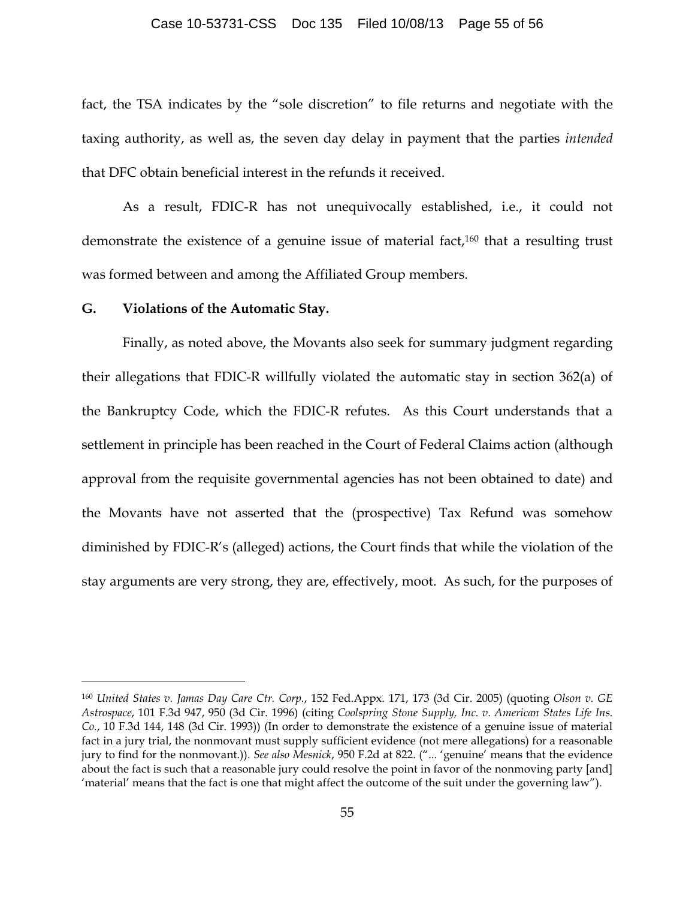fact, the TSA indicates by the "sole discretion" to file returns and negotiate with the taxing authority, as well as, the seven day delay in payment that the parties *intended* that DFC obtain beneficial interest in the refunds it received.

As a result, FDIC-R has not unequivocally established, i.e., it could not demonstrate the existence of a genuine issue of material fact,[160] that a resulting trust was formed between and among the Affiliated Group members.

**G. Violations of the Automatic Stay.**

Finally, as noted above, the Movants also seek for summary judgment regarding their allegations that FDIC-R willfully violated the automatic stay in section 362(a) of the Bankruptcy Code, which the FDIC-R refutes. As this Court understands that a settlement in principle has been reached in the Court of Federal Claims action (although approval from the requisite governmental agencies has not been obtained to date) and the Movants have not asserted that the (prospective) Tax Refund was somehow diminished by FDIC-R's (alleged) actions, the Court finds that while the violation of the stay arguments are very strong, they are, effectively, moot. As such, for the purposes of

---

[160] *United States v. Jamas Day Care Ctr. Corp.*, 152 Fed.Appx. 171, 173 (3d Cir. 2005) (quoting *Olson v. GE Astrospace*, 101 F.3d 947, 950 (3d Cir. 1996) (citing *Coolspring Stone Supply, Inc. v. American States Life Ins. Co.*, 10 F.3d 144, 148 (3d Cir. 1993)) (In order to demonstrate the existence of a genuine issue of material fact in a jury trial, the nonmovant must supply sufficient evidence (not mere allegations) for a reasonable jury to find for the nonmovant.)). *See also Mesnick*, 950 F.2d at 822. ("... 'genuine' means that the evidence about the fact is such that a reasonable jury could resolve the point in favor of the nonmoving party [and] 'material' means that the fact is one that might affect the outcome of the suit under the governing law").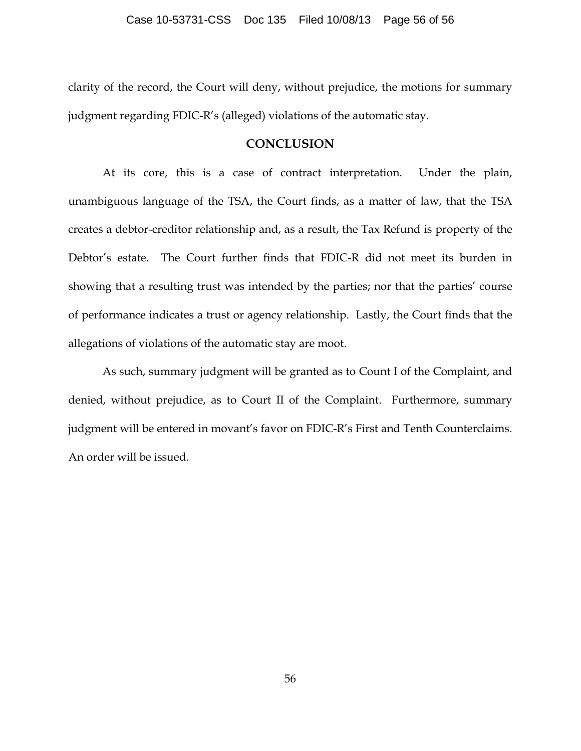clarity of the record, the Court will deny, without prejudice, the motions for summary judgment regarding FDIC-R's (alleged) violations of the automatic stay.

## CONCLUSION

At its core, this is a case of contract interpretation. Under the plain, unambiguous language of the TSA, the Court finds, as a matter of law, that the TSA creates a debtor-creditor relationship and, as a result, the Tax Refund is property of the Debtor's estate. The Court further finds that FDIC-R did not meet its burden in showing that a resulting trust was intended by the parties; nor that the parties' course of performance indicates a trust or agency relationship. Lastly, the Court finds that the allegations of violations of the automatic stay are moot.

As such, summary judgment will be granted as to Count I of the Complaint, and denied, without prejudice, as to Court II of the Complaint. Furthermore, summary judgment will be entered in movant's favor on FDIC-R's First and Tenth Counterclaims. An order will be issued.